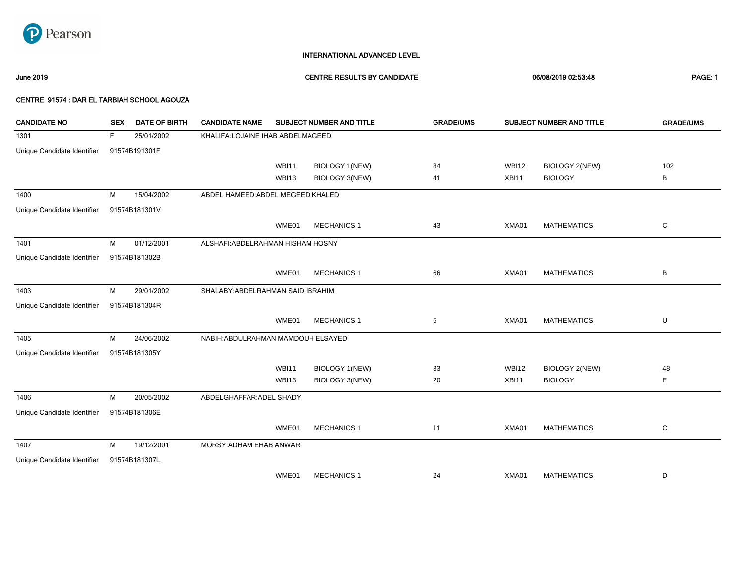Pearson

# INTERNATIONAL ADVANCED LEVEL

**June 2019** **CENTRE RESULTS BY CANDIDATE** **06/08/2019 02:53:48**

## CENTRE 91574 : DAR EL TARBIAH SCHOOL AGOUZA

| CANDIDATE NO | SEX | DATE OF BIRTH | CANDIDATE NAME | SUBJECT NUMBER AND TITLE | | GRADE/UMS | SUBJECT NUMBER AND TITLE | | GRADE/UMS |
|---|---|---|---|---|---|---|---|---|---|
| 1301 | F | 25/01/2002 | KHALIFA:LOJAINE IHAB ABDELMAGEED | | | | | | |
| Unique Candidate Identifier | 91574B191301F | | | | | | | | |
| | | | | WBI11 | BIOLOGY 1(NEW) | 84 | WBI12 | BIOLOGY 2(NEW) | 102 |
| | | | | WBI13 | BIOLOGY 3(NEW) | 41 | XBI11 | BIOLOGY | B |
| 1400 | M | 15/04/2002 | ABDEL HAMEED:ABDEL MEGEED KHALED | | | | | | |
| Unique Candidate Identifier | 91574B181301V | | | | | | | | |
| | | | | WME01 | MECHANICS 1 | 43 | XMA01 | MATHEMATICS | C |
| 1401 | M | 01/12/2001 | ALSHAFI:ABDELRAHMAN HISHAM HOSNY | | | | | | |
| Unique Candidate Identifier | 91574B181302B | | | | | | | | |
| | | | | WME01 | MECHANICS 1 | 66 | XMA01 | MATHEMATICS | B |
| 1403 | M | 29/01/2002 | SHALABY:ABDELRAHMAN SAID IBRAHIM | | | | | | |
| Unique Candidate Identifier | 91574B181304R | | | | | | | | |
| | | | | WME01 | MECHANICS 1 | 5 | XMA01 | MATHEMATICS | U |
| 1405 | M | 24/06/2002 | NABIH:ABDULRAHMAN MAMDOUH ELSAYED | | | | | | |
| Unique Candidate Identifier | 91574B181305Y | | | | | | | | |
| | | | | WBI11 | BIOLOGY 1(NEW) | 33 | WBI12 | BIOLOGY 2(NEW) | 48 |
| | | | | WBI13 | BIOLOGY 3(NEW) | 20 | XBI11 | BIOLOGY | E |
| 1406 | M | 20/05/2002 | ABDELGHAFFAR:ADEL SHADY | | | | | | |
| Unique Candidate Identifier | 91574B181306E | | | | | | | | |
| | | | | WME01 | MECHANICS 1 | 11 | XMA01 | MATHEMATICS | C |
| 1407 | M | 19/12/2001 | MORSY:ADHAM EHAB ANWAR | | | | | | |
| Unique Candidate Identifier | 91574B181307L | | | | | | | | |
| | | | | WME01 | MECHANICS 1 | 24 | XMA01 | MATHEMATICS | D |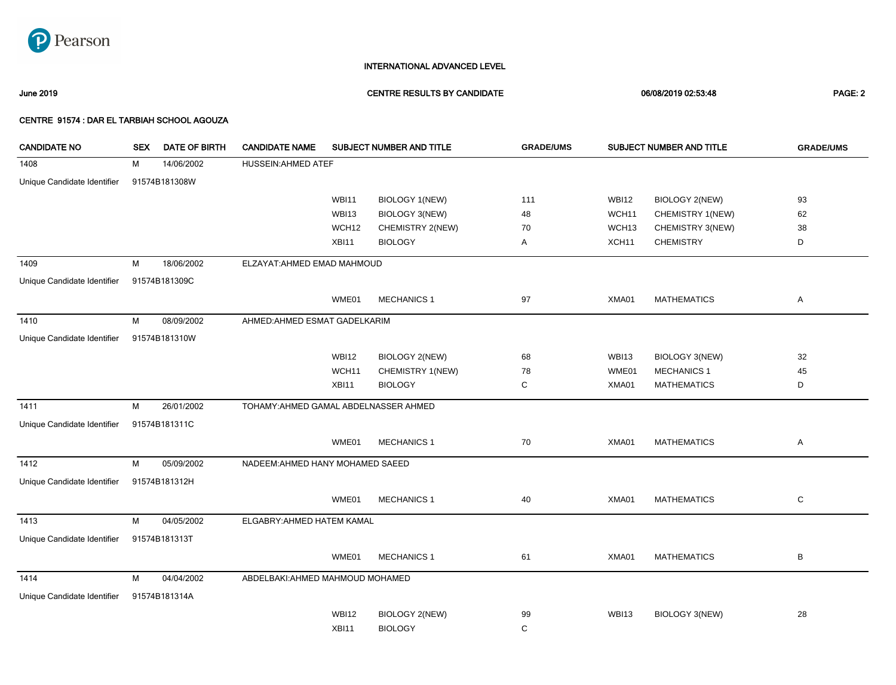INTERNATIONAL ADVANCED LEVEL

June 2019 — CENTRE RESULTS BY CANDIDATE — 06/08/2019 02:53:48

CENTRE 91574 : DAR EL TARBIAH SCHOOL AGOUZA

| CANDIDATE NO | SEX | DATE OF BIRTH | CANDIDATE NAME | SUBJECT NUMBER AND TITLE | | GRADE/UMS | SUBJECT NUMBER AND TITLE | | GRADE/UMS |
|---|---|---|---|---|---|---|---|---|---|
| 1408 | M | 14/06/2002 | HUSSEIN:AHMED ATEF | | | | | | |
| Unique Candidate Identifier | 91574B181308W | | | | | | | | |
| | | | | WBI11 | BIOLOGY 1(NEW) | 111 | WBI12 | BIOLOGY 2(NEW) | 93 |
| | | | | WBI13 | BIOLOGY 3(NEW) | 48 | WCH11 | CHEMISTRY 1(NEW) | 62 |
| | | | | WCH12 | CHEMISTRY 2(NEW) | 70 | WCH13 | CHEMISTRY 3(NEW) | 38 |
| | | | | XBI11 | BIOLOGY | A | XCH11 | CHEMISTRY | D |
| 1409 | M | 18/06/2002 | ELZAYAT:AHMED EMAD MAHMOUD | | | | | | |
| Unique Candidate Identifier | 91574B181309C | | | | | | | | |
| | | | | WME01 | MECHANICS 1 | 97 | XMA01 | MATHEMATICS | A |
| 1410 | M | 08/09/2002 | AHMED:AHMED ESMAT GADELKARIM | | | | | | |
| Unique Candidate Identifier | 91574B181310W | | | | | | | | |
| | | | | WBI12 | BIOLOGY 2(NEW) | 68 | WBI13 | BIOLOGY 3(NEW) | 32 |
| | | | | WCH11 | CHEMISTRY 1(NEW) | 78 | WME01 | MECHANICS 1 | 45 |
| | | | | XBI11 | BIOLOGY | C | XMA01 | MATHEMATICS | D |
| 1411 | M | 26/01/2002 | TOHAMY:AHMED GAMAL ABDELNASSER AHMED | | | | | | |
| Unique Candidate Identifier | 91574B181311C | | | | | | | | |
| | | | | WME01 | MECHANICS 1 | 70 | XMA01 | MATHEMATICS | A |
| 1412 | M | 05/09/2002 | NADEEM:AHMED HANY MOHAMED SAEED | | | | | | |
| Unique Candidate Identifier | 91574B181312H | | | | | | | | |
| | | | | WME01 | MECHANICS 1 | 40 | XMA01 | MATHEMATICS | C |
| 1413 | M | 04/05/2002 | ELGABRY:AHMED HATEM KAMAL | | | | | | |
| Unique Candidate Identifier | 91574B181313T | | | | | | | | |
| | | | | WME01 | MECHANICS 1 | 61 | XMA01 | MATHEMATICS | B |
| 1414 | M | 04/04/2002 | ABDELBAKI:AHMED MAHMOUD MOHAMED | | | | | | |
| Unique Candidate Identifier | 91574B181314A | | | | | | | | |
| | | | | WBI12 | BIOLOGY 2(NEW) | 99 | WBI13 | BIOLOGY 3(NEW) | 28 |
| | | | | XBI11 | BIOLOGY | C | | | |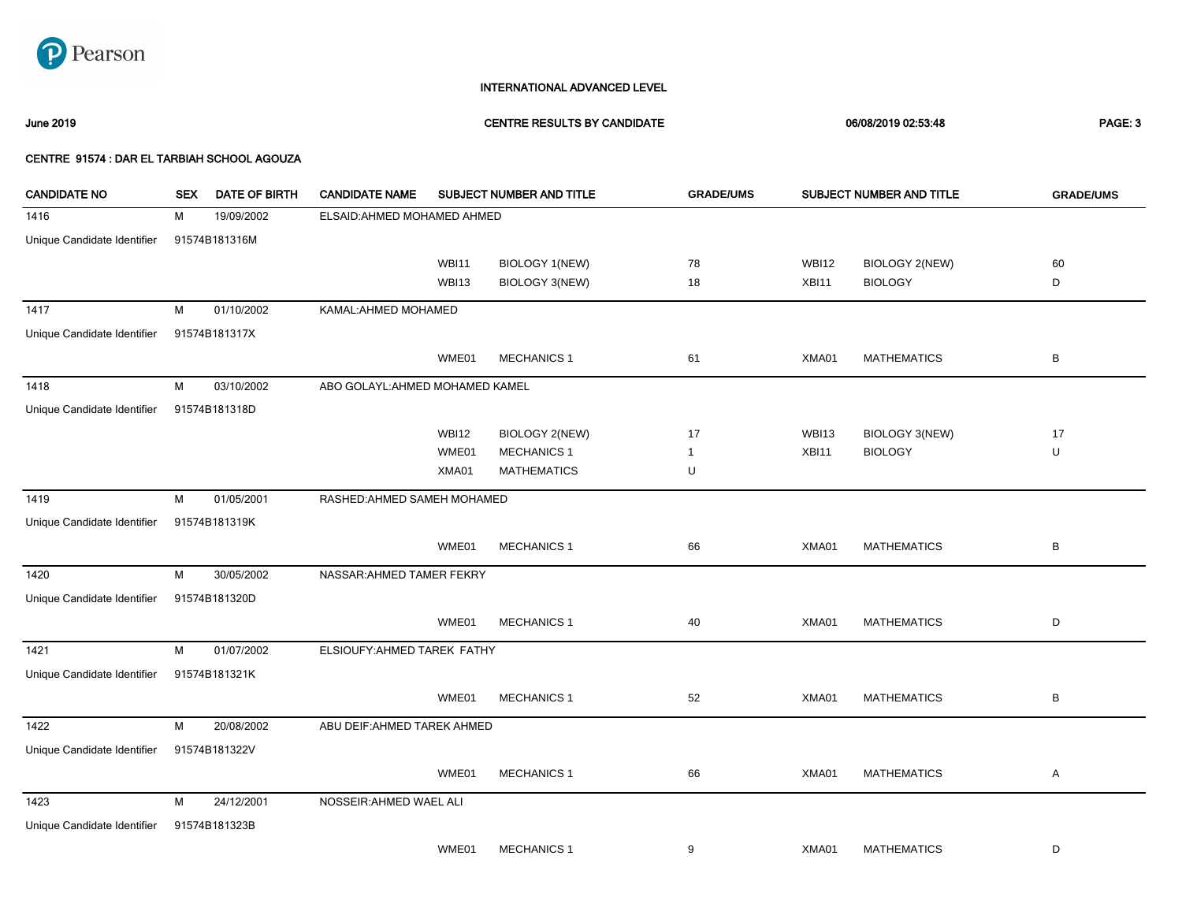Pearson

INTERNATIONAL ADVANCED LEVEL

**June 2019** **CENTRE RESULTS BY CANDIDATE** **06/08/2019 02:53:48**

**CENTRE 91574 : DAR EL TARBIAH SCHOOL AGOUZA**

| CANDIDATE NO | SEX | DATE OF BIRTH | CANDIDATE NAME | SUBJECT NUMBER AND TITLE | | GRADE/UMS | SUBJECT NUMBER AND TITLE | | GRADE/UMS |
|---|---|---|---|---|---|---|---|---|---|
| 1416 | M | 19/09/2002 | ELSAID:AHMED MOHAMED AHMED | | | | | | |
| Unique Candidate Identifier | 91574B181316M | | | | | | | | |
| | | | | WBI11 | BIOLOGY 1(NEW) | 78 | WBI12 | BIOLOGY 2(NEW) | 60 |
| | | | | WBI13 | BIOLOGY 3(NEW) | 18 | XBI11 | BIOLOGY | D |
| 1417 | M | 01/10/2002 | KAMAL:AHMED MOHAMED | | | | | | |
| Unique Candidate Identifier | 91574B181317X | | | | | | | | |
| | | | | WME01 | MECHANICS 1 | 61 | XMA01 | MATHEMATICS | B |
| 1418 | M | 03/10/2002 | ABO GOLAYL:AHMED MOHAMED KAMEL | | | | | | |
| Unique Candidate Identifier | 91574B181318D | | | | | | | | |
| | | | | WBI12 | BIOLOGY 2(NEW) | 17 | WBI13 | BIOLOGY 3(NEW) | 17 |
| | | | | WME01 | MECHANICS 1 | 1 | XBI11 | BIOLOGY | U |
| | | | | XMA01 | MATHEMATICS | U | | | |
| 1419 | M | 01/05/2001 | RASHED:AHMED SAMEH MOHAMED | | | | | | |
| Unique Candidate Identifier | 91574B181319K | | | | | | | | |
| | | | | WME01 | MECHANICS 1 | 66 | XMA01 | MATHEMATICS | B |
| 1420 | M | 30/05/2002 | NASSAR:AHMED TAMER FEKRY | | | | | | |
| Unique Candidate Identifier | 91574B181320D | | | | | | | | |
| | | | | WME01 | MECHANICS 1 | 40 | XMA01 | MATHEMATICS | D |
| 1421 | M | 01/07/2002 | ELSIOUFY:AHMED TAREK FATHY | | | | | | |
| Unique Candidate Identifier | 91574B181321K | | | | | | | | |
| | | | | WME01 | MECHANICS 1 | 52 | XMA01 | MATHEMATICS | B |
| 1422 | M | 20/08/2002 | ABU DEIF:AHMED TAREK AHMED | | | | | | |
| Unique Candidate Identifier | 91574B181322V | | | | | | | | |
| | | | | WME01 | MECHANICS 1 | 66 | XMA01 | MATHEMATICS | A |
| 1423 | M | 24/12/2001 | NOSSEIR:AHMED WAEL ALI | | | | | | |
| Unique Candidate Identifier | 91574B181323B | | | | | | | | |
| | | | | WME01 | MECHANICS 1 | 9 | XMA01 | MATHEMATICS | D |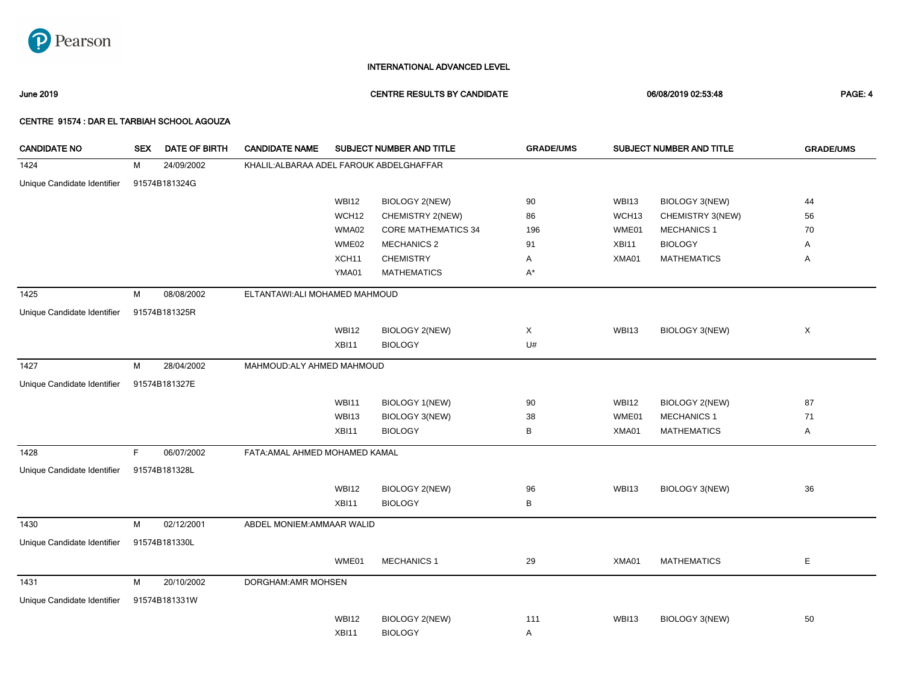Pearson

INTERNATIONAL ADVANCED LEVEL

June 2019 — CENTRE RESULTS BY CANDIDATE — 06/08/2019 02:53:48

CENTRE 91574 : DAR EL TARBIAH SCHOOL AGOUZA

| CANDIDATE NO | SEX | DATE OF BIRTH | CANDIDATE NAME | SUBJECT NUMBER AND TITLE | | GRADE/UMS | SUBJECT NUMBER AND TITLE | | GRADE/UMS |
|---|---|---|---|---|---|---|---|---|---|
| 1424 | M | 24/09/2002 | KHALIL:ALBARAA ADEL FAROUK ABDELGHAFFAR | | | | | | |
| Unique Candidate Identifier | 91574B181324G | | | | | | | | |
| | | | | WBI12 | BIOLOGY 2(NEW) | 90 | WBI13 | BIOLOGY 3(NEW) | 44 |
| | | | | WCH12 | CHEMISTRY 2(NEW) | 86 | WCH13 | CHEMISTRY 3(NEW) | 56 |
| | | | | WMA02 | CORE MATHEMATICS 34 | 196 | WME01 | MECHANICS 1 | 70 |
| | | | | WME02 | MECHANICS 2 | 91 | XBI11 | BIOLOGY | A |
| | | | | XCH11 | CHEMISTRY | A | XMA01 | MATHEMATICS | A |
| | | | | YMA01 | MATHEMATICS | A* | | | |
| 1425 | M | 08/08/2002 | ELTANTAWI:ALI MOHAMED MAHMOUD | | | | | | |
| Unique Candidate Identifier | 91574B181325R | | | | | | | | |
| | | | | WBI12 | BIOLOGY 2(NEW) | X | WBI13 | BIOLOGY 3(NEW) | X |
| | | | | XBI11 | BIOLOGY | U# | | | |
| 1427 | M | 28/04/2002 | MAHMOUD:ALY AHMED MAHMOUD | | | | | | |
| Unique Candidate Identifier | 91574B181327E | | | | | | | | |
| | | | | WBI11 | BIOLOGY 1(NEW) | 90 | WBI12 | BIOLOGY 2(NEW) | 87 |
| | | | | WBI13 | BIOLOGY 3(NEW) | 38 | WME01 | MECHANICS 1 | 71 |
| | | | | XBI11 | BIOLOGY | B | XMA01 | MATHEMATICS | A |
| 1428 | F | 06/07/2002 | FATA:AMAL AHMED MOHAMED KAMAL | | | | | | |
| Unique Candidate Identifier | 91574B181328L | | | | | | | | |
| | | | | WBI12 | BIOLOGY 2(NEW) | 96 | WBI13 | BIOLOGY 3(NEW) | 36 |
| | | | | XBI11 | BIOLOGY | B | | | |
| 1430 | M | 02/12/2001 | ABDEL MONIEM:AMMAAR WALID | | | | | | |
| Unique Candidate Identifier | 91574B181330L | | | | | | | | |
| | | | | WME01 | MECHANICS 1 | 29 | XMA01 | MATHEMATICS | E |
| 1431 | M | 20/10/2002 | DORGHAM:AMR MOHSEN | | | | | | |
| Unique Candidate Identifier | 91574B181331W | | | | | | | | |
| | | | | WBI12 | BIOLOGY 2(NEW) | 111 | WBI13 | BIOLOGY 3(NEW) | 50 |
| | | | | XBI11 | BIOLOGY | A | | | |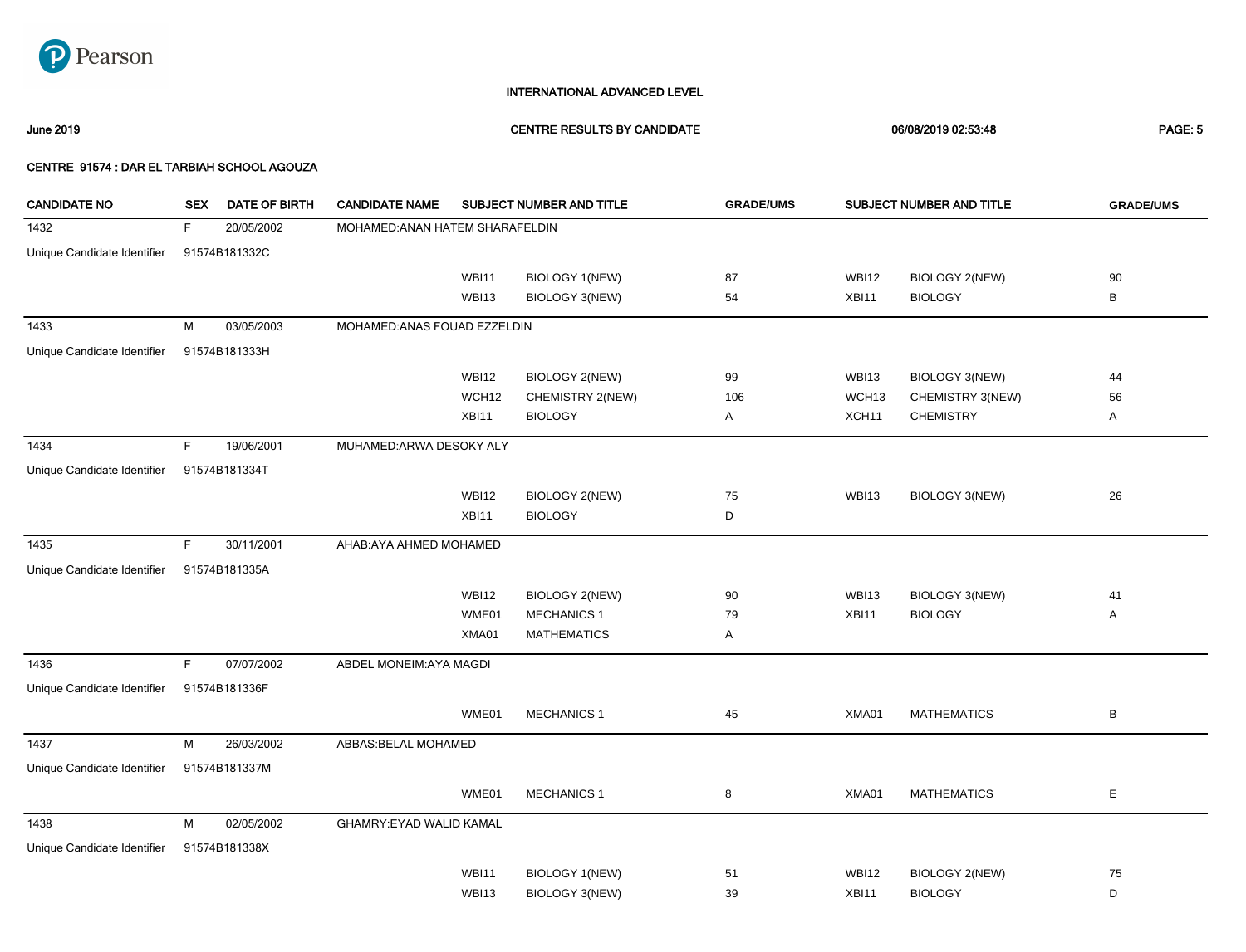INTERNATIONAL ADVANCED LEVEL

June 2019 — CENTRE RESULTS BY CANDIDATE — 06/08/2019 02:53:48

**CENTRE 91574 : DAR EL TARBIAH SCHOOL AGOUZA**

| CANDIDATE NO | SEX | DATE OF BIRTH | CANDIDATE NAME | SUBJECT NUMBER AND TITLE | | GRADE/UMS | SUBJECT NUMBER AND TITLE | | GRADE/UMS |
|---|---|---|---|---|---|---|---|---|---|
| 1432 | F | 20/05/2002 | MOHAMED:ANAN HATEM SHARAFELDIN | | | | | | |
| Unique Candidate Identifier | 91574B181332C | | | | | | | | |
| | | | | WBI11 | BIOLOGY 1(NEW) | 87 | WBI12 | BIOLOGY 2(NEW) | 90 |
| | | | | WBI13 | BIOLOGY 3(NEW) | 54 | XBI11 | BIOLOGY | B |
| 1433 | M | 03/05/2003 | MOHAMED:ANAS FOUAD EZZELDIN | | | | | | |
| Unique Candidate Identifier | 91574B181333H | | | | | | | | |
| | | | | WBI12 | BIOLOGY 2(NEW) | 99 | WBI13 | BIOLOGY 3(NEW) | 44 |
| | | | | WCH12 | CHEMISTRY 2(NEW) | 106 | WCH13 | CHEMISTRY 3(NEW) | 56 |
| | | | | XBI11 | BIOLOGY | A | XCH11 | CHEMISTRY | A |
| 1434 | F | 19/06/2001 | MUHAMED:ARWA DESOKY ALY | | | | | | |
| Unique Candidate Identifier | 91574B181334T | | | | | | | | |
| | | | | WBI12 | BIOLOGY 2(NEW) | 75 | WBI13 | BIOLOGY 3(NEW) | 26 |
| | | | | XBI11 | BIOLOGY | D | | | |
| 1435 | F | 30/11/2001 | AHAB:AYA AHMED MOHAMED | | | | | | |
| Unique Candidate Identifier | 91574B181335A | | | | | | | | |
| | | | | WBI12 | BIOLOGY 2(NEW) | 90 | WBI13 | BIOLOGY 3(NEW) | 41 |
| | | | | WME01 | MECHANICS 1 | 79 | XBI11 | BIOLOGY | A |
| | | | | XMA01 | MATHEMATICS | A | | | |
| 1436 | F | 07/07/2002 | ABDEL MONEIM:AYA MAGDI | | | | | | |
| Unique Candidate Identifier | 91574B181336F | | | | | | | | |
| | | | | WME01 | MECHANICS 1 | 45 | XMA01 | MATHEMATICS | B |
| 1437 | M | 26/03/2002 | ABBAS:BELAL MOHAMED | | | | | | |
| Unique Candidate Identifier | 91574B181337M | | | | | | | | |
| | | | | WME01 | MECHANICS 1 | 8 | XMA01 | MATHEMATICS | E |
| 1438 | M | 02/05/2002 | GHAMRY:EYAD WALID KAMAL | | | | | | |
| Unique Candidate Identifier | 91574B181338X | | | | | | | | |
| | | | | WBI11 | BIOLOGY 1(NEW) | 51 | WBI12 | BIOLOGY 2(NEW) | 75 |
| | | | | WBI13 | BIOLOGY 3(NEW) | 39 | XBI11 | BIOLOGY | D |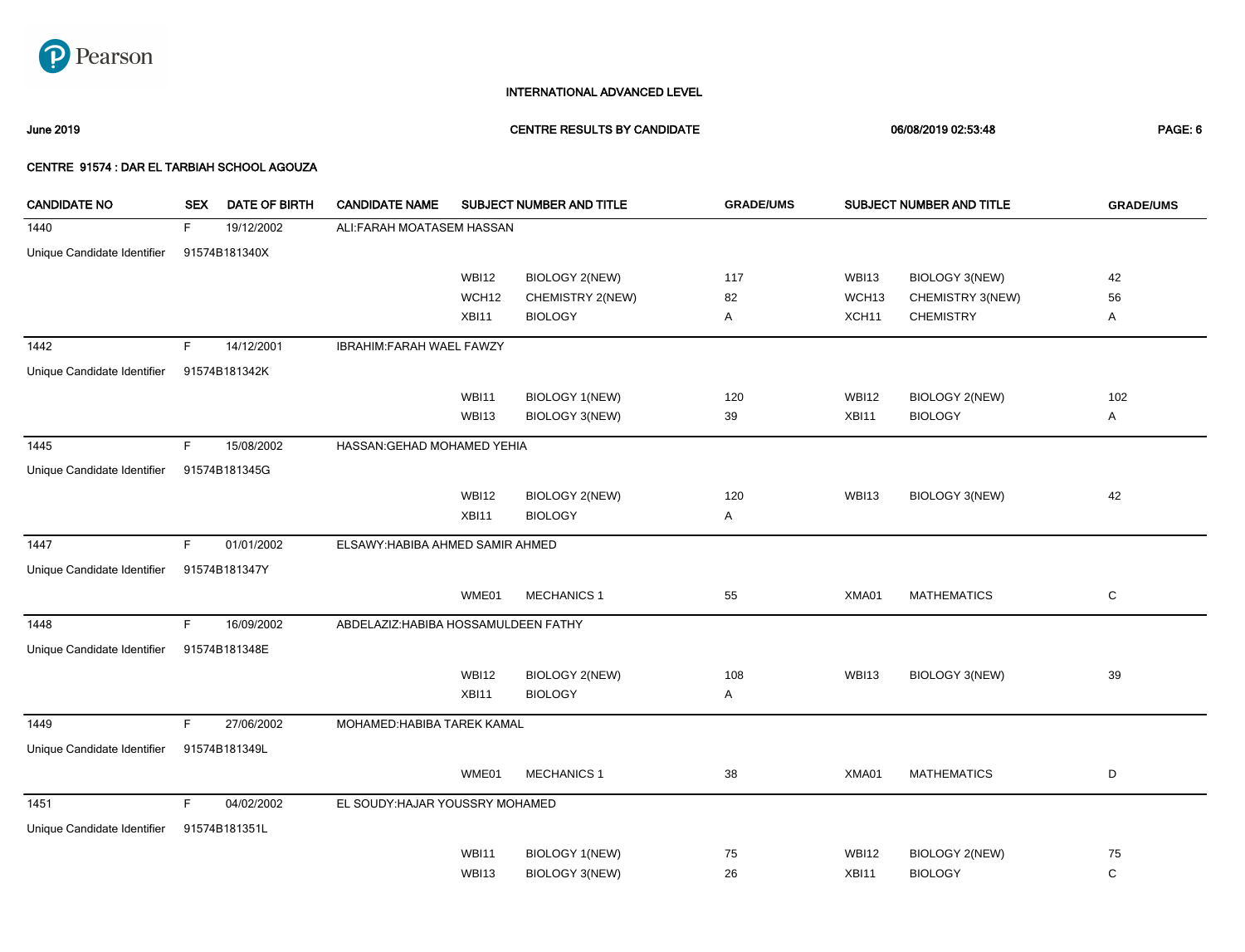# INTERNATIONAL ADVANCED LEVEL

**June 2019** — **CENTRE RESULTS BY CANDIDATE** — **06/08/2019 02:53:48**

**CENTRE 91574 : DAR EL TARBIAH SCHOOL AGOUZA**

| CANDIDATE NO | SEX | DATE OF BIRTH | CANDIDATE NAME | SUBJECT NUMBER AND TITLE | | GRADE/UMS | SUBJECT NUMBER AND TITLE | | GRADE/UMS |
|---|---|---|---|---|---|---|---|---|---|
| 1440 | F | 19/12/2002 | ALI:FARAH MOATASEM HASSAN | | | | | | |
| Unique Candidate Identifier | 91574B181340X | | | | | | | | |
| | | | | WBI12 | BIOLOGY 2(NEW) | 117 | WBI13 | BIOLOGY 3(NEW) | 42 |
| | | | | WCH12 | CHEMISTRY 2(NEW) | 82 | WCH13 | CHEMISTRY 3(NEW) | 56 |
| | | | | XBI11 | BIOLOGY | A | XCH11 | CHEMISTRY | A |
| 1442 | F | 14/12/2001 | IBRAHIM:FARAH WAEL FAWZY | | | | | | |
| Unique Candidate Identifier | 91574B181342K | | | | | | | | |
| | | | | WBI11 | BIOLOGY 1(NEW) | 120 | WBI12 | BIOLOGY 2(NEW) | 102 |
| | | | | WBI13 | BIOLOGY 3(NEW) | 39 | XBI11 | BIOLOGY | A |
| 1445 | F | 15/08/2002 | HASSAN:GEHAD MOHAMED YEHIA | | | | | | |
| Unique Candidate Identifier | 91574B181345G | | | | | | | | |
| | | | | WBI12 | BIOLOGY 2(NEW) | 120 | WBI13 | BIOLOGY 3(NEW) | 42 |
| | | | | XBI11 | BIOLOGY | A | | | |
| 1447 | F | 01/01/2002 | ELSAWY:HABIBA AHMED SAMIR AHMED | | | | | | |
| Unique Candidate Identifier | 91574B181347Y | | | | | | | | |
| | | | | WME01 | MECHANICS 1 | 55 | XMA01 | MATHEMATICS | C |
| 1448 | F | 16/09/2002 | ABDELAZIZ:HABIBA HOSSAMULDEEN FATHY | | | | | | |
| Unique Candidate Identifier | 91574B181348E | | | | | | | | |
| | | | | WBI12 | BIOLOGY 2(NEW) | 108 | WBI13 | BIOLOGY 3(NEW) | 39 |
| | | | | XBI11 | BIOLOGY | A | | | |
| 1449 | F | 27/06/2002 | MOHAMED:HABIBA TAREK KAMAL | | | | | | |
| Unique Candidate Identifier | 91574B181349L | | | | | | | | |
| | | | | WME01 | MECHANICS 1 | 38 | XMA01 | MATHEMATICS | D |
| 1451 | F | 04/02/2002 | EL SOUDY:HAJAR YOUSSRY MOHAMED | | | | | | |
| Unique Candidate Identifier | 91574B181351L | | | | | | | | |
| | | | | WBI11 | BIOLOGY 1(NEW) | 75 | WBI12 | BIOLOGY 2(NEW) | 75 |
| | | | | WBI13 | BIOLOGY 3(NEW) | 26 | XBI11 | BIOLOGY | C |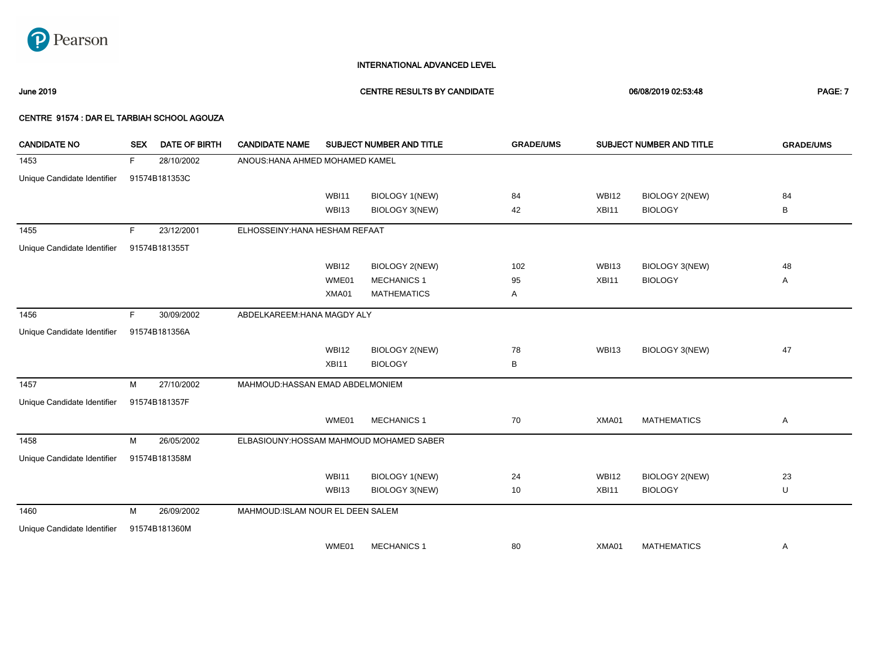INTERNATIONAL ADVANCED LEVEL

June 2019 — CENTRE RESULTS BY CANDIDATE — 06/08/2019 02:53:48

CENTRE 91574 : DAR EL TARBIAH SCHOOL AGOUZA

| CANDIDATE NO | SEX | DATE OF BIRTH | CANDIDATE NAME | SUBJECT NUMBER AND TITLE | | GRADE/UMS | SUBJECT NUMBER AND TITLE | | GRADE/UMS |
|---|---|---|---|---|---|---|---|---|---|
| 1453 | F | 28/10/2002 | ANOUS:HANA AHMED MOHAMED KAMEL | | | | | | |
| Unique Candidate Identifier | 91574B181353C | | | | | | | | |
| | | | | WBI11 | BIOLOGY 1(NEW) | 84 | WBI12 | BIOLOGY 2(NEW) | 84 |
| | | | | WBI13 | BIOLOGY 3(NEW) | 42 | XBI11 | BIOLOGY | B |
| 1455 | F | 23/12/2001 | ELHOSSEINY:HANA HESHAM REFAAT | | | | | | |
| Unique Candidate Identifier | 91574B181355T | | | | | | | | |
| | | | | WBI12 | BIOLOGY 2(NEW) | 102 | WBI13 | BIOLOGY 3(NEW) | 48 |
| | | | | WME01 | MECHANICS 1 | 95 | XBI11 | BIOLOGY | A |
| | | | | XMA01 | MATHEMATICS | A | | | |
| 1456 | F | 30/09/2002 | ABDELKAREEM:HANA MAGDY ALY | | | | | | |
| Unique Candidate Identifier | 91574B181356A | | | | | | | | |
| | | | | WBI12 | BIOLOGY 2(NEW) | 78 | WBI13 | BIOLOGY 3(NEW) | 47 |
| | | | | XBI11 | BIOLOGY | B | | | |
| 1457 | M | 27/10/2002 | MAHMOUD:HASSAN EMAD ABDELMONIEM | | | | | | |
| Unique Candidate Identifier | 91574B181357F | | | | | | | | |
| | | | | WME01 | MECHANICS 1 | 70 | XMA01 | MATHEMATICS | A |
| 1458 | M | 26/05/2002 | ELBASIOUNY:HOSSAM MAHMOUD MOHAMED SABER | | | | | | |
| Unique Candidate Identifier | 91574B181358M | | | | | | | | |
| | | | | WBI11 | BIOLOGY 1(NEW) | 24 | WBI12 | BIOLOGY 2(NEW) | 23 |
| | | | | WBI13 | BIOLOGY 3(NEW) | 10 | XBI11 | BIOLOGY | U |
| 1460 | M | 26/09/2002 | MAHMOUD:ISLAM NOUR EL DEEN SALEM | | | | | | |
| Unique Candidate Identifier | 91574B181360M | | | | | | | | |
| | | | | WME01 | MECHANICS 1 | 80 | XMA01 | MATHEMATICS | A |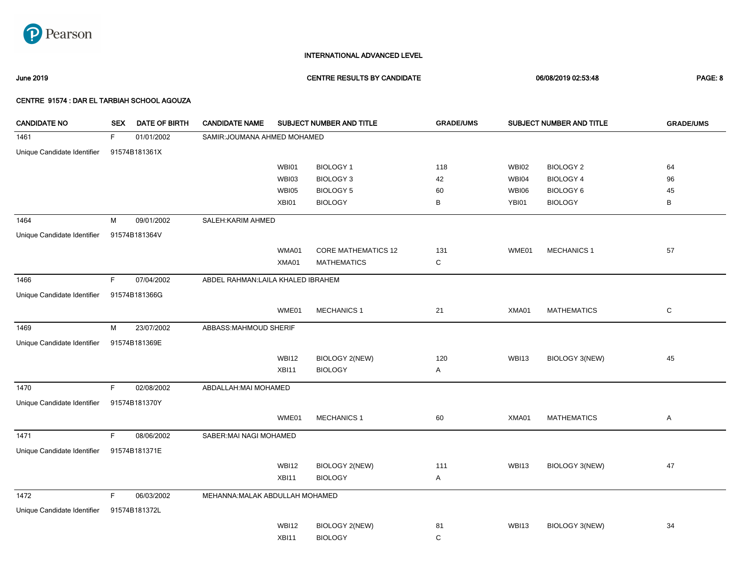INTERNATIONAL ADVANCED LEVEL

**June 2019** **CENTRE RESULTS BY CANDIDATE** **06/08/2019 02:53:48**

**CENTRE 91574 : DAR EL TARBIAH SCHOOL AGOUZA**

| CANDIDATE NO | SEX | DATE OF BIRTH | CANDIDATE NAME | SUBJECT NUMBER AND TITLE | | GRADE/UMS | SUBJECT NUMBER AND TITLE | | GRADE/UMS |
|---|---|---|---|---|---|---|---|---|---|
| 1461 | F | 01/01/2002 | SAMIR:JOUMANA AHMED MOHAMED | | | | | | |
| Unique Candidate Identifier | 91574B181361X | | | | | | | | |
| | | | | WBI01 | BIOLOGY 1 | 118 | WBI02 | BIOLOGY 2 | 64 |
| | | | | WBI03 | BIOLOGY 3 | 42 | WBI04 | BIOLOGY 4 | 96 |
| | | | | WBI05 | BIOLOGY 5 | 60 | WBI06 | BIOLOGY 6 | 45 |
| | | | | XBI01 | BIOLOGY | B | YBI01 | BIOLOGY | B |
| 1464 | M | 09/01/2002 | SALEH:KARIM AHMED | | | | | | |
| Unique Candidate Identifier | 91574B181364V | | | | | | | | |
| | | | | WMA01 | CORE MATHEMATICS 12 | 131 | WME01 | MECHANICS 1 | 57 |
| | | | | XMA01 | MATHEMATICS | C | | | |
| 1466 | F | 07/04/2002 | ABDEL RAHMAN:LAILA KHALED IBRAHEM | | | | | | |
| Unique Candidate Identifier | 91574B181366G | | | | | | | | |
| | | | | WME01 | MECHANICS 1 | 21 | XMA01 | MATHEMATICS | C |
| 1469 | M | 23/07/2002 | ABBASS:MAHMOUD SHERIF | | | | | | |
| Unique Candidate Identifier | 91574B181369E | | | | | | | | |
| | | | | WBI12 | BIOLOGY 2(NEW) | 120 | WBI13 | BIOLOGY 3(NEW) | 45 |
| | | | | XBI11 | BIOLOGY | A | | | |
| 1470 | F | 02/08/2002 | ABDALLAH:MAI MOHAMED | | | | | | |
| Unique Candidate Identifier | 91574B181370Y | | | | | | | | |
| | | | | WME01 | MECHANICS 1 | 60 | XMA01 | MATHEMATICS | A |
| 1471 | F | 08/06/2002 | SABER:MAI NAGI MOHAMED | | | | | | |
| Unique Candidate Identifier | 91574B181371E | | | | | | | | |
| | | | | WBI12 | BIOLOGY 2(NEW) | 111 | WBI13 | BIOLOGY 3(NEW) | 47 |
| | | | | XBI11 | BIOLOGY | A | | | |
| 1472 | F | 06/03/2002 | MEHANNA:MALAK ABDULLAH MOHAMED | | | | | | |
| Unique Candidate Identifier | 91574B181372L | | | | | | | | |
| | | | | WBI12 | BIOLOGY 2(NEW) | 81 | WBI13 | BIOLOGY 3(NEW) | 34 |
| | | | | XBI11 | BIOLOGY | C | | | |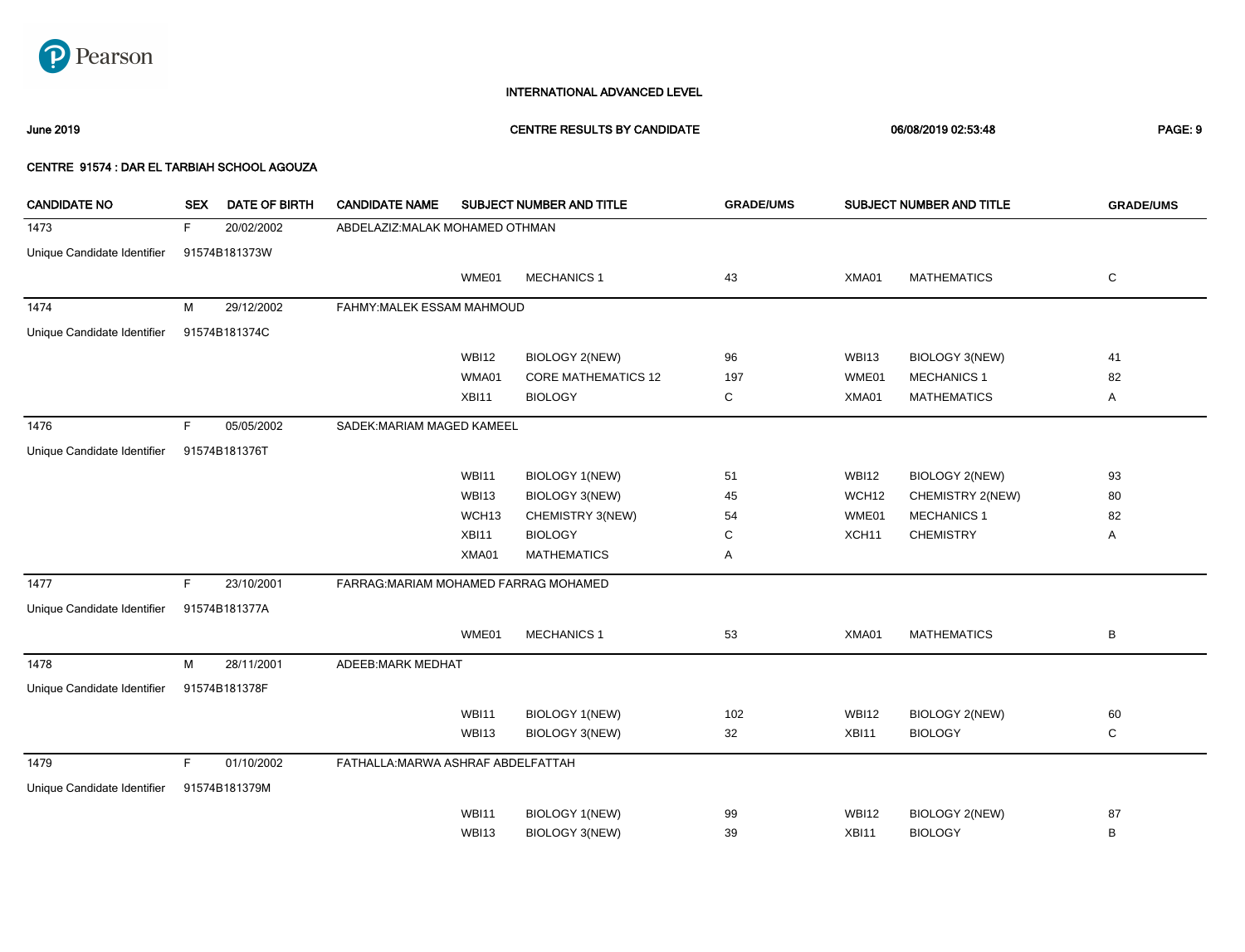Pearson

INTERNATIONAL ADVANCED LEVEL

June 2019 — CENTRE RESULTS BY CANDIDATE — 06/08/2019 02:53:48

CENTRE 91574 : DAR EL TARBIAH SCHOOL AGOUZA

| CANDIDATE NO | SEX | DATE OF BIRTH | CANDIDATE NAME | SUBJECT NUMBER AND TITLE | | GRADE/UMS | SUBJECT NUMBER AND TITLE | | GRADE/UMS |
|---|---|---|---|---|---|---|---|---|---|
| 1473 | F | 20/02/2002 | ABDELAZIZ:MALAK MOHAMED OTHMAN | | | | | | |
| Unique Candidate Identifier | 91574B181373W | | | | | | | | |
| | | | | WME01 | MECHANICS 1 | 43 | XMA01 | MATHEMATICS | C |
| 1474 | M | 29/12/2002 | FAHMY:MALEK ESSAM MAHMOUD | | | | | | |
| Unique Candidate Identifier | 91574B181374C | | | | | | | | |
| | | | | WBI12 | BIOLOGY 2(NEW) | 96 | WBI13 | BIOLOGY 3(NEW) | 41 |
| | | | | WMA01 | CORE MATHEMATICS 12 | 197 | WME01 | MECHANICS 1 | 82 |
| | | | | XBI11 | BIOLOGY | C | XMA01 | MATHEMATICS | A |
| 1476 | F | 05/05/2002 | SADEK:MARIAM MAGED KAMEEL | | | | | | |
| Unique Candidate Identifier | 91574B181376T | | | | | | | | |
| | | | | WBI11 | BIOLOGY 1(NEW) | 51 | WBI12 | BIOLOGY 2(NEW) | 93 |
| | | | | WBI13 | BIOLOGY 3(NEW) | 45 | WCH12 | CHEMISTRY 2(NEW) | 80 |
| | | | | WCH13 | CHEMISTRY 3(NEW) | 54 | WME01 | MECHANICS 1 | 82 |
| | | | | XBI11 | BIOLOGY | C | XCH11 | CHEMISTRY | A |
| | | | | XMA01 | MATHEMATICS | A | | | |
| 1477 | F | 23/10/2001 | FARRAG:MARIAM MOHAMED FARRAG MOHAMED | | | | | | |
| Unique Candidate Identifier | 91574B181377A | | | | | | | | |
| | | | | WME01 | MECHANICS 1 | 53 | XMA01 | MATHEMATICS | B |
| 1478 | M | 28/11/2001 | ADEEB:MARK MEDHAT | | | | | | |
| Unique Candidate Identifier | 91574B181378F | | | | | | | | |
| | | | | WBI11 | BIOLOGY 1(NEW) | 102 | WBI12 | BIOLOGY 2(NEW) | 60 |
| | | | | WBI13 | BIOLOGY 3(NEW) | 32 | XBI11 | BIOLOGY | C |
| 1479 | F | 01/10/2002 | FATHALLA:MARWA ASHRAF ABDELFATTAH | | | | | | |
| Unique Candidate Identifier | 91574B181379M | | | | | | | | |
| | | | | WBI11 | BIOLOGY 1(NEW) | 99 | WBI12 | BIOLOGY 2(NEW) | 87 |
| | | | | WBI13 | BIOLOGY 3(NEW) | 39 | XBI11 | BIOLOGY | B |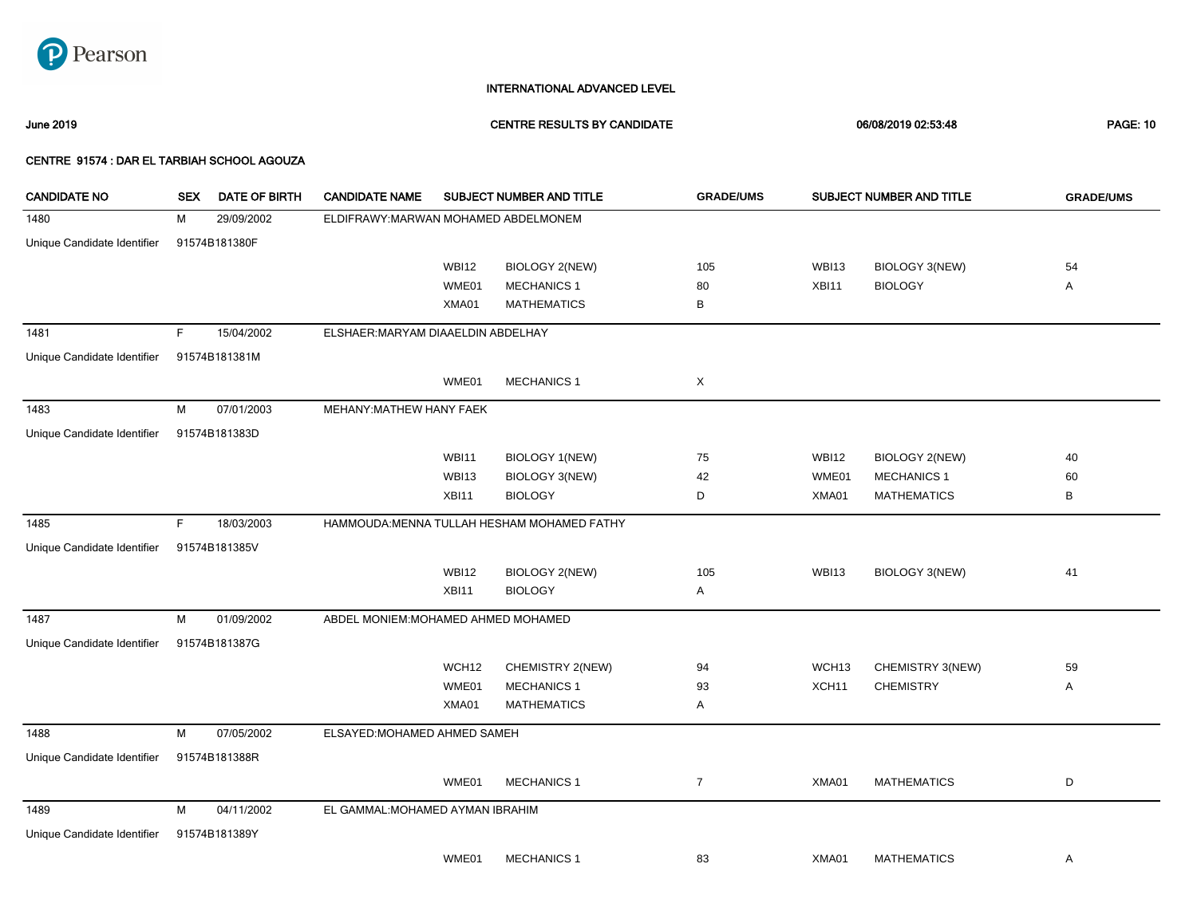INTERNATIONAL ADVANCED LEVEL

June 2019 | CENTRE RESULTS BY CANDIDATE | 06/08/2019 02:53:48

CENTRE 91574 : DAR EL TARBIAH SCHOOL AGOUZA

| CANDIDATE NO | SEX | DATE OF BIRTH | CANDIDATE NAME | SUBJECT NUMBER AND TITLE | | GRADE/UMS | SUBJECT NUMBER AND TITLE | | GRADE/UMS |
|---|---|---|---|---|---|---|---|---|---|
| 1480 | M | 29/09/2002 | ELDIFRAWY:MARWAN MOHAMED ABDELMONEM | | | | | | |
| Unique Candidate Identifier | 91574B181380F | | | | | | | | |
| | | | | WBI12 | BIOLOGY 2(NEW) | 105 | WBI13 | BIOLOGY 3(NEW) | 54 |
| | | | | WME01 | MECHANICS 1 | 80 | XBI11 | BIOLOGY | A |
| | | | | XMA01 | MATHEMATICS | B | | | |
| 1481 | F | 15/04/2002 | ELSHAER:MARYAM DIAAELDIN ABDELHAY | | | | | | |
| Unique Candidate Identifier | 91574B181381M | | | | | | | | |
| | | | | WME01 | MECHANICS 1 | X | | | |
| 1483 | M | 07/01/2003 | MEHANY:MATHEW HANY FAEK | | | | | | |
| Unique Candidate Identifier | 91574B181383D | | | | | | | | |
| | | | | WBI11 | BIOLOGY 1(NEW) | 75 | WBI12 | BIOLOGY 2(NEW) | 40 |
| | | | | WBI13 | BIOLOGY 3(NEW) | 42 | WME01 | MECHANICS 1 | 60 |
| | | | | XBI11 | BIOLOGY | D | XMA01 | MATHEMATICS | B |
| 1485 | F | 18/03/2003 | HAMMOUDA:MENNA TULLAH HESHAM MOHAMED FATHY | | | | | | |
| Unique Candidate Identifier | 91574B181385V | | | | | | | | |
| | | | | WBI12 | BIOLOGY 2(NEW) | 105 | WBI13 | BIOLOGY 3(NEW) | 41 |
| | | | | XBI11 | BIOLOGY | A | | | |
| 1487 | M | 01/09/2002 | ABDEL MONIEM:MOHAMED AHMED MOHAMED | | | | | | |
| Unique Candidate Identifier | 91574B181387G | | | | | | | | |
| | | | | WCH12 | CHEMISTRY 2(NEW) | 94 | WCH13 | CHEMISTRY 3(NEW) | 59 |
| | | | | WME01 | MECHANICS 1 | 93 | XCH11 | CHEMISTRY | A |
| | | | | XMA01 | MATHEMATICS | A | | | |
| 1488 | M | 07/05/2002 | ELSAYED:MOHAMED AHMED SAMEH | | | | | | |
| Unique Candidate Identifier | 91574B181388R | | | | | | | | |
| | | | | WME01 | MECHANICS 1 | 7 | XMA01 | MATHEMATICS | D |
| 1489 | M | 04/11/2002 | EL GAMMAL:MOHAMED AYMAN IBRAHIM | | | | | | |
| Unique Candidate Identifier | 91574B181389Y | | | | | | | | |
| | | | | WME01 | MECHANICS 1 | 83 | XMA01 | MATHEMATICS | A |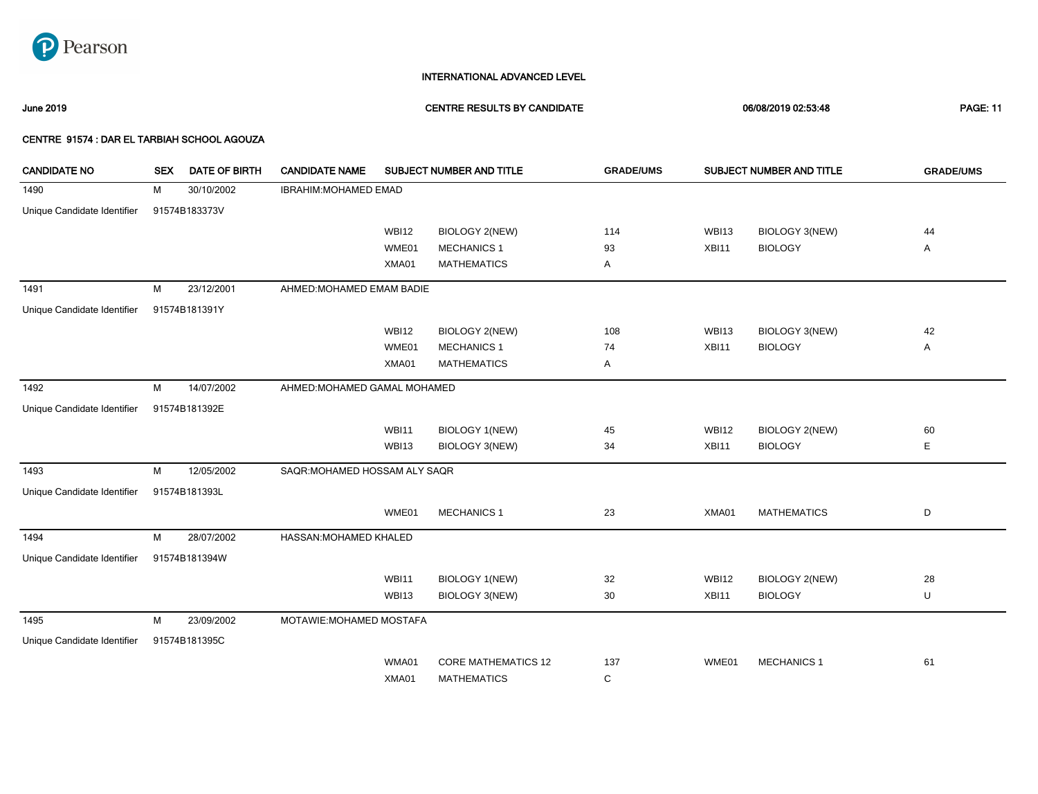# INTERNATIONAL ADVANCED LEVEL

**June 2019** — **CENTRE RESULTS BY CANDIDATE** — **06/08/2019 02:53:48**

**CENTRE 91574 : DAR EL TARBIAH SCHOOL AGOUZA**

| CANDIDATE NO | SEX | DATE OF BIRTH | CANDIDATE NAME | SUBJECT NUMBER AND TITLE | | GRADE/UMS | SUBJECT NUMBER AND TITLE | | GRADE/UMS |
|---|---|---|---|---|---|---|---|---|---|
| 1490 | M | 30/10/2002 | IBRAHIM:MOHAMED EMAD | | | | | | |
| Unique Candidate Identifier | 91574B183373V | | | | | | | | |
| | | | | WBI12 | BIOLOGY 2(NEW) | 114 | WBI13 | BIOLOGY 3(NEW) | 44 |
| | | | | WME01 | MECHANICS 1 | 93 | XBI11 | BIOLOGY | A |
| | | | | XMA01 | MATHEMATICS | A | | | |
| 1491 | M | 23/12/2001 | AHMED:MOHAMED EMAM BADIE | | | | | | |
| Unique Candidate Identifier | 91574B181391Y | | | | | | | | |
| | | | | WBI12 | BIOLOGY 2(NEW) | 108 | WBI13 | BIOLOGY 3(NEW) | 42 |
| | | | | WME01 | MECHANICS 1 | 74 | XBI11 | BIOLOGY | A |
| | | | | XMA01 | MATHEMATICS | A | | | |
| 1492 | M | 14/07/2002 | AHMED:MOHAMED GAMAL MOHAMED | | | | | | |
| Unique Candidate Identifier | 91574B181392E | | | | | | | | |
| | | | | WBI11 | BIOLOGY 1(NEW) | 45 | WBI12 | BIOLOGY 2(NEW) | 60 |
| | | | | WBI13 | BIOLOGY 3(NEW) | 34 | XBI11 | BIOLOGY | E |
| 1493 | M | 12/05/2002 | SAQR:MOHAMED HOSSAM ALY SAQR | | | | | | |
| Unique Candidate Identifier | 91574B181393L | | | | | | | | |
| | | | | WME01 | MECHANICS 1 | 23 | XMA01 | MATHEMATICS | D |
| 1494 | M | 28/07/2002 | HASSAN:MOHAMED KHALED | | | | | | |
| Unique Candidate Identifier | 91574B181394W | | | | | | | | |
| | | | | WBI11 | BIOLOGY 1(NEW) | 32 | WBI12 | BIOLOGY 2(NEW) | 28 |
| | | | | WBI13 | BIOLOGY 3(NEW) | 30 | XBI11 | BIOLOGY | U |
| 1495 | M | 23/09/2002 | MOTAWIE:MOHAMED MOSTAFA | | | | | | |
| Unique Candidate Identifier | 91574B181395C | | | | | | | | |
| | | | | WMA01 | CORE MATHEMATICS 12 | 137 | WME01 | MECHANICS 1 | 61 |
| | | | | XMA01 | MATHEMATICS | C | | | |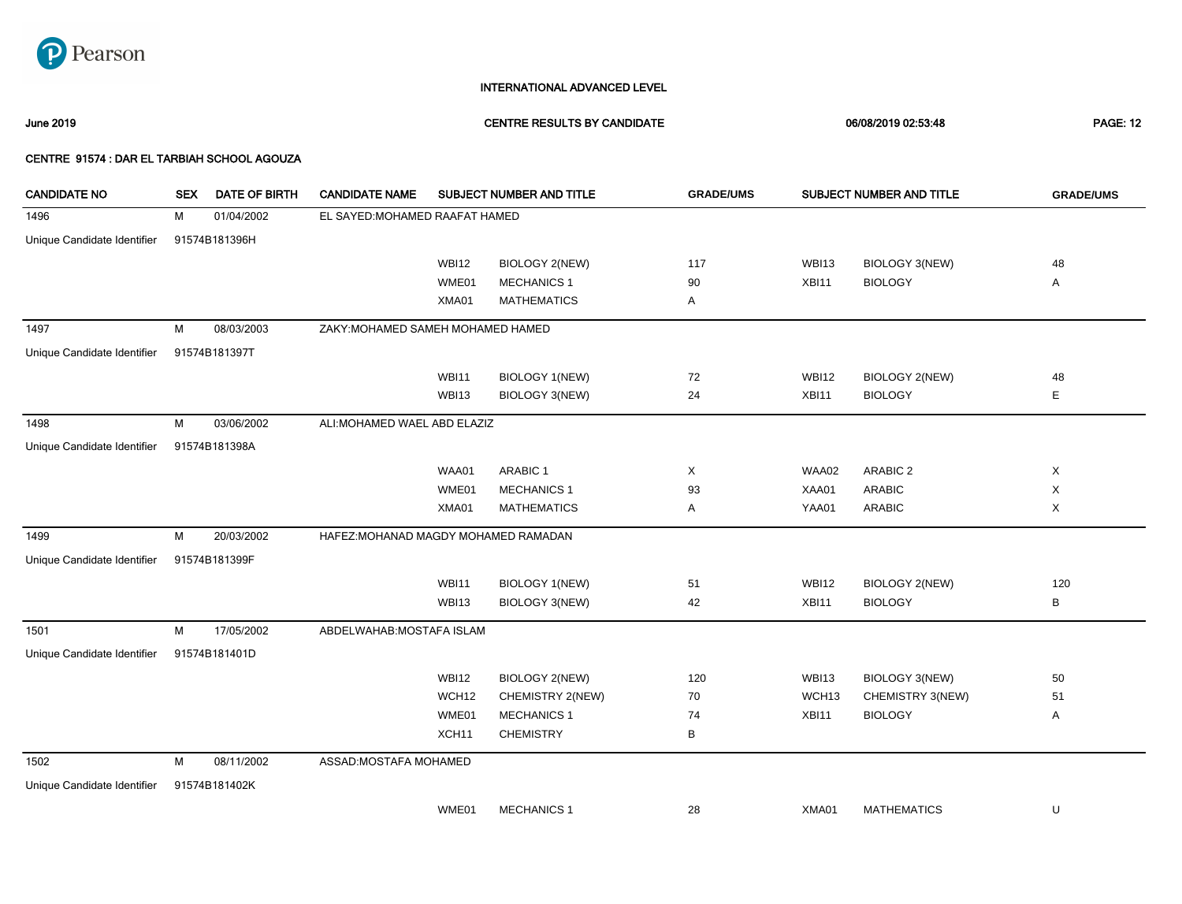Pearson

INTERNATIONAL ADVANCED LEVEL

June 2019 — CENTRE RESULTS BY CANDIDATE — 06/08/2019 02:53:48

CENTRE 91574 : DAR EL TARBIAH SCHOOL AGOUZA

| CANDIDATE NO | SEX | DATE OF BIRTH | CANDIDATE NAME | SUBJECT NUMBER AND TITLE | | GRADE/UMS | SUBJECT NUMBER AND TITLE | | GRADE/UMS |
|---|---|---|---|---|---|---|---|---|---|
| 1496 | M | 01/04/2002 | EL SAYED:MOHAMED RAAFAT HAMED | | | | | | |
| Unique Candidate Identifier | 91574B181396H | | | | | | | | |
| | | | | WBI12 | BIOLOGY 2(NEW) | 117 | WBI13 | BIOLOGY 3(NEW) | 48 |
| | | | | WME01 | MECHANICS 1 | 90 | XBI11 | BIOLOGY | A |
| | | | | XMA01 | MATHEMATICS | A | | | |
| 1497 | M | 08/03/2003 | ZAKY:MOHAMED SAMEH MOHAMED HAMED | | | | | | |
| Unique Candidate Identifier | 91574B181397T | | | | | | | | |
| | | | | WBI11 | BIOLOGY 1(NEW) | 72 | WBI12 | BIOLOGY 2(NEW) | 48 |
| | | | | WBI13 | BIOLOGY 3(NEW) | 24 | XBI11 | BIOLOGY | E |
| 1498 | M | 03/06/2002 | ALI:MOHAMED WAEL ABD ELAZIZ | | | | | | |
| Unique Candidate Identifier | 91574B181398A | | | | | | | | |
| | | | | WAA01 | ARABIC 1 | X | WAA02 | ARABIC 2 | X |
| | | | | WME01 | MECHANICS 1 | 93 | XAA01 | ARABIC | X |
| | | | | XMA01 | MATHEMATICS | A | YAA01 | ARABIC | X |
| 1499 | M | 20/03/2002 | HAFEZ:MOHANAD MAGDY MOHAMED RAMADAN | | | | | | |
| Unique Candidate Identifier | 91574B181399F | | | | | | | | |
| | | | | WBI11 | BIOLOGY 1(NEW) | 51 | WBI12 | BIOLOGY 2(NEW) | 120 |
| | | | | WBI13 | BIOLOGY 3(NEW) | 42 | XBI11 | BIOLOGY | B |
| 1501 | M | 17/05/2002 | ABDELWAHAB:MOSTAFA ISLAM | | | | | | |
| Unique Candidate Identifier | 91574B181401D | | | | | | | | |
| | | | | WBI12 | BIOLOGY 2(NEW) | 120 | WBI13 | BIOLOGY 3(NEW) | 50 |
| | | | | WCH12 | CHEMISTRY 2(NEW) | 70 | WCH13 | CHEMISTRY 3(NEW) | 51 |
| | | | | WME01 | MECHANICS 1 | 74 | XBI11 | BIOLOGY | A |
| | | | | XCH11 | CHEMISTRY | B | | | |
| 1502 | M | 08/11/2002 | ASSAD:MOSTAFA MOHAMED | | | | | | |
| Unique Candidate Identifier | 91574B181402K | | | | | | | | |
| | | | | WME01 | MECHANICS 1 | 28 | XMA01 | MATHEMATICS | U |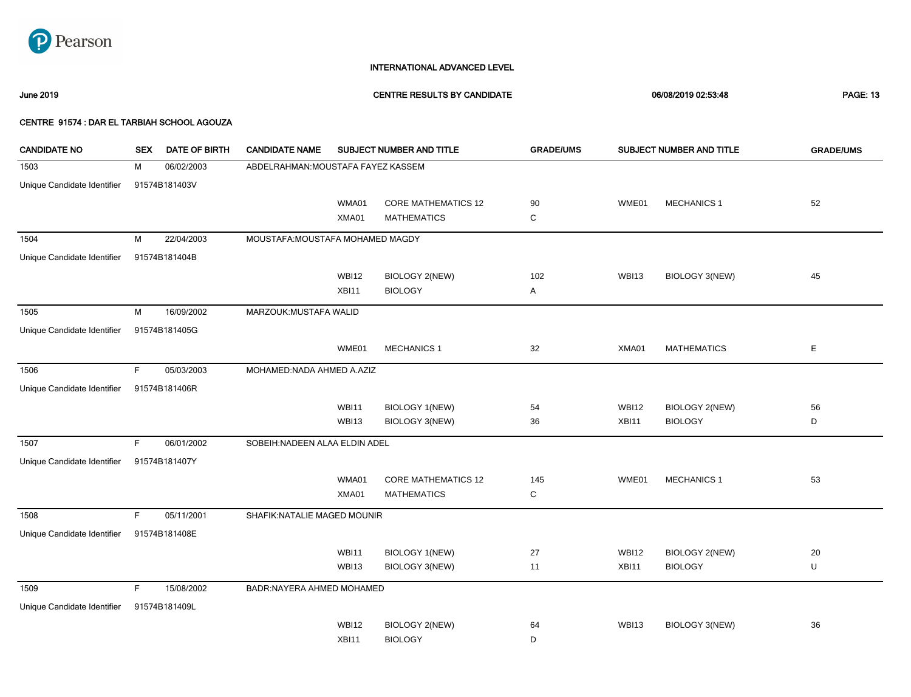Pearson

INTERNATIONAL ADVANCED LEVEL

June 2019 | CENTRE RESULTS BY CANDIDATE | 06/08/2019 02:53:48

CENTRE 91574 : DAR EL TARBIAH SCHOOL AGOUZA

| CANDIDATE NO | SEX | DATE OF BIRTH | CANDIDATE NAME | SUBJECT NUMBER AND TITLE | | GRADE/UMS | SUBJECT NUMBER AND TITLE | | GRADE/UMS |
|---|---|---|---|---|---|---|---|---|---|
| 1503 | M | 06/02/2003 | ABDELRAHMAN:MOUSTAFA FAYEZ KASSEM | | | | | | |
| Unique Candidate Identifier | 91574B181403V | | | | | | | | |
| | | | | WMA01 | CORE MATHEMATICS 12 | 90 | WME01 | MECHANICS 1 | 52 |
| | | | | XMA01 | MATHEMATICS | C | | | |
| 1504 | M | 22/04/2003 | MOUSTAFA:MOUSTAFA MOHAMED MAGDY | | | | | | |
| Unique Candidate Identifier | 91574B181404B | | | | | | | | |
| | | | | WBI12 | BIOLOGY 2(NEW) | 102 | WBI13 | BIOLOGY 3(NEW) | 45 |
| | | | | XBI11 | BIOLOGY | A | | | |
| 1505 | M | 16/09/2002 | MARZOUK:MUSTAFA WALID | | | | | | |
| Unique Candidate Identifier | 91574B181405G | | | | | | | | |
| | | | | WME01 | MECHANICS 1 | 32 | XMA01 | MATHEMATICS | E |
| 1506 | F | 05/03/2003 | MOHAMED:NADA AHMED A.AZIZ | | | | | | |
| Unique Candidate Identifier | 91574B181406R | | | | | | | | |
| | | | | WBI11 | BIOLOGY 1(NEW) | 54 | WBI12 | BIOLOGY 2(NEW) | 56 |
| | | | | WBI13 | BIOLOGY 3(NEW) | 36 | XBI11 | BIOLOGY | D |
| 1507 | F | 06/01/2002 | SOBEIH:NADEEN ALAA ELDIN ADEL | | | | | | |
| Unique Candidate Identifier | 91574B181407Y | | | | | | | | |
| | | | | WMA01 | CORE MATHEMATICS 12 | 145 | WME01 | MECHANICS 1 | 53 |
| | | | | XMA01 | MATHEMATICS | C | | | |
| 1508 | F | 05/11/2001 | SHAFIK:NATALIE MAGED MOUNIR | | | | | | |
| Unique Candidate Identifier | 91574B181408E | | | | | | | | |
| | | | | WBI11 | BIOLOGY 1(NEW) | 27 | WBI12 | BIOLOGY 2(NEW) | 20 |
| | | | | WBI13 | BIOLOGY 3(NEW) | 11 | XBI11 | BIOLOGY | U |
| 1509 | F | 15/08/2002 | BADR:NAYERA AHMED MOHAMED | | | | | | |
| Unique Candidate Identifier | 91574B181409L | | | | | | | | |
| | | | | WBI12 | BIOLOGY 2(NEW) | 64 | WBI13 | BIOLOGY 3(NEW) | 36 |
| | | | | XBI11 | BIOLOGY | D | | | |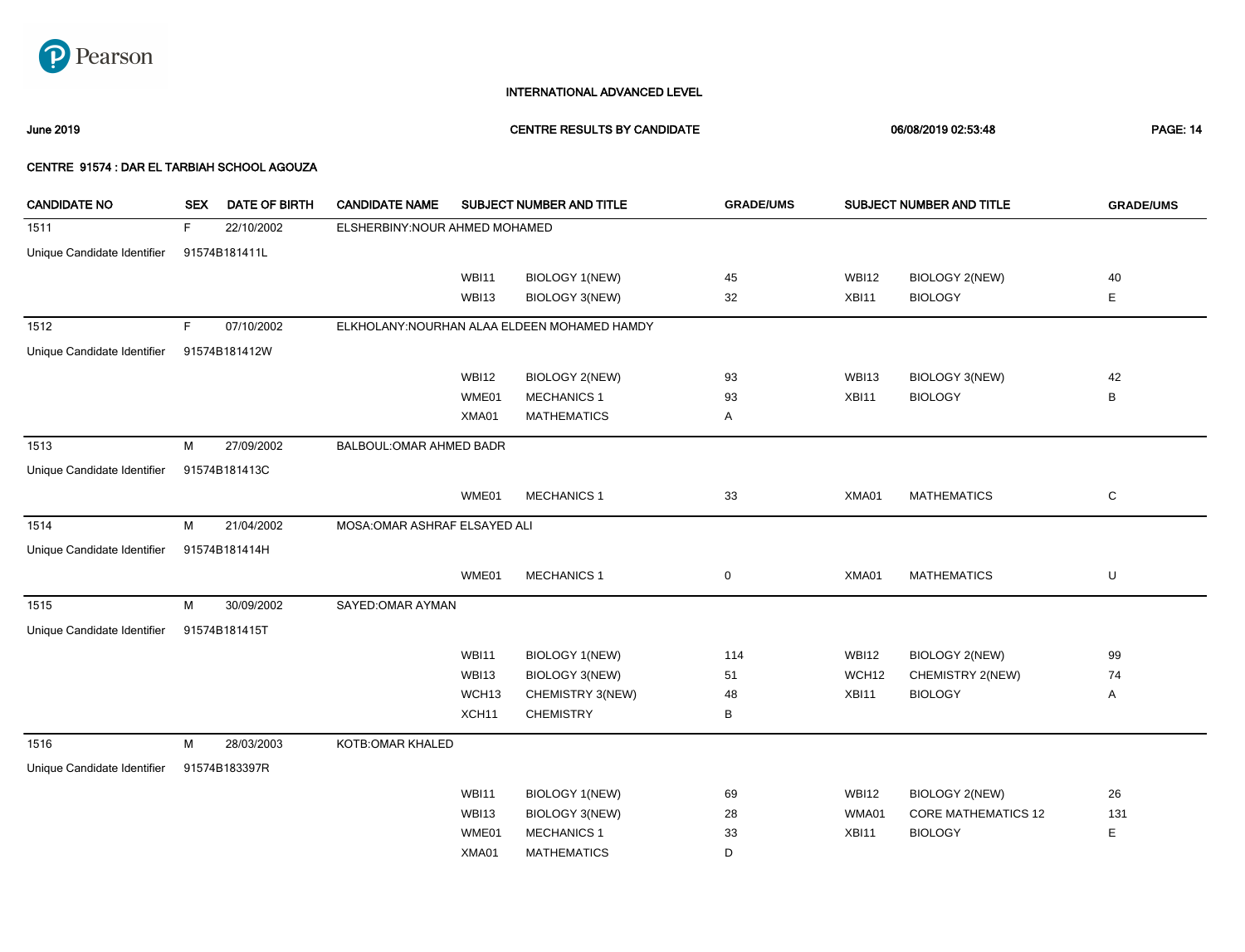INTERNATIONAL ADVANCED LEVEL

**June 2019** — **CENTRE RESULTS BY CANDIDATE** — **06/08/2019 02:53:48**

**CENTRE 91574 : DAR EL TARBIAH SCHOOL AGOUZA**

| CANDIDATE NO | SEX | DATE OF BIRTH | CANDIDATE NAME | SUBJECT NUMBER AND TITLE | | GRADE/UMS | SUBJECT NUMBER AND TITLE | | GRADE/UMS |
|---|---|---|---|---|---|---|---|---|---|
| 1511 | F | 22/10/2002 | ELSHERBINY:NOUR AHMED MOHAMED | | | | | | |
| Unique Candidate Identifier | 91574B181411L | | | | | | | | |
| | | | | WBI11 | BIOLOGY 1(NEW) | 45 | WBI12 | BIOLOGY 2(NEW) | 40 |
| | | | | WBI13 | BIOLOGY 3(NEW) | 32 | XBI11 | BIOLOGY | E |
| 1512 | F | 07/10/2002 | ELKHOLANY:NOURHAN ALAA ELDEEN MOHAMED HAMDY | | | | | | |
| Unique Candidate Identifier | 91574B181412W | | | | | | | | |
| | | | | WBI12 | BIOLOGY 2(NEW) | 93 | WBI13 | BIOLOGY 3(NEW) | 42 |
| | | | | WME01 | MECHANICS 1 | 93 | XBI11 | BIOLOGY | B |
| | | | | XMA01 | MATHEMATICS | A | | | |
| 1513 | M | 27/09/2002 | BALBOUL:OMAR AHMED BADR | | | | | | |
| Unique Candidate Identifier | 91574B181413C | | | | | | | | |
| | | | | WME01 | MECHANICS 1 | 33 | XMA01 | MATHEMATICS | C |
| 1514 | M | 21/04/2002 | MOSA:OMAR ASHRAF ELSAYED ALI | | | | | | |
| Unique Candidate Identifier | 91574B181414H | | | | | | | | |
| | | | | WME01 | MECHANICS 1 | 0 | XMA01 | MATHEMATICS | U |
| 1515 | M | 30/09/2002 | SAYED:OMAR AYMAN | | | | | | |
| Unique Candidate Identifier | 91574B181415T | | | | | | | | |
| | | | | WBI11 | BIOLOGY 1(NEW) | 114 | WBI12 | BIOLOGY 2(NEW) | 99 |
| | | | | WBI13 | BIOLOGY 3(NEW) | 51 | WCH12 | CHEMISTRY 2(NEW) | 74 |
| | | | | WCH13 | CHEMISTRY 3(NEW) | 48 | XBI11 | BIOLOGY | A |
| | | | | XCH11 | CHEMISTRY | B | | | |
| 1516 | M | 28/03/2003 | KOTB:OMAR KHALED | | | | | | |
| Unique Candidate Identifier | 91574B183397R | | | | | | | | |
| | | | | WBI11 | BIOLOGY 1(NEW) | 69 | WBI12 | BIOLOGY 2(NEW) | 26 |
| | | | | WBI13 | BIOLOGY 3(NEW) | 28 | WMA01 | CORE MATHEMATICS 12 | 131 |
| | | | | WME01 | MECHANICS 1 | 33 | XBI11 | BIOLOGY | E |
| | | | | XMA01 | MATHEMATICS | D | | | |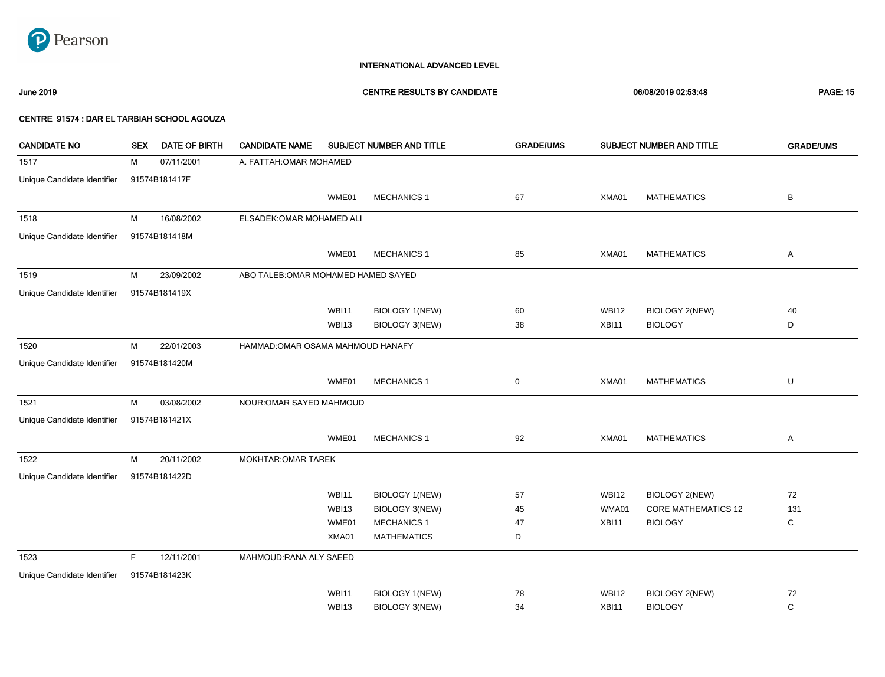INTERNATIONAL ADVANCED LEVEL

June 2019 — CENTRE RESULTS BY CANDIDATE — 06/08/2019 02:53:48

**CENTRE 91574 : DAR EL TARBIAH SCHOOL AGOUZA**

| CANDIDATE NO | SEX | DATE OF BIRTH | CANDIDATE NAME | SUBJECT NUMBER AND TITLE | | GRADE/UMS | SUBJECT NUMBER AND TITLE | | GRADE/UMS |
|---|---|---|---|---|---|---|---|---|---|
| 1517 | M | 07/11/2001 | A. FATTAH:OMAR MOHAMED | | | | | | |
| Unique Candidate Identifier | 91574B181417F | | | | | | | | |
| | | | | WME01 | MECHANICS 1 | 67 | XMA01 | MATHEMATICS | B |
| 1518 | M | 16/08/2002 | ELSADEK:OMAR MOHAMED ALI | | | | | | |
| Unique Candidate Identifier | 91574B181418M | | | | | | | | |
| | | | | WME01 | MECHANICS 1 | 85 | XMA01 | MATHEMATICS | A |
| 1519 | M | 23/09/2002 | ABO TALEB:OMAR MOHAMED HAMED SAYED | | | | | | |
| Unique Candidate Identifier | 91574B181419X | | | | | | | | |
| | | | | WBI11 | BIOLOGY 1(NEW) | 60 | WBI12 | BIOLOGY 2(NEW) | 40 |
| | | | | WBI13 | BIOLOGY 3(NEW) | 38 | XBI11 | BIOLOGY | D |
| 1520 | M | 22/01/2003 | HAMMAD:OMAR OSAMA MAHMOUD HANAFY | | | | | | |
| Unique Candidate Identifier | 91574B181420M | | | | | | | | |
| | | | | WME01 | MECHANICS 1 | 0 | XMA01 | MATHEMATICS | U |
| 1521 | M | 03/08/2002 | NOUR:OMAR SAYED MAHMOUD | | | | | | |
| Unique Candidate Identifier | 91574B181421X | | | | | | | | |
| | | | | WME01 | MECHANICS 1 | 92 | XMA01 | MATHEMATICS | A |
| 1522 | M | 20/11/2002 | MOKHTAR:OMAR TAREK | | | | | | |
| Unique Candidate Identifier | 91574B181422D | | | | | | | | |
| | | | | WBI11 | BIOLOGY 1(NEW) | 57 | WBI12 | BIOLOGY 2(NEW) | 72 |
| | | | | WBI13 | BIOLOGY 3(NEW) | 45 | WMA01 | CORE MATHEMATICS 12 | 131 |
| | | | | WME01 | MECHANICS 1 | 47 | XBI11 | BIOLOGY | C |
| | | | | XMA01 | MATHEMATICS | D | | | |
| 1523 | F | 12/11/2001 | MAHMOUD:RANA ALY SAEED | | | | | | |
| Unique Candidate Identifier | 91574B181423K | | | | | | | | |
| | | | | WBI11 | BIOLOGY 1(NEW) | 78 | WBI12 | BIOLOGY 2(NEW) | 72 |
| | | | | WBI13 | BIOLOGY 3(NEW) | 34 | XBI11 | BIOLOGY | C |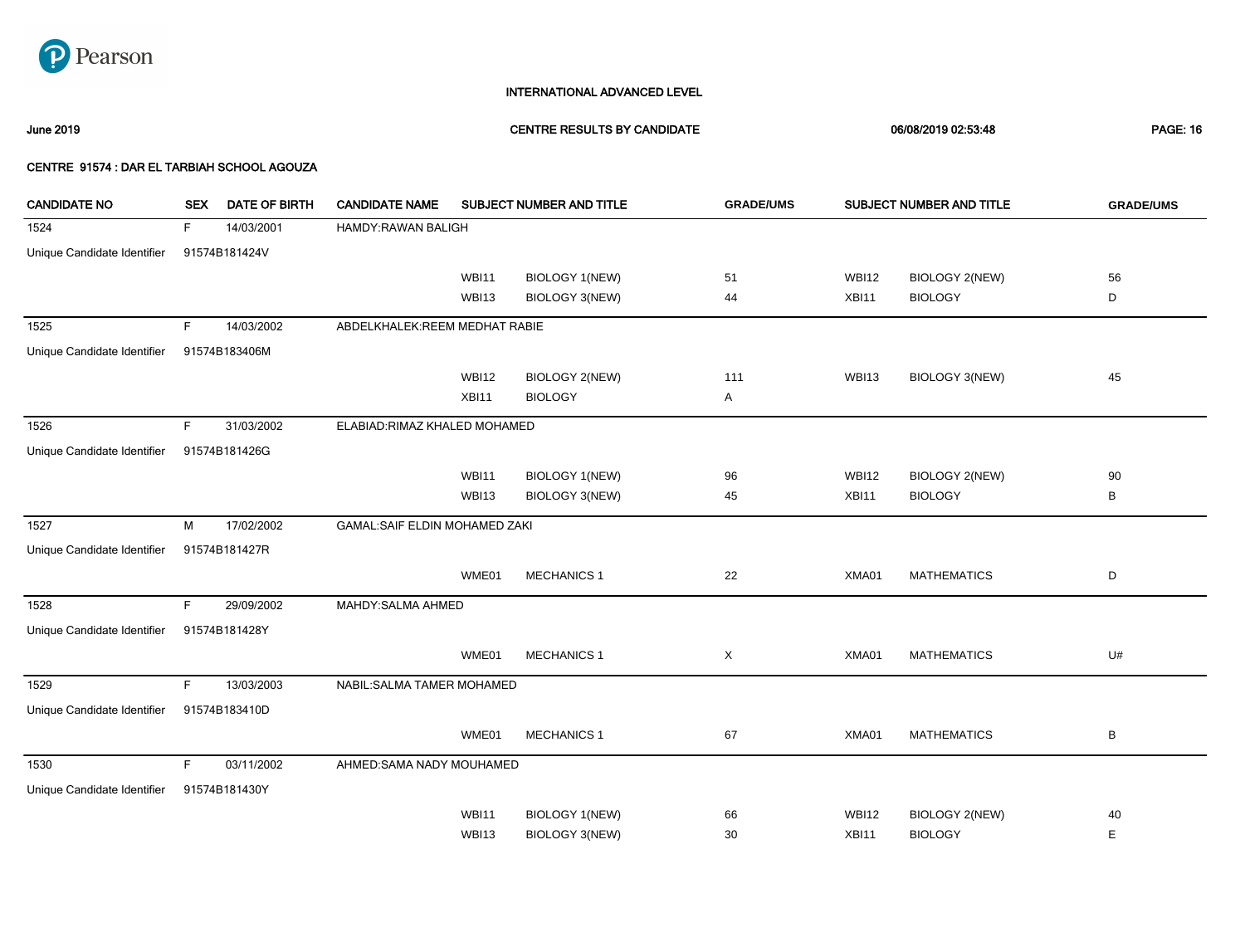Pearson

INTERNATIONAL ADVANCED LEVEL

June 2019 | CENTRE RESULTS BY CANDIDATE | 06/08/2019 02:53:48

CENTRE 91574 : DAR EL TARBIAH SCHOOL AGOUZA

| CANDIDATE NO | SEX | DATE OF BIRTH | CANDIDATE NAME | SUBJECT NUMBER AND TITLE | | GRADE/UMS | SUBJECT NUMBER AND TITLE | | GRADE/UMS |
|---|---|---|---|---|---|---|---|---|---|
| 1524 | F | 14/03/2001 | HAMDY:RAWAN BALIGH | | | | | | |
| Unique Candidate Identifier | 91574B181424V | | | | | | | | |
| | | | | WBI11 | BIOLOGY 1(NEW) | 51 | WBI12 | BIOLOGY 2(NEW) | 56 |
| | | | | WBI13 | BIOLOGY 3(NEW) | 44 | XBI11 | BIOLOGY | D |
| 1525 | F | 14/03/2002 | ABDELKHALEK:REEM MEDHAT RABIE | | | | | | |
| Unique Candidate Identifier | 91574B183406M | | | | | | | | |
| | | | | WBI12 | BIOLOGY 2(NEW) | 111 | WBI13 | BIOLOGY 3(NEW) | 45 |
| | | | | XBI11 | BIOLOGY | A | | | |
| 1526 | F | 31/03/2002 | ELABIAD:RIMAZ KHALED MOHAMED | | | | | | |
| Unique Candidate Identifier | 91574B181426G | | | | | | | | |
| | | | | WBI11 | BIOLOGY 1(NEW) | 96 | WBI12 | BIOLOGY 2(NEW) | 90 |
| | | | | WBI13 | BIOLOGY 3(NEW) | 45 | XBI11 | BIOLOGY | B |
| 1527 | M | 17/02/2002 | GAMAL:SAIF ELDIN MOHAMED ZAKI | | | | | | |
| Unique Candidate Identifier | 91574B181427R | | | | | | | | |
| | | | | WME01 | MECHANICS 1 | 22 | XMA01 | MATHEMATICS | D |
| 1528 | F | 29/09/2002 | MAHDY:SALMA AHMED | | | | | | |
| Unique Candidate Identifier | 91574B181428Y | | | | | | | | |
| | | | | WME01 | MECHANICS 1 | X | XMA01 | MATHEMATICS | U# |
| 1529 | F | 13/03/2003 | NABIL:SALMA TAMER MOHAMED | | | | | | |
| Unique Candidate Identifier | 91574B183410D | | | | | | | | |
| | | | | WME01 | MECHANICS 1 | 67 | XMA01 | MATHEMATICS | B |
| 1530 | F | 03/11/2002 | AHMED:SAMA NADY MOUHAMED | | | | | | |
| Unique Candidate Identifier | 91574B181430Y | | | | | | | | |
| | | | | WBI11 | BIOLOGY 1(NEW) | 66 | WBI12 | BIOLOGY 2(NEW) | 40 |
| | | | | WBI13 | BIOLOGY 3(NEW) | 30 | XBI11 | BIOLOGY | E |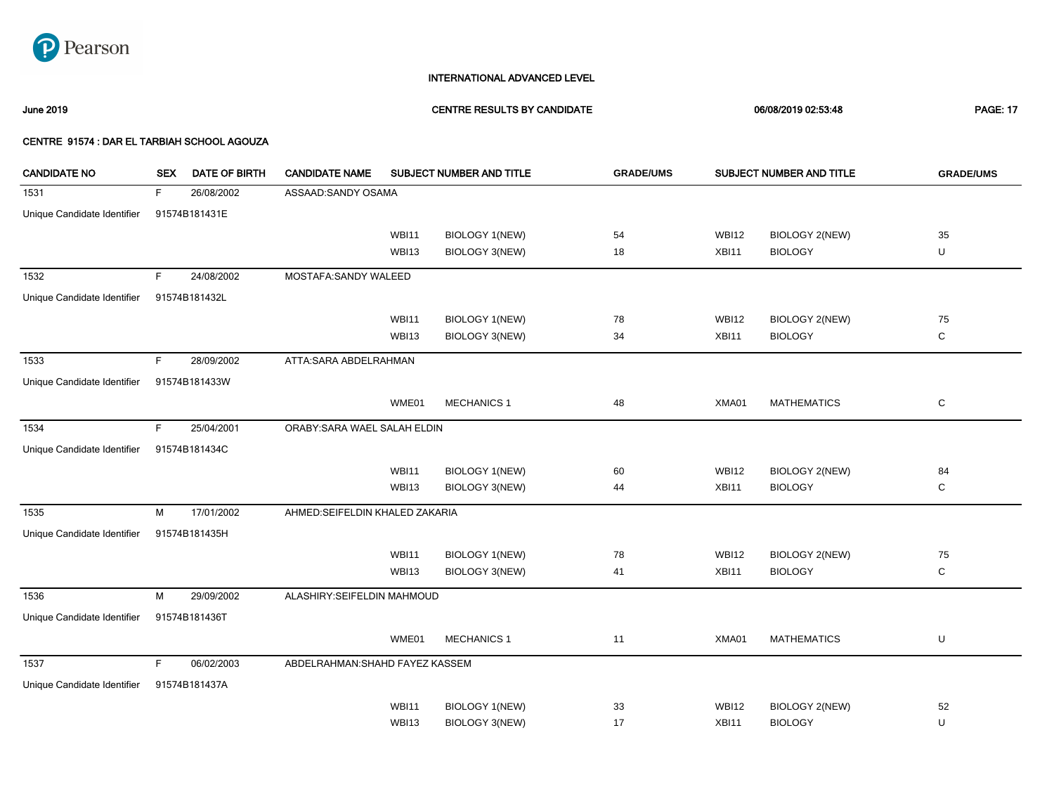INTERNATIONAL ADVANCED LEVEL

June 2019 — CENTRE RESULTS BY CANDIDATE — 06/08/2019 02:53:48

CENTRE 91574 : DAR EL TARBIAH SCHOOL AGOUZA

| CANDIDATE NO | SEX | DATE OF BIRTH | CANDIDATE NAME | SUBJECT NUMBER AND TITLE | | GRADE/UMS | SUBJECT NUMBER AND TITLE | | GRADE/UMS |
|---|---|---|---|---|---|---|---|---|---|
| 1531 | F | 26/08/2002 | ASSAAD:SANDY OSAMA | | | | | | |
| Unique Candidate Identifier | 91574B181431E | | | | | | | | |
| | | | | WBI11 | BIOLOGY 1(NEW) | 54 | WBI12 | BIOLOGY 2(NEW) | 35 |
| | | | | WBI13 | BIOLOGY 3(NEW) | 18 | XBI11 | BIOLOGY | U |
| 1532 | F | 24/08/2002 | MOSTAFA:SANDY WALEED | | | | | | |
| Unique Candidate Identifier | 91574B181432L | | | | | | | | |
| | | | | WBI11 | BIOLOGY 1(NEW) | 78 | WBI12 | BIOLOGY 2(NEW) | 75 |
| | | | | WBI13 | BIOLOGY 3(NEW) | 34 | XBI11 | BIOLOGY | C |
| 1533 | F | 28/09/2002 | ATTA:SARA ABDELRAHMAN | | | | | | |
| Unique Candidate Identifier | 91574B181433W | | | | | | | | |
| | | | | WME01 | MECHANICS 1 | 48 | XMA01 | MATHEMATICS | C |
| 1534 | F | 25/04/2001 | ORABY:SARA WAEL SALAH ELDIN | | | | | | |
| Unique Candidate Identifier | 91574B181434C | | | | | | | | |
| | | | | WBI11 | BIOLOGY 1(NEW) | 60 | WBI12 | BIOLOGY 2(NEW) | 84 |
| | | | | WBI13 | BIOLOGY 3(NEW) | 44 | XBI11 | BIOLOGY | C |
| 1535 | M | 17/01/2002 | AHMED:SEIFELDIN KHALED ZAKARIA | | | | | | |
| Unique Candidate Identifier | 91574B181435H | | | | | | | | |
| | | | | WBI11 | BIOLOGY 1(NEW) | 78 | WBI12 | BIOLOGY 2(NEW) | 75 |
| | | | | WBI13 | BIOLOGY 3(NEW) | 41 | XBI11 | BIOLOGY | C |
| 1536 | M | 29/09/2002 | ALASHIRY:SEIFELDIN MAHMOUD | | | | | | |
| Unique Candidate Identifier | 91574B181436T | | | | | | | | |
| | | | | WME01 | MECHANICS 1 | 11 | XMA01 | MATHEMATICS | U |
| 1537 | F | 06/02/2003 | ABDELRAHMAN:SHAHD FAYEZ KASSEM | | | | | | |
| Unique Candidate Identifier | 91574B181437A | | | | | | | | |
| | | | | WBI11 | BIOLOGY 1(NEW) | 33 | WBI12 | BIOLOGY 2(NEW) | 52 |
| | | | | WBI13 | BIOLOGY 3(NEW) | 17 | XBI11 | BIOLOGY | U |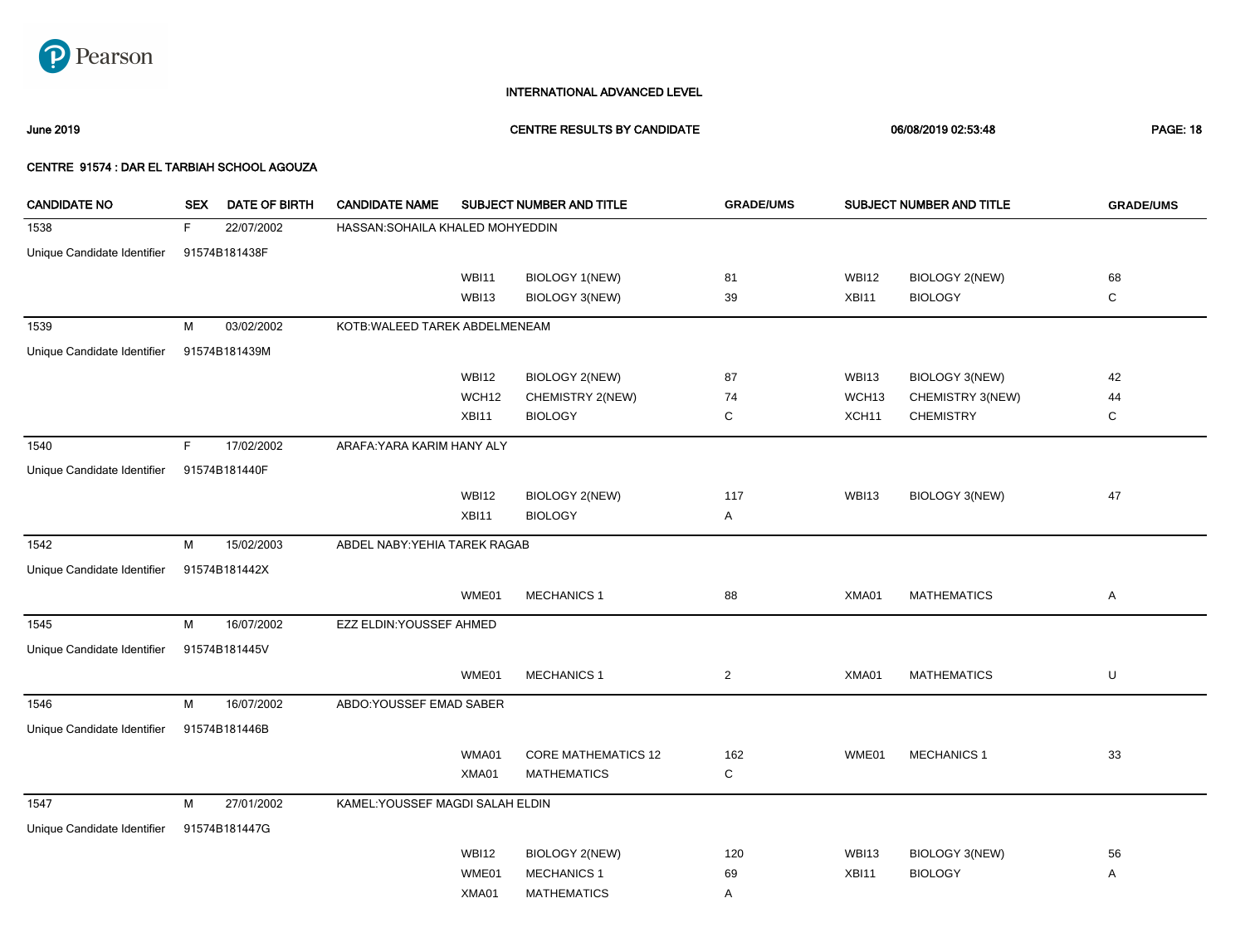INTERNATIONAL ADVANCED LEVEL

June 2019 — CENTRE RESULTS BY CANDIDATE — 06/08/2019 02:53:48

CENTRE 91574 : DAR EL TARBIAH SCHOOL AGOUZA

| CANDIDATE NO | SEX | DATE OF BIRTH | CANDIDATE NAME | SUBJECT NUMBER AND TITLE | | GRADE/UMS | SUBJECT NUMBER AND TITLE | | GRADE/UMS |
|---|---|---|---|---|---|---|---|---|---|
| 1538 | F | 22/07/2002 | HASSAN:SOHAILA KHALED MOHYEDDIN | | | | | | |
| Unique Candidate Identifier | 91574B181438F | | | | | | | | |
| | | | | WBI11 | BIOLOGY 1(NEW) | 81 | WBI12 | BIOLOGY 2(NEW) | 68 |
| | | | | WBI13 | BIOLOGY 3(NEW) | 39 | XBI11 | BIOLOGY | C |
| 1539 | M | 03/02/2002 | KOTB:WALEED TAREK ABDELMENEAM | | | | | | |
| Unique Candidate Identifier | 91574B181439M | | | | | | | | |
| | | | | WBI12 | BIOLOGY 2(NEW) | 87 | WBI13 | BIOLOGY 3(NEW) | 42 |
| | | | | WCH12 | CHEMISTRY 2(NEW) | 74 | WCH13 | CHEMISTRY 3(NEW) | 44 |
| | | | | XBI11 | BIOLOGY | C | XCH11 | CHEMISTRY | C |
| 1540 | F | 17/02/2002 | ARAFA:YARA KARIM HANY ALY | | | | | | |
| Unique Candidate Identifier | 91574B181440F | | | | | | | | |
| | | | | WBI12 | BIOLOGY 2(NEW) | 117 | WBI13 | BIOLOGY 3(NEW) | 47 |
| | | | | XBI11 | BIOLOGY | A | | | |
| 1542 | M | 15/02/2003 | ABDEL NABY:YEHIA TAREK RAGAB | | | | | | |
| Unique Candidate Identifier | 91574B181442X | | | | | | | | |
| | | | | WME01 | MECHANICS 1 | 88 | XMA01 | MATHEMATICS | A |
| 1545 | M | 16/07/2002 | EZZ ELDIN:YOUSSEF AHMED | | | | | | |
| Unique Candidate Identifier | 91574B181445V | | | | | | | | |
| | | | | WME01 | MECHANICS 1 | 2 | XMA01 | MATHEMATICS | U |
| 1546 | M | 16/07/2002 | ABDO:YOUSSEF EMAD SABER | | | | | | |
| Unique Candidate Identifier | 91574B181446B | | | | | | | | |
| | | | | WMA01 | CORE MATHEMATICS 12 | 162 | WME01 | MECHANICS 1 | 33 |
| | | | | XMA01 | MATHEMATICS | C | | | |
| 1547 | M | 27/01/2002 | KAMEL:YOUSSEF MAGDI SALAH ELDIN | | | | | | |
| Unique Candidate Identifier | 91574B181447G | | | | | | | | |
| | | | | WBI12 | BIOLOGY 2(NEW) | 120 | WBI13 | BIOLOGY 3(NEW) | 56 |
| | | | | WME01 | MECHANICS 1 | 69 | XBI11 | BIOLOGY | A |
| | | | | XMA01 | MATHEMATICS | A | | | |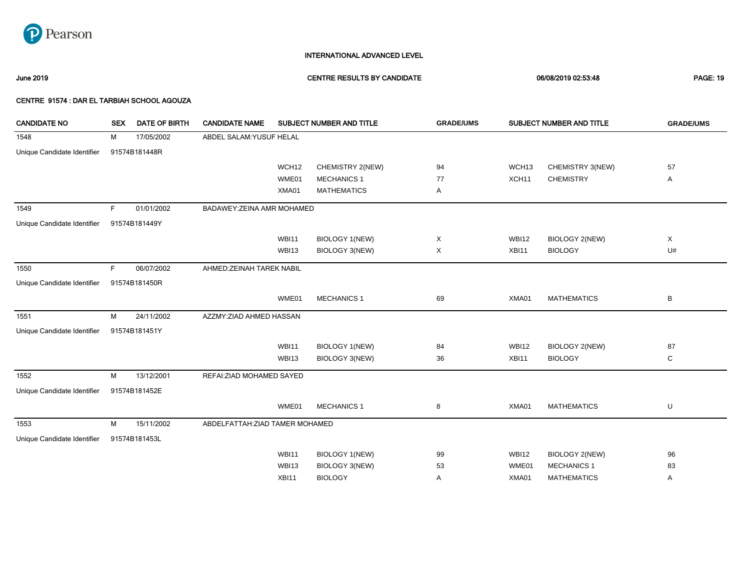# INTERNATIONAL ADVANCED LEVEL

**June 2019** **CENTRE RESULTS BY CANDIDATE** **06/08/2019 02:53:48**

**CENTRE 91574 : DAR EL TARBIAH SCHOOL AGOUZA**

| CANDIDATE NO | SEX | DATE OF BIRTH | CANDIDATE NAME | SUBJECT NUMBER AND TITLE | | GRADE/UMS | SUBJECT NUMBER AND TITLE | | GRADE/UMS |
|---|---|---|---|---|---|---|---|---|---|
| 1548 | M | 17/05/2002 | ABDEL SALAM:YUSUF HELAL | | | | | | |
| Unique Candidate Identifier | 91574B181448R | | | | | | | | |
| | | | | WCH12 | CHEMISTRY 2(NEW) | 94 | WCH13 | CHEMISTRY 3(NEW) | 57 |
| | | | | WME01 | MECHANICS 1 | 77 | XCH11 | CHEMISTRY | A |
| | | | | XMA01 | MATHEMATICS | A | | | |
| 1549 | F | 01/01/2002 | BADAWEY:ZEINA AMR MOHAMED | | | | | | |
| Unique Candidate Identifier | 91574B181449Y | | | | | | | | |
| | | | | WBI11 | BIOLOGY 1(NEW) | X | WBI12 | BIOLOGY 2(NEW) | X |
| | | | | WBI13 | BIOLOGY 3(NEW) | X | XBI11 | BIOLOGY | U# |
| 1550 | F | 06/07/2002 | AHMED:ZEINAH TAREK NABIL | | | | | | |
| Unique Candidate Identifier | 91574B181450R | | | | | | | | |
| | | | | WME01 | MECHANICS 1 | 69 | XMA01 | MATHEMATICS | B |
| 1551 | M | 24/11/2002 | AZZMY:ZIAD AHMED HASSAN | | | | | | |
| Unique Candidate Identifier | 91574B181451Y | | | | | | | | |
| | | | | WBI11 | BIOLOGY 1(NEW) | 84 | WBI12 | BIOLOGY 2(NEW) | 87 |
| | | | | WBI13 | BIOLOGY 3(NEW) | 36 | XBI11 | BIOLOGY | C |
| 1552 | M | 13/12/2001 | REFAI:ZIAD MOHAMED SAYED | | | | | | |
| Unique Candidate Identifier | 91574B181452E | | | | | | | | |
| | | | | WME01 | MECHANICS 1 | 8 | XMA01 | MATHEMATICS | U |
| 1553 | M | 15/11/2002 | ABDELFATTAH:ZIAD TAMER MOHAMED | | | | | | |
| Unique Candidate Identifier | 91574B181453L | | | | | | | | |
| | | | | WBI11 | BIOLOGY 1(NEW) | 99 | WBI12 | BIOLOGY 2(NEW) | 96 |
| | | | | WBI13 | BIOLOGY 3(NEW) | 53 | WME01 | MECHANICS 1 | 83 |
| | | | | XBI11 | BIOLOGY | A | XMA01 | MATHEMATICS | A |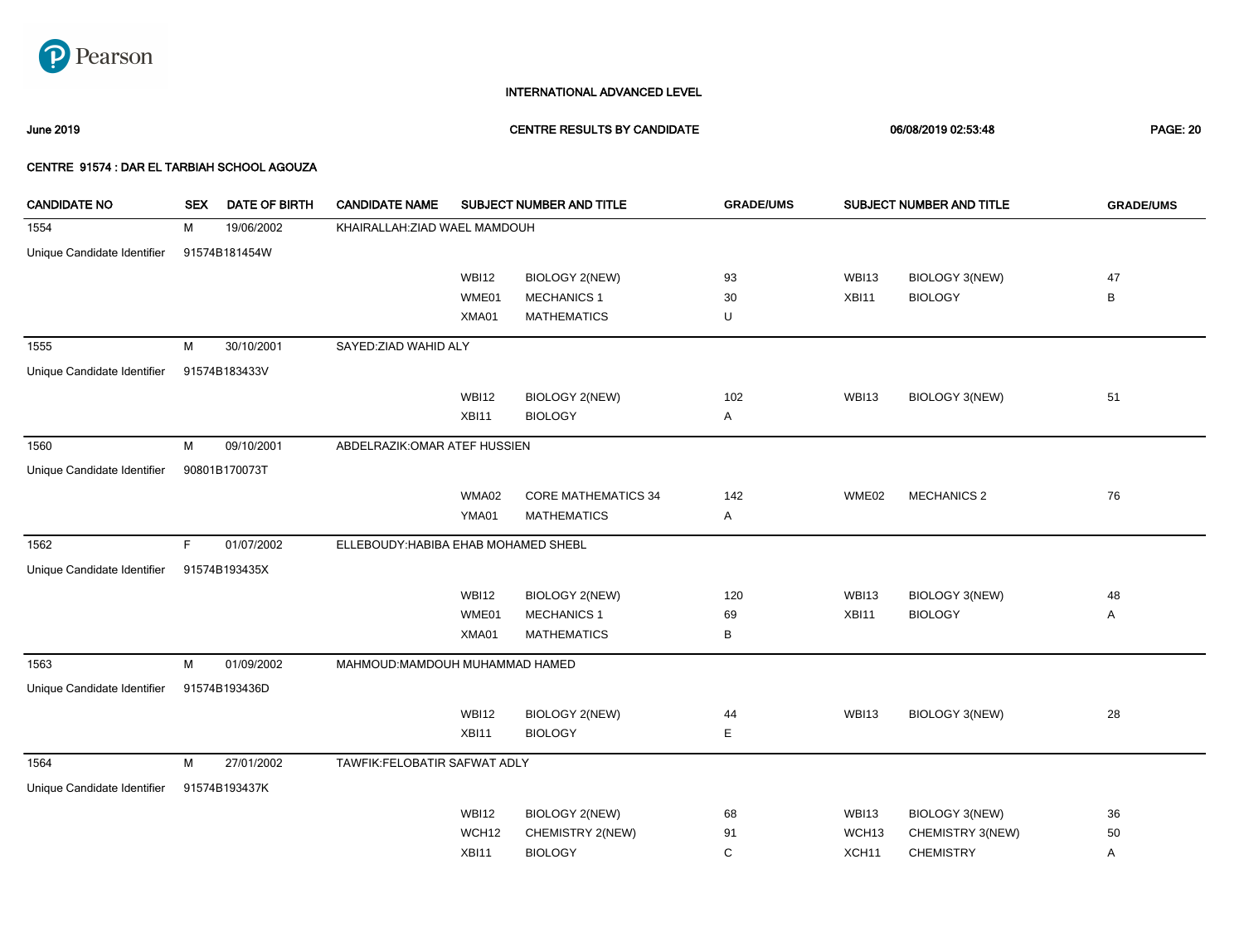INTERNATIONAL ADVANCED LEVEL

June 2019 | CENTRE RESULTS BY CANDIDATE | 06/08/2019 02:53:48

**CENTRE 91574 : DAR EL TARBIAH SCHOOL AGOUZA**

| CANDIDATE NO | SEX | DATE OF BIRTH | CANDIDATE NAME | SUBJECT NUMBER AND TITLE | | GRADE/UMS | SUBJECT NUMBER AND TITLE | | GRADE/UMS |
|---|---|---|---|---|---|---|---|---|---|
| 1554 | M | 19/06/2002 | KHAIRALLAH:ZIAD WAEL MAMDOUH | | | | | | |
| Unique Candidate Identifier | 91574B181454W | | | | | | | | |
| | | | | WBI12 | BIOLOGY 2(NEW) | 93 | WBI13 | BIOLOGY 3(NEW) | 47 |
| | | | | WME01 | MECHANICS 1 | 30 | XBI11 | BIOLOGY | B |
| | | | | XMA01 | MATHEMATICS | U | | | |
| 1555 | M | 30/10/2001 | SAYED:ZIAD WAHID ALY | | | | | | |
| Unique Candidate Identifier | 91574B183433V | | | | | | | | |
| | | | | WBI12 | BIOLOGY 2(NEW) | 102 | WBI13 | BIOLOGY 3(NEW) | 51 |
| | | | | XBI11 | BIOLOGY | A | | | |
| 1560 | M | 09/10/2001 | ABDELRAZIK:OMAR ATEF HUSSIEN | | | | | | |
| Unique Candidate Identifier | 90801B170073T | | | | | | | | |
| | | | | WMA02 | CORE MATHEMATICS 34 | 142 | WME02 | MECHANICS 2 | 76 |
| | | | | YMA01 | MATHEMATICS | A | | | |
| 1562 | F | 01/07/2002 | ELLEBOUDY:HABIBA EHAB MOHAMED SHEBL | | | | | | |
| Unique Candidate Identifier | 91574B193435X | | | | | | | | |
| | | | | WBI12 | BIOLOGY 2(NEW) | 120 | WBI13 | BIOLOGY 3(NEW) | 48 |
| | | | | WME01 | MECHANICS 1 | 69 | XBI11 | BIOLOGY | A |
| | | | | XMA01 | MATHEMATICS | B | | | |
| 1563 | M | 01/09/2002 | MAHMOUD:MAMDOUH MUHAMMAD HAMED | | | | | | |
| Unique Candidate Identifier | 91574B193436D | | | | | | | | |
| | | | | WBI12 | BIOLOGY 2(NEW) | 44 | WBI13 | BIOLOGY 3(NEW) | 28 |
| | | | | XBI11 | BIOLOGY | E | | | |
| 1564 | M | 27/01/2002 | TAWFIK:FELOBATIR SAFWAT ADLY | | | | | | |
| Unique Candidate Identifier | 91574B193437K | | | | | | | | |
| | | | | WBI12 | BIOLOGY 2(NEW) | 68 | WBI13 | BIOLOGY 3(NEW) | 36 |
| | | | | WCH12 | CHEMISTRY 2(NEW) | 91 | WCH13 | CHEMISTRY 3(NEW) | 50 |
| | | | | XBI11 | BIOLOGY | C | XCH11 | CHEMISTRY | A |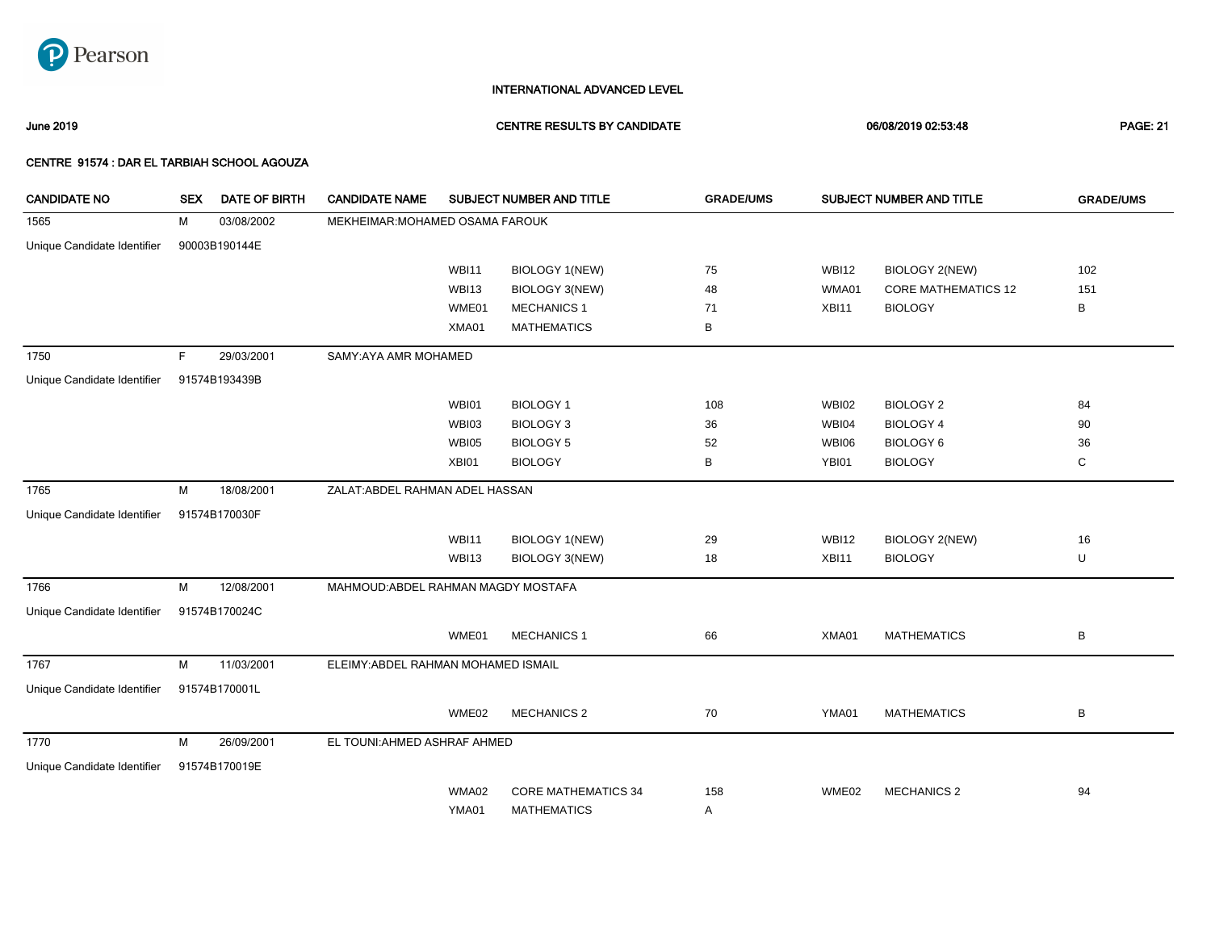INTERNATIONAL ADVANCED LEVEL

June 2019 | CENTRE RESULTS BY CANDIDATE | 06/08/2019 02:53:48

CENTRE 91574 : DAR EL TARBIAH SCHOOL AGOUZA

| CANDIDATE NO | SEX | DATE OF BIRTH | CANDIDATE NAME | SUBJECT NUMBER AND TITLE | | GRADE/UMS | SUBJECT NUMBER AND TITLE | | GRADE/UMS |
|---|---|---|---|---|---|---|---|---|---|
| 1565 | M | 03/08/2002 | MEKHEIMAR:MOHAMED OSAMA FAROUK | | | | | | |
| Unique Candidate Identifier | 90003B190144E | | | | | | | | |
| | | | | WBI11 | BIOLOGY 1(NEW) | 75 | WBI12 | BIOLOGY 2(NEW) | 102 |
| | | | | WBI13 | BIOLOGY 3(NEW) | 48 | WMA01 | CORE MATHEMATICS 12 | 151 |
| | | | | WME01 | MECHANICS 1 | 71 | XBI11 | BIOLOGY | B |
| | | | | XMA01 | MATHEMATICS | B | | | |
| 1750 | F | 29/03/2001 | SAMY:AYA AMR MOHAMED | | | | | | |
| Unique Candidate Identifier | 91574B193439B | | | | | | | | |
| | | | | WBI01 | BIOLOGY 1 | 108 | WBI02 | BIOLOGY 2 | 84 |
| | | | | WBI03 | BIOLOGY 3 | 36 | WBI04 | BIOLOGY 4 | 90 |
| | | | | WBI05 | BIOLOGY 5 | 52 | WBI06 | BIOLOGY 6 | 36 |
| | | | | XBI01 | BIOLOGY | B | YBI01 | BIOLOGY | C |
| 1765 | M | 18/08/2001 | ZALAT:ABDEL RAHMAN ADEL HASSAN | | | | | | |
| Unique Candidate Identifier | 91574B170030F | | | | | | | | |
| | | | | WBI11 | BIOLOGY 1(NEW) | 29 | WBI12 | BIOLOGY 2(NEW) | 16 |
| | | | | WBI13 | BIOLOGY 3(NEW) | 18 | XBI11 | BIOLOGY | U |
| 1766 | M | 12/08/2001 | MAHMOUD:ABDEL RAHMAN MAGDY MOSTAFA | | | | | | |
| Unique Candidate Identifier | 91574B170024C | | | | | | | | |
| | | | | WME01 | MECHANICS 1 | 66 | XMA01 | MATHEMATICS | B |
| 1767 | M | 11/03/2001 | ELEIMY:ABDEL RAHMAN MOHAMED ISMAIL | | | | | | |
| Unique Candidate Identifier | 91574B170001L | | | | | | | | |
| | | | | WME02 | MECHANICS 2 | 70 | YMA01 | MATHEMATICS | B |
| 1770 | M | 26/09/2001 | EL TOUNI:AHMED ASHRAF AHMED | | | | | | |
| Unique Candidate Identifier | 91574B170019E | | | | | | | | |
| | | | | WMA02 | CORE MATHEMATICS 34 | 158 | WME02 | MECHANICS 2 | 94 |
| | | | | YMA01 | MATHEMATICS | A | | | |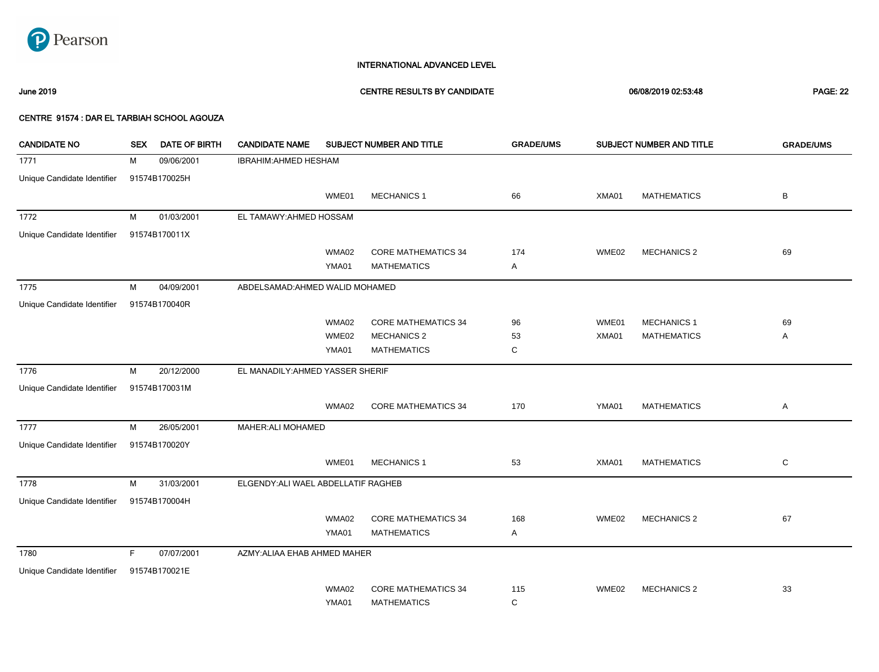INTERNATIONAL ADVANCED LEVEL

June 2019 | CENTRE RESULTS BY CANDIDATE | 06/08/2019 02:53:48

CENTRE 91574 : DAR EL TARBIAH SCHOOL AGOUZA

| CANDIDATE NO | SEX | DATE OF BIRTH | CANDIDATE NAME | SUBJECT NUMBER AND TITLE | | GRADE/UMS | SUBJECT NUMBER AND TITLE | | GRADE/UMS |
|---|---|---|---|---|---|---|---|---|---|
| 1771 | M | 09/06/2001 | IBRAHIM:AHMED HESHAM | | | | | | |
| Unique Candidate Identifier | 91574B170025H | | | | | | | | |
| | | | | WME01 | MECHANICS 1 | 66 | XMA01 | MATHEMATICS | B |
| 1772 | M | 01/03/2001 | EL TAMAWY:AHMED HOSSAM | | | | | | |
| Unique Candidate Identifier | 91574B170011X | | | | | | | | |
| | | | | WMA02 | CORE MATHEMATICS 34 | 174 | WME02 | MECHANICS 2 | 69 |
| | | | | YMA01 | MATHEMATICS | A | | | |
| 1775 | M | 04/09/2001 | ABDELSAMAD:AHMED WALID MOHAMED | | | | | | |
| Unique Candidate Identifier | 91574B170040R | | | | | | | | |
| | | | | WMA02 | CORE MATHEMATICS 34 | 96 | WME01 | MECHANICS 1 | 69 |
| | | | | WME02 | MECHANICS 2 | 53 | XMA01 | MATHEMATICS | A |
| | | | | YMA01 | MATHEMATICS | C | | | |
| 1776 | M | 20/12/2000 | EL MANADILY:AHMED YASSER SHERIF | | | | | | |
| Unique Candidate Identifier | 91574B170031M | | | | | | | | |
| | | | | WMA02 | CORE MATHEMATICS 34 | 170 | YMA01 | MATHEMATICS | A |
| 1777 | M | 26/05/2001 | MAHER:ALI MOHAMED | | | | | | |
| Unique Candidate Identifier | 91574B170020Y | | | | | | | | |
| | | | | WME01 | MECHANICS 1 | 53 | XMA01 | MATHEMATICS | C |
| 1778 | M | 31/03/2001 | ELGENDY:ALI WAEL ABDELLATIF RAGHEB | | | | | | |
| Unique Candidate Identifier | 91574B170004H | | | | | | | | |
| | | | | WMA02 | CORE MATHEMATICS 34 | 168 | WME02 | MECHANICS 2 | 67 |
| | | | | YMA01 | MATHEMATICS | A | | | |
| 1780 | F | 07/07/2001 | AZMY:ALIAA EHAB AHMED MAHER | | | | | | |
| Unique Candidate Identifier | 91574B170021E | | | | | | | | |
| | | | | WMA02 | CORE MATHEMATICS 34 | 115 | WME02 | MECHANICS 2 | 33 |
| | | | | YMA01 | MATHEMATICS | C | | | |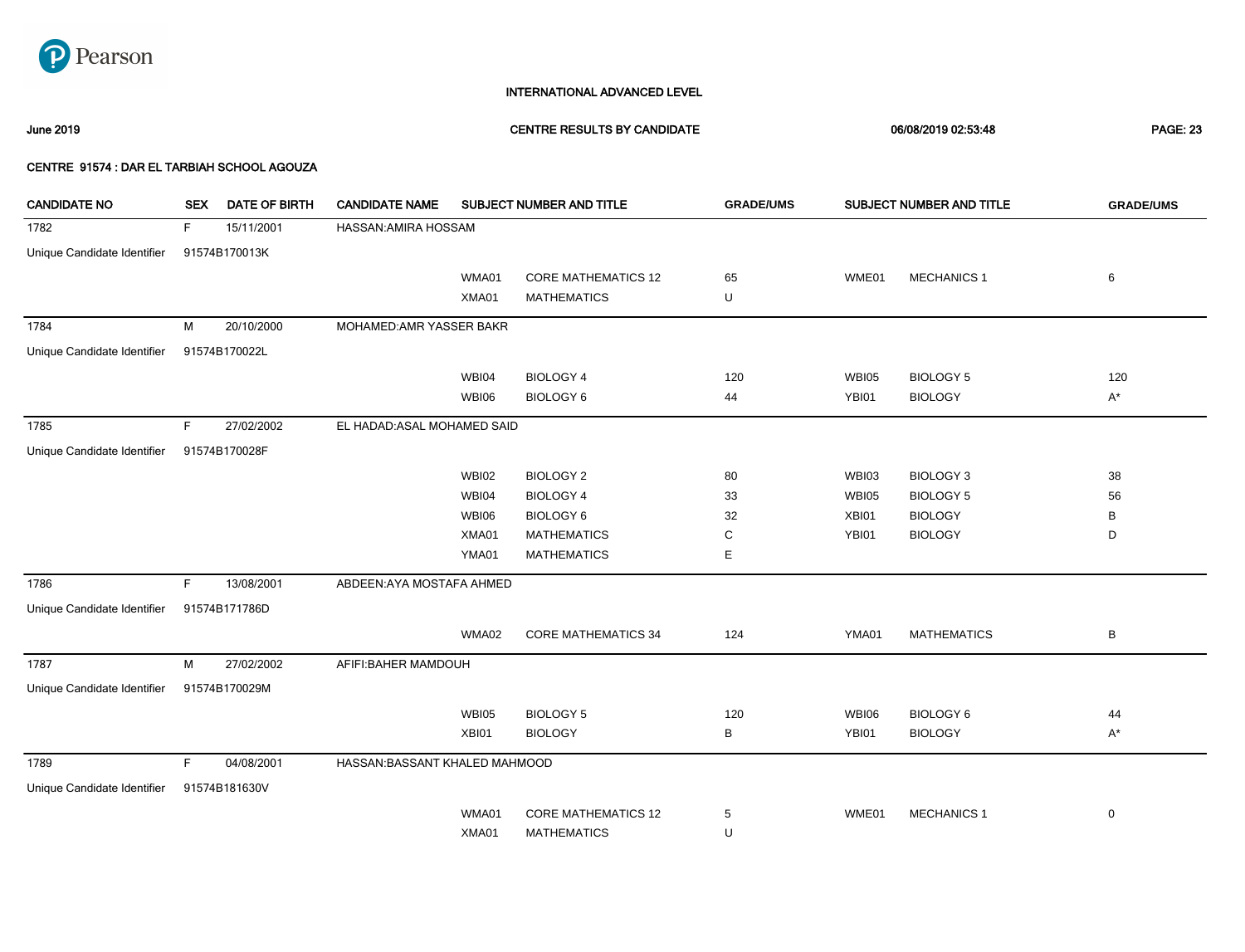INTERNATIONAL ADVANCED LEVEL

June 2019 — CENTRE RESULTS BY CANDIDATE — 06/08/2019 02:53:48

**CENTRE 91574 : DAR EL TARBIAH SCHOOL AGOUZA**

| CANDIDATE NO | SEX | DATE OF BIRTH | CANDIDATE NAME | SUBJECT NUMBER AND TITLE | | GRADE/UMS | SUBJECT NUMBER AND TITLE | | GRADE/UMS |
|---|---|---|---|---|---|---|---|---|---|
| 1782 | F | 15/11/2001 | HASSAN:AMIRA HOSSAM | | | | | | |
| Unique Candidate Identifier | 91574B170013K | | | | | | | | |
| | | | | WMA01 | CORE MATHEMATICS 12 | 65 | WME01 | MECHANICS 1 | 6 |
| | | | | XMA01 | MATHEMATICS | U | | | |
| 1784 | M | 20/10/2000 | MOHAMED:AMR YASSER BAKR | | | | | | |
| Unique Candidate Identifier | 91574B170022L | | | | | | | | |
| | | | | WBI04 | BIOLOGY 4 | 120 | WBI05 | BIOLOGY 5 | 120 |
| | | | | WBI06 | BIOLOGY 6 | 44 | YBI01 | BIOLOGY | A* |
| 1785 | F | 27/02/2002 | EL HADAD:ASAL MOHAMED SAID | | | | | | |
| Unique Candidate Identifier | 91574B170028F | | | | | | | | |
| | | | | WBI02 | BIOLOGY 2 | 80 | WBI03 | BIOLOGY 3 | 38 |
| | | | | WBI04 | BIOLOGY 4 | 33 | WBI05 | BIOLOGY 5 | 56 |
| | | | | WBI06 | BIOLOGY 6 | 32 | XBI01 | BIOLOGY | B |
| | | | | XMA01 | MATHEMATICS | C | YBI01 | BIOLOGY | D |
| | | | | YMA01 | MATHEMATICS | E | | | |
| 1786 | F | 13/08/2001 | ABDEEN:AYA MOSTAFA AHMED | | | | | | |
| Unique Candidate Identifier | 91574B171786D | | | | | | | | |
| | | | | WMA02 | CORE MATHEMATICS 34 | 124 | YMA01 | MATHEMATICS | B |
| 1787 | M | 27/02/2002 | AFIFI:BAHER MAMDOUH | | | | | | |
| Unique Candidate Identifier | 91574B170029M | | | | | | | | |
| | | | | WBI05 | BIOLOGY 5 | 120 | WBI06 | BIOLOGY 6 | 44 |
| | | | | XBI01 | BIOLOGY | B | YBI01 | BIOLOGY | A* |
| 1789 | F | 04/08/2001 | HASSAN:BASSANT KHALED MAHMOOD | | | | | | |
| Unique Candidate Identifier | 91574B181630V | | | | | | | | |
| | | | | WMA01 | CORE MATHEMATICS 12 | 5 | WME01 | MECHANICS 1 | 0 |
| | | | | XMA01 | MATHEMATICS | U | | | |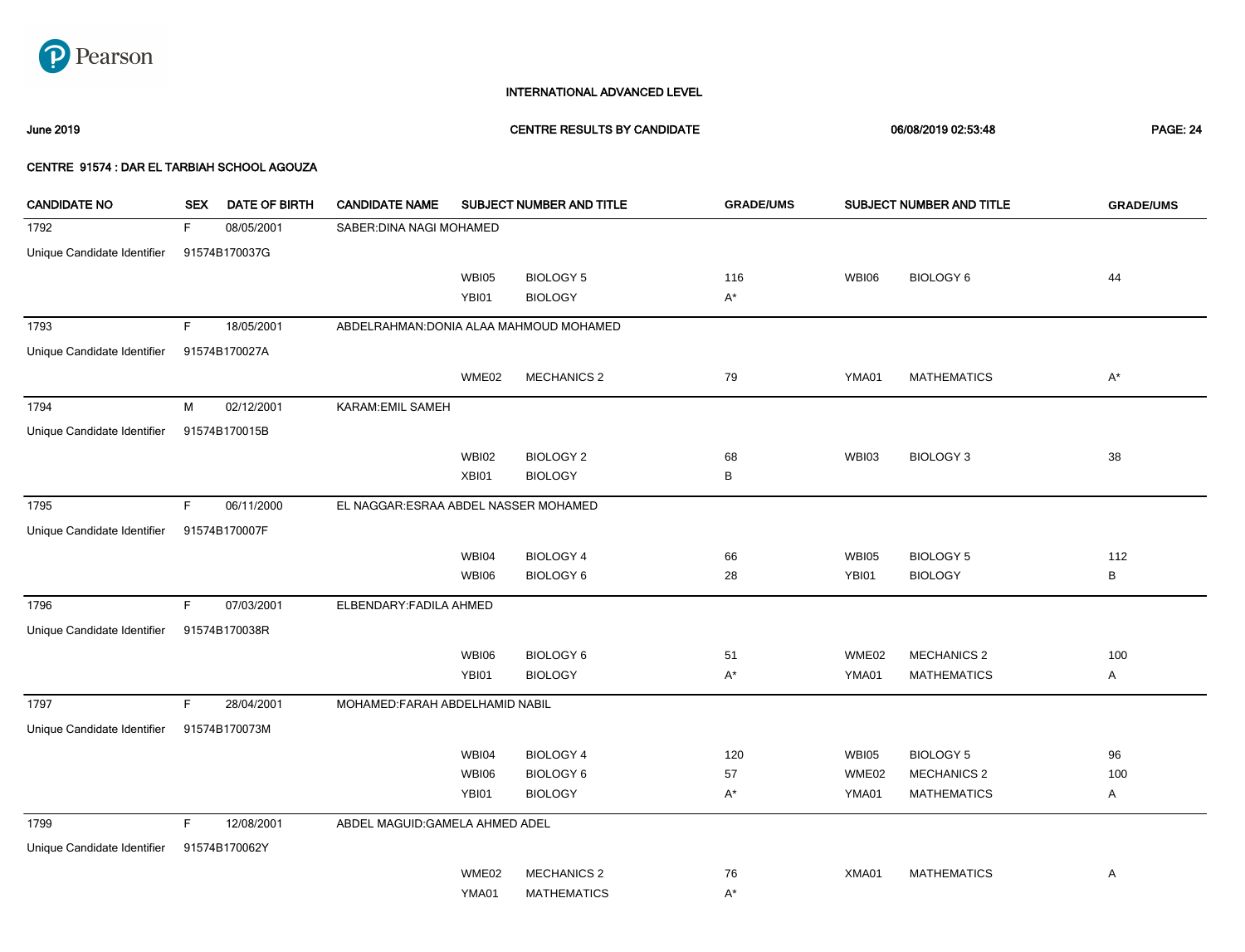Pearson

INTERNATIONAL ADVANCED LEVEL

June 2019 | CENTRE RESULTS BY CANDIDATE | 06/08/2019 02:53:48

CENTRE 91574 : DAR EL TARBIAH SCHOOL AGOUZA

| CANDIDATE NO | SEX | DATE OF BIRTH | CANDIDATE NAME | SUBJECT NUMBER AND TITLE | | GRADE/UMS | SUBJECT NUMBER AND TITLE | | GRADE/UMS |
|---|---|---|---|---|---|---|---|---|---|
| 1792 | F | 08/05/2001 | SABER:DINA NAGI MOHAMED | | | | | | |
| Unique Candidate Identifier | 91574B170037G | | | | | | | | |
| | | | | WBI05 | BIOLOGY 5 | 116 | WBI06 | BIOLOGY 6 | 44 |
| | | | | YBI01 | BIOLOGY | A* | | | |
| 1793 | F | 18/05/2001 | ABDELRAHMAN:DONIA ALAA MAHMOUD MOHAMED | | | | | | |
| Unique Candidate Identifier | 91574B170027A | | | | | | | | |
| | | | | WME02 | MECHANICS 2 | 79 | YMA01 | MATHEMATICS | A* |
| 1794 | M | 02/12/2001 | KARAM:EMIL SAMEH | | | | | | |
| Unique Candidate Identifier | 91574B170015B | | | | | | | | |
| | | | | WBI02 | BIOLOGY 2 | 68 | WBI03 | BIOLOGY 3 | 38 |
| | | | | XBI01 | BIOLOGY | B | | | |
| 1795 | F | 06/11/2000 | EL NAGGAR:ESRAA ABDEL NASSER MOHAMED | | | | | | |
| Unique Candidate Identifier | 91574B170007F | | | | | | | | |
| | | | | WBI04 | BIOLOGY 4 | 66 | WBI05 | BIOLOGY 5 | 112 |
| | | | | WBI06 | BIOLOGY 6 | 28 | YBI01 | BIOLOGY | B |
| 1796 | F | 07/03/2001 | ELBENDARY:FADILA AHMED | | | | | | |
| Unique Candidate Identifier | 91574B170038R | | | | | | | | |
| | | | | WBI06 | BIOLOGY 6 | 51 | WME02 | MECHANICS 2 | 100 |
| | | | | YBI01 | BIOLOGY | A* | YMA01 | MATHEMATICS | A |
| 1797 | F | 28/04/2001 | MOHAMED:FARAH ABDELHAMID NABIL | | | | | | |
| Unique Candidate Identifier | 91574B170073M | | | | | | | | |
| | | | | WBI04 | BIOLOGY 4 | 120 | WBI05 | BIOLOGY 5 | 96 |
| | | | | WBI06 | BIOLOGY 6 | 57 | WME02 | MECHANICS 2 | 100 |
| | | | | YBI01 | BIOLOGY | A* | YMA01 | MATHEMATICS | A |
| 1799 | F | 12/08/2001 | ABDEL MAGUID:GAMELA AHMED ADEL | | | | | | |
| Unique Candidate Identifier | 91574B170062Y | | | | | | | | |
| | | | | WME02 | MECHANICS 2 | 76 | XMA01 | MATHEMATICS | A |
| | | | | YMA01 | MATHEMATICS | A* | | | |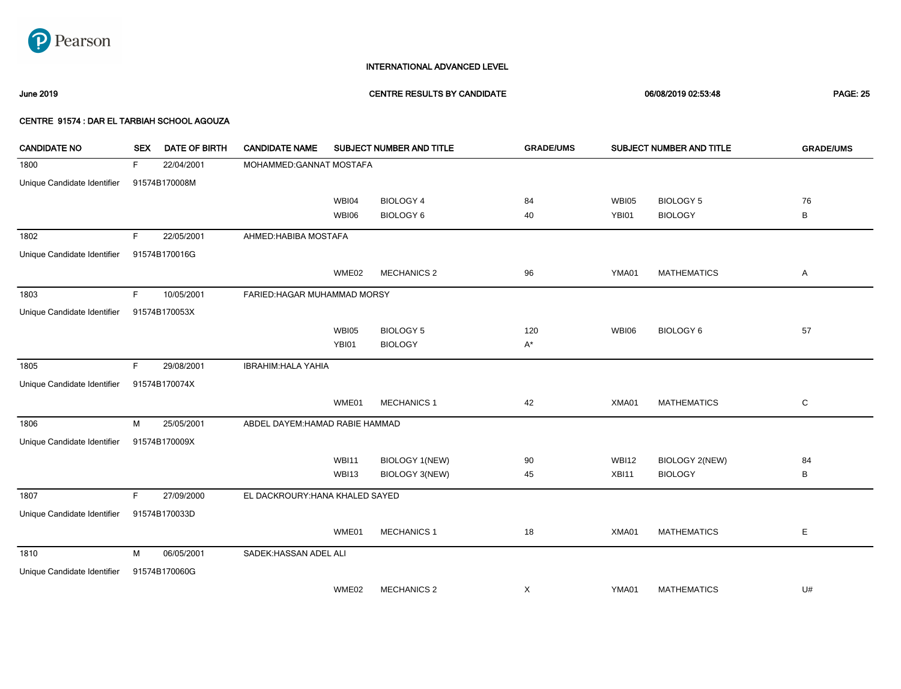INTERNATIONAL ADVANCED LEVEL

June 2019 | CENTRE RESULTS BY CANDIDATE | 06/08/2019 02:53:48

CENTRE 91574 : DAR EL TARBIAH SCHOOL AGOUZA

| CANDIDATE NO | SEX | DATE OF BIRTH | CANDIDATE NAME | SUBJECT NUMBER AND TITLE | | GRADE/UMS | SUBJECT NUMBER AND TITLE | | GRADE/UMS |
|---|---|---|---|---|---|---|---|---|---|
| 1800 | F | 22/04/2001 | MOHAMMED:GANNAT MOSTAFA | | | | | | |
| Unique Candidate Identifier | 91574B170008M | | | | | | | | |
| | | | | WBI04 | BIOLOGY 4 | 84 | WBI05 | BIOLOGY 5 | 76 |
| | | | | WBI06 | BIOLOGY 6 | 40 | YBI01 | BIOLOGY | B |
| 1802 | F | 22/05/2001 | AHMED:HABIBA MOSTAFA | | | | | | |
| Unique Candidate Identifier | 91574B170016G | | | | | | | | |
| | | | | WME02 | MECHANICS 2 | 96 | YMA01 | MATHEMATICS | A |
| 1803 | F | 10/05/2001 | FARIED:HAGAR MUHAMMAD MORSY | | | | | | |
| Unique Candidate Identifier | 91574B170053X | | | | | | | | |
| | | | | WBI05 | BIOLOGY 5 | 120 | WBI06 | BIOLOGY 6 | 57 |
| | | | | YBI01 | BIOLOGY | A* | | | |
| 1805 | F | 29/08/2001 | IBRAHIM:HALA YAHIA | | | | | | |
| Unique Candidate Identifier | 91574B170074X | | | | | | | | |
| | | | | WME01 | MECHANICS 1 | 42 | XMA01 | MATHEMATICS | C |
| 1806 | M | 25/05/2001 | ABDEL DAYEM:HAMAD RABIE HAMMAD | | | | | | |
| Unique Candidate Identifier | 91574B170009X | | | | | | | | |
| | | | | WBI11 | BIOLOGY 1(NEW) | 90 | WBI12 | BIOLOGY 2(NEW) | 84 |
| | | | | WBI13 | BIOLOGY 3(NEW) | 45 | XBI11 | BIOLOGY | B |
| 1807 | F | 27/09/2000 | EL DACKROURY:HANA KHALED SAYED | | | | | | |
| Unique Candidate Identifier | 91574B170033D | | | | | | | | |
| | | | | WME01 | MECHANICS 1 | 18 | XMA01 | MATHEMATICS | E |
| 1810 | M | 06/05/2001 | SADEK:HASSAN ADEL ALI | | | | | | |
| Unique Candidate Identifier | 91574B170060G | | | | | | | | |
| | | | | WME02 | MECHANICS 2 | X | YMA01 | MATHEMATICS | U# |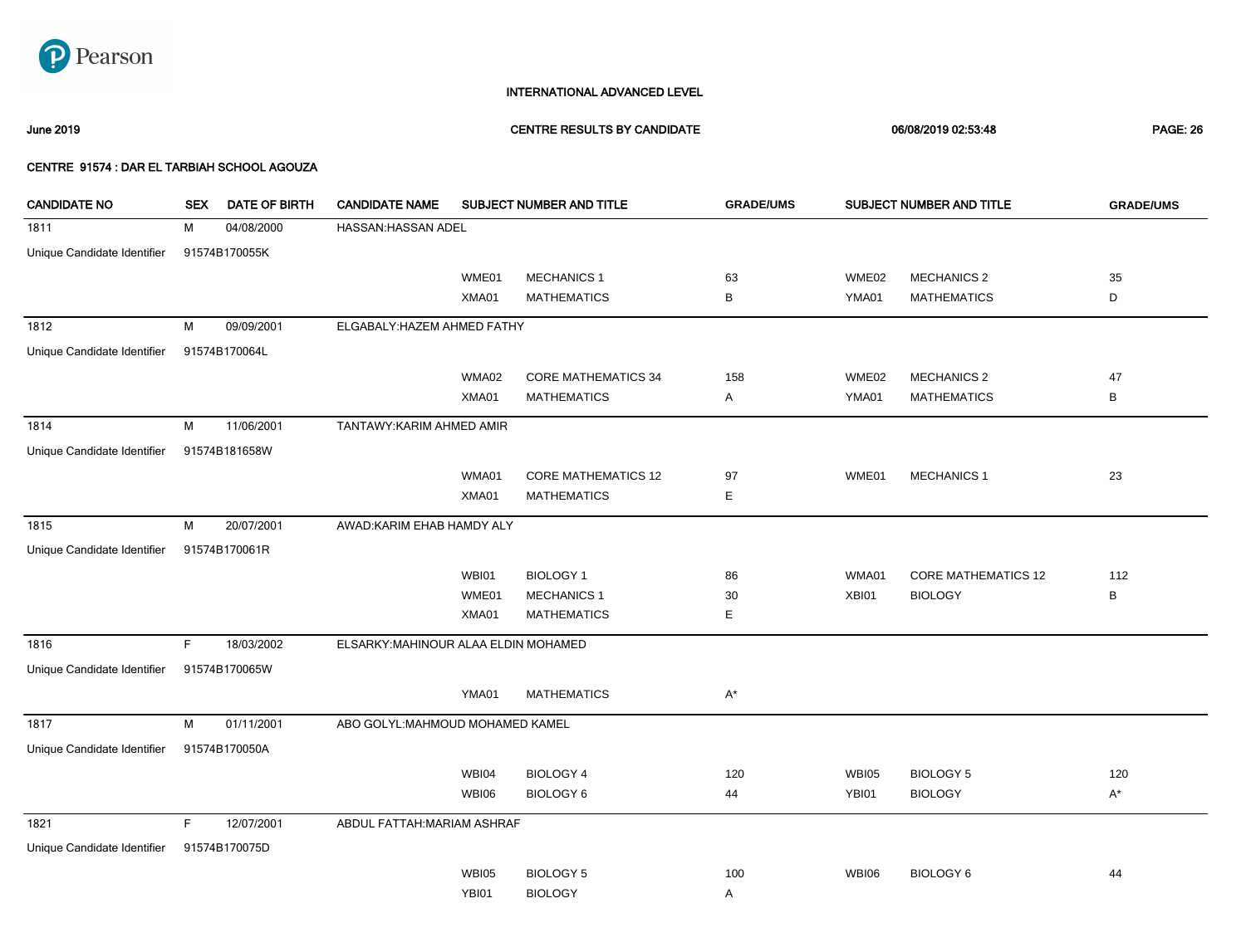Pearson

INTERNATIONAL ADVANCED LEVEL

June 2019 | CENTRE RESULTS BY CANDIDATE | 06/08/2019 02:53:48

CENTRE 91574 : DAR EL TARBIAH SCHOOL AGOUZA

| CANDIDATE NO | SEX | DATE OF BIRTH | CANDIDATE NAME | SUBJECT NUMBER AND TITLE | | GRADE/UMS | SUBJECT NUMBER AND TITLE | | GRADE/UMS |
|---|---|---|---|---|---|---|---|---|---|
| 1811 | M | 04/08/2000 | HASSAN:HASSAN ADEL | | | | | | |
| Unique Candidate Identifier | 91574B170055K | | | | | | | | |
| | | | | WME01 | MECHANICS 1 | 63 | WME02 | MECHANICS 2 | 35 |
| | | | | XMA01 | MATHEMATICS | B | YMA01 | MATHEMATICS | D |
| 1812 | M | 09/09/2001 | ELGABALY:HAZEM AHMED FATHY | | | | | | |
| Unique Candidate Identifier | 91574B170064L | | | | | | | | |
| | | | | WMA02 | CORE MATHEMATICS 34 | 158 | WME02 | MECHANICS 2 | 47 |
| | | | | XMA01 | MATHEMATICS | A | YMA01 | MATHEMATICS | B |
| 1814 | M | 11/06/2001 | TANTAWY:KARIM AHMED AMIR | | | | | | |
| Unique Candidate Identifier | 91574B181658W | | | | | | | | |
| | | | | WMA01 | CORE MATHEMATICS 12 | 97 | WME01 | MECHANICS 1 | 23 |
| | | | | XMA01 | MATHEMATICS | E | | | |
| 1815 | M | 20/07/2001 | AWAD:KARIM EHAB HAMDY ALY | | | | | | |
| Unique Candidate Identifier | 91574B170061R | | | | | | | | |
| | | | | WBI01 | BIOLOGY 1 | 86 | WMA01 | CORE MATHEMATICS 12 | 112 |
| | | | | WME01 | MECHANICS 1 | 30 | XBI01 | BIOLOGY | B |
| | | | | XMA01 | MATHEMATICS | E | | | |
| 1816 | F | 18/03/2002 | ELSARKY:MAHINOUR ALAA ELDIN MOHAMED | | | | | | |
| Unique Candidate Identifier | 91574B170065W | | | | | | | | |
| | | | | YMA01 | MATHEMATICS | A* | | | |
| 1817 | M | 01/11/2001 | ABO GOLYL:MAHMOUD MOHAMED KAMEL | | | | | | |
| Unique Candidate Identifier | 91574B170050A | | | | | | | | |
| | | | | WBI04 | BIOLOGY 4 | 120 | WBI05 | BIOLOGY 5 | 120 |
| | | | | WBI06 | BIOLOGY 6 | 44 | YBI01 | BIOLOGY | A* |
| 1821 | F | 12/07/2001 | ABDUL FATTAH:MARIAM ASHRAF | | | | | | |
| Unique Candidate Identifier | 91574B170075D | | | | | | | | |
| | | | | WBI05 | BIOLOGY 5 | 100 | WBI06 | BIOLOGY 6 | 44 |
| | | | | YBI01 | BIOLOGY | A | | | |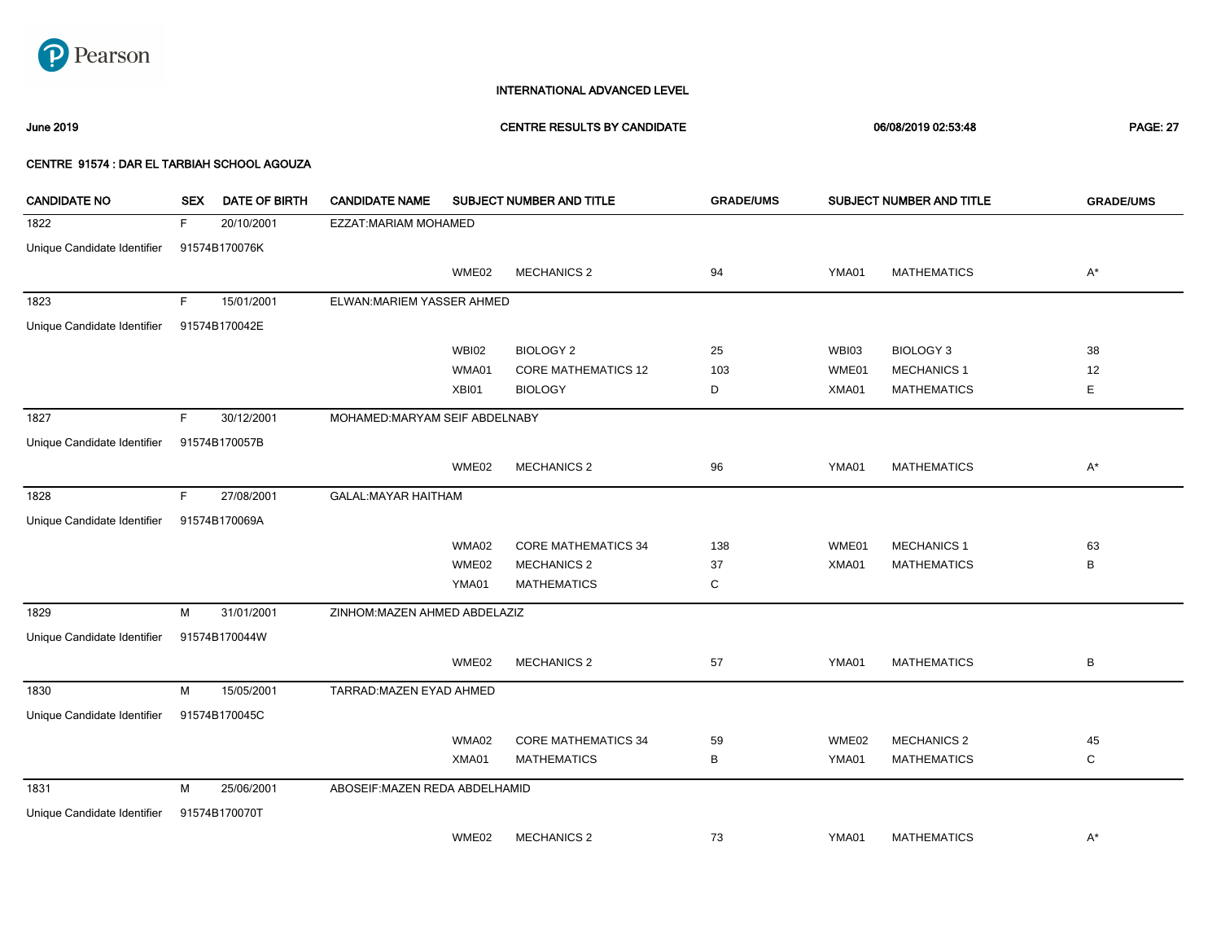Pearson

INTERNATIONAL ADVANCED LEVEL

June 2019 — CENTRE RESULTS BY CANDIDATE — 06/08/2019 02:53:48

CENTRE 91574 : DAR EL TARBIAH SCHOOL AGOUZA

| CANDIDATE NO | SEX | DATE OF BIRTH | CANDIDATE NAME | SUBJECT NUMBER AND TITLE | | GRADE/UMS | SUBJECT NUMBER AND TITLE | | GRADE/UMS |
|---|---|---|---|---|---|---|---|---|---|
| 1822 | F | 20/10/2001 | EZZAT:MARIAM MOHAMED | | | | | | |
| Unique Candidate Identifier | 91574B170076K | | | | | | | | |
| | | | | WME02 | MECHANICS 2 | 94 | YMA01 | MATHEMATICS | A* |
| 1823 | F | 15/01/2001 | ELWAN:MARIEM YASSER AHMED | | | | | | |
| Unique Candidate Identifier | 91574B170042E | | | | | | | | |
| | | | | WBI02 | BIOLOGY 2 | 25 | WBI03 | BIOLOGY 3 | 38 |
| | | | | WMA01 | CORE MATHEMATICS 12 | 103 | WME01 | MECHANICS 1 | 12 |
| | | | | XBI01 | BIOLOGY | D | XMA01 | MATHEMATICS | E |
| 1827 | F | 30/12/2001 | MOHAMED:MARYAM SEIF ABDELNABY | | | | | | |
| Unique Candidate Identifier | 91574B170057B | | | | | | | | |
| | | | | WME02 | MECHANICS 2 | 96 | YMA01 | MATHEMATICS | A* |
| 1828 | F | 27/08/2001 | GALAL:MAYAR HAITHAM | | | | | | |
| Unique Candidate Identifier | 91574B170069A | | | | | | | | |
| | | | | WMA02 | CORE MATHEMATICS 34 | 138 | WME01 | MECHANICS 1 | 63 |
| | | | | WME02 | MECHANICS 2 | 37 | XMA01 | MATHEMATICS | B |
| | | | | YMA01 | MATHEMATICS | C | | | |
| 1829 | M | 31/01/2001 | ZINHOM:MAZEN AHMED ABDELAZIZ | | | | | | |
| Unique Candidate Identifier | 91574B170044W | | | | | | | | |
| | | | | WME02 | MECHANICS 2 | 57 | YMA01 | MATHEMATICS | B |
| 1830 | M | 15/05/2001 | TARRAD:MAZEN EYAD AHMED | | | | | | |
| Unique Candidate Identifier | 91574B170045C | | | | | | | | |
| | | | | WMA02 | CORE MATHEMATICS 34 | 59 | WME02 | MECHANICS 2 | 45 |
| | | | | XMA01 | MATHEMATICS | B | YMA01 | MATHEMATICS | C |
| 1831 | M | 25/06/2001 | ABOSEIF:MAZEN REDA ABDELHAMID | | | | | | |
| Unique Candidate Identifier | 91574B170070T | | | | | | | | |
| | | | | WME02 | MECHANICS 2 | 73 | YMA01 | MATHEMATICS | A* |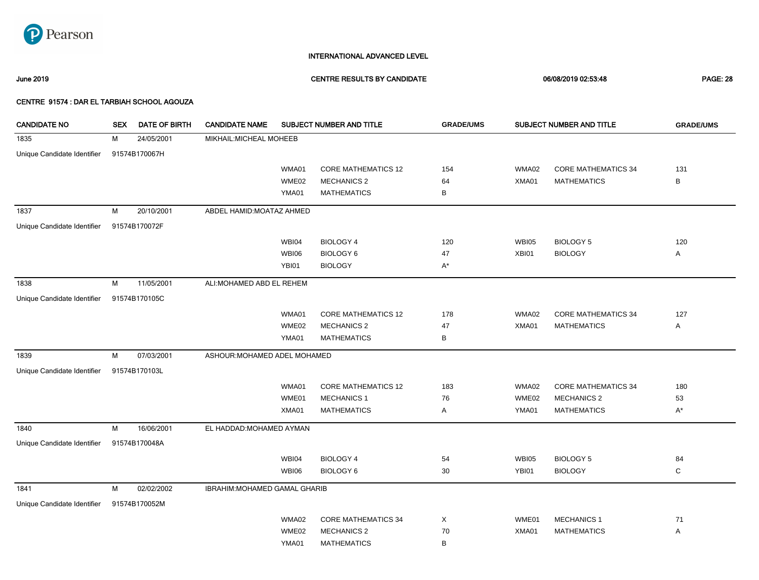INTERNATIONAL ADVANCED LEVEL

June 2019 | CENTRE RESULTS BY CANDIDATE | 06/08/2019 02:53:48

CENTRE 91574 : DAR EL TARBIAH SCHOOL AGOUZA

| CANDIDATE NO | SEX | DATE OF BIRTH | CANDIDATE NAME | SUBJECT NUMBER AND TITLE | | GRADE/UMS | SUBJECT NUMBER AND TITLE | | GRADE/UMS |
|---|---|---|---|---|---|---|---|---|---|
| 1835 | M | 24/05/2001 | MIKHAIL:MICHEAL MOHEEB | | | | | | |
| Unique Candidate Identifier | 91574B170067H | | | | | | | | |
| | | | | WMA01 | CORE MATHEMATICS 12 | 154 | WMA02 | CORE MATHEMATICS 34 | 131 |
| | | | | WME02 | MECHANICS 2 | 64 | XMA01 | MATHEMATICS | B |
| | | | | YMA01 | MATHEMATICS | B | | | |
| 1837 | M | 20/10/2001 | ABDEL HAMID:MOATAZ AHMED | | | | | | |
| Unique Candidate Identifier | 91574B170072F | | | | | | | | |
| | | | | WBI04 | BIOLOGY 4 | 120 | WBI05 | BIOLOGY 5 | 120 |
| | | | | WBI06 | BIOLOGY 6 | 47 | XBI01 | BIOLOGY | A |
| | | | | YBI01 | BIOLOGY | A* | | | |
| 1838 | M | 11/05/2001 | ALI:MOHAMED ABD EL REHEM | | | | | | |
| Unique Candidate Identifier | 91574B170105C | | | | | | | | |
| | | | | WMA01 | CORE MATHEMATICS 12 | 178 | WMA02 | CORE MATHEMATICS 34 | 127 |
| | | | | WME02 | MECHANICS 2 | 47 | XMA01 | MATHEMATICS | A |
| | | | | YMA01 | MATHEMATICS | B | | | |
| 1839 | M | 07/03/2001 | ASHOUR:MOHAMED ADEL MOHAMED | | | | | | |
| Unique Candidate Identifier | 91574B170103L | | | | | | | | |
| | | | | WMA01 | CORE MATHEMATICS 12 | 183 | WMA02 | CORE MATHEMATICS 34 | 180 |
| | | | | WME01 | MECHANICS 1 | 76 | WME02 | MECHANICS 2 | 53 |
| | | | | XMA01 | MATHEMATICS | A | YMA01 | MATHEMATICS | A* |
| 1840 | M | 16/06/2001 | EL HADDAD:MOHAMED AYMAN | | | | | | |
| Unique Candidate Identifier | 91574B170048A | | | | | | | | |
| | | | | WBI04 | BIOLOGY 4 | 54 | WBI05 | BIOLOGY 5 | 84 |
| | | | | WBI06 | BIOLOGY 6 | 30 | YBI01 | BIOLOGY | C |
| 1841 | M | 02/02/2002 | IBRAHIM:MOHAMED GAMAL GHARIB | | | | | | |
| Unique Candidate Identifier | 91574B170052M | | | | | | | | |
| | | | | WMA02 | CORE MATHEMATICS 34 | X | WME01 | MECHANICS 1 | 71 |
| | | | | WME02 | MECHANICS 2 | 70 | XMA01 | MATHEMATICS | A |
| | | | | YMA01 | MATHEMATICS | B | | | |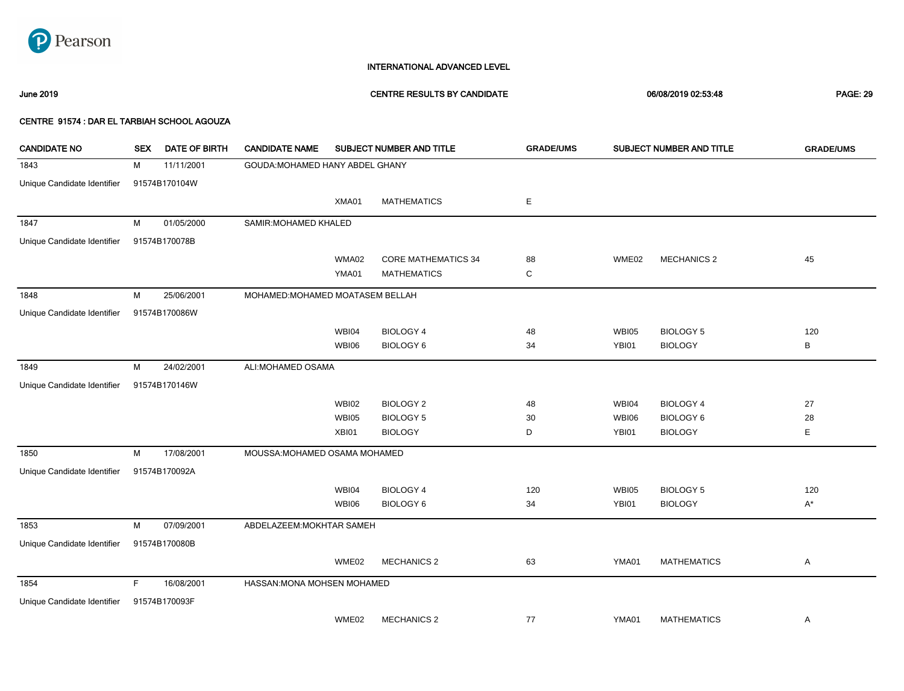INTERNATIONAL ADVANCED LEVEL

June 2019 — CENTRE RESULTS BY CANDIDATE — 06/08/2019 02:53:48

CENTRE 91574 : DAR EL TARBIAH SCHOOL AGOUZA

| CANDIDATE NO | SEX | DATE OF BIRTH | CANDIDATE NAME | SUBJECT NUMBER AND TITLE | | GRADE/UMS | SUBJECT NUMBER AND TITLE | | GRADE/UMS |
|---|---|---|---|---|---|---|---|---|---|
| 1843 | M | 11/11/2001 | GOUDA:MOHAMED HANY ABDEL GHANY | | | | | | |
| Unique Candidate Identifier | 91574B170104W | | | | | | | | |
| | | | | XMA01 | MATHEMATICS | E | | | |
| 1847 | M | 01/05/2000 | SAMIR:MOHAMED KHALED | | | | | | |
| Unique Candidate Identifier | 91574B170078B | | | | | | | | |
| | | | | WMA02 | CORE MATHEMATICS 34 | 88 | WME02 | MECHANICS 2 | 45 |
| | | | | YMA01 | MATHEMATICS | C | | | |
| 1848 | M | 25/06/2001 | MOHAMED:MOHAMED MOATASEM BELLAH | | | | | | |
| Unique Candidate Identifier | 91574B170086W | | | | | | | | |
| | | | | WBI04 | BIOLOGY 4 | 48 | WBI05 | BIOLOGY 5 | 120 |
| | | | | WBI06 | BIOLOGY 6 | 34 | YBI01 | BIOLOGY | B |
| 1849 | M | 24/02/2001 | ALI:MOHAMED OSAMA | | | | | | |
| Unique Candidate Identifier | 91574B170146W | | | | | | | | |
| | | | | WBI02 | BIOLOGY 2 | 48 | WBI04 | BIOLOGY 4 | 27 |
| | | | | WBI05 | BIOLOGY 5 | 30 | WBI06 | BIOLOGY 6 | 28 |
| | | | | XBI01 | BIOLOGY | D | YBI01 | BIOLOGY | E |
| 1850 | M | 17/08/2001 | MOUSSA:MOHAMED OSAMA MOHAMED | | | | | | |
| Unique Candidate Identifier | 91574B170092A | | | | | | | | |
| | | | | WBI04 | BIOLOGY 4 | 120 | WBI05 | BIOLOGY 5 | 120 |
| | | | | WBI06 | BIOLOGY 6 | 34 | YBI01 | BIOLOGY | A* |
| 1853 | M | 07/09/2001 | ABDELAZEEM:MOKHTAR SAMEH | | | | | | |
| Unique Candidate Identifier | 91574B170080B | | | | | | | | |
| | | | | WME02 | MECHANICS 2 | 63 | YMA01 | MATHEMATICS | A |
| 1854 | F | 16/08/2001 | HASSAN:MONA MOHSEN MOHAMED | | | | | | |
| Unique Candidate Identifier | 91574B170093F | | | | | | | | |
| | | | | WME02 | MECHANICS 2 | 77 | YMA01 | MATHEMATICS | A |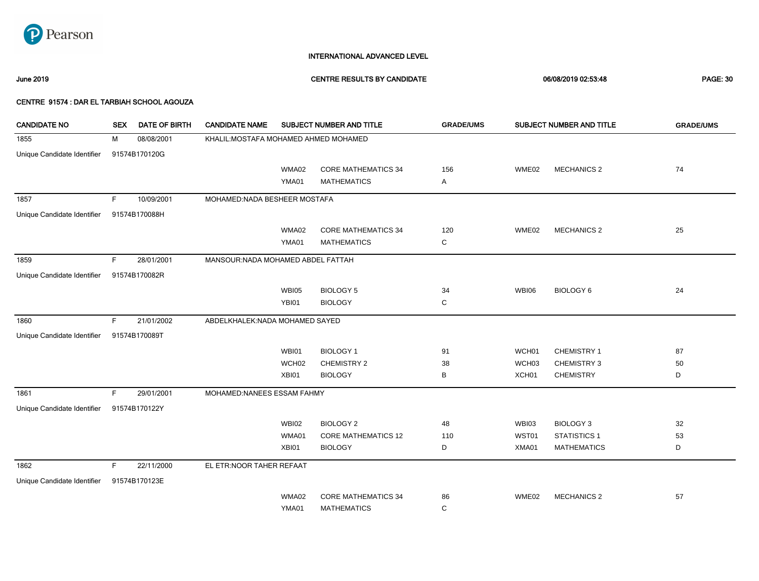INTERNATIONAL ADVANCED LEVEL

June 2019 — CENTRE RESULTS BY CANDIDATE — 06/08/2019 02:53:48

CENTRE 91574 : DAR EL TARBIAH SCHOOL AGOUZA

| CANDIDATE NO | SEX | DATE OF BIRTH | CANDIDATE NAME | SUBJECT NUMBER AND TITLE | | GRADE/UMS | SUBJECT NUMBER AND TITLE | | GRADE/UMS |
|---|---|---|---|---|---|---|---|---|---|
| 1855 | M | 08/08/2001 | KHALIL:MOSTAFA MOHAMED AHMED MOHAMED | | | | | | |
| Unique Candidate Identifier | 91574B170120G | | | | | | | | |
| | | | | WMA02 | CORE MATHEMATICS 34 | 156 | WME02 | MECHANICS 2 | 74 |
| | | | | YMA01 | MATHEMATICS | A | | | |
| 1857 | F | 10/09/2001 | MOHAMED:NADA BESHEER MOSTAFA | | | | | | |
| Unique Candidate Identifier | 91574B170088H | | | | | | | | |
| | | | | WMA02 | CORE MATHEMATICS 34 | 120 | WME02 | MECHANICS 2 | 25 |
| | | | | YMA01 | MATHEMATICS | C | | | |
| 1859 | F | 28/01/2001 | MANSOUR:NADA MOHAMED ABDEL FATTAH | | | | | | |
| Unique Candidate Identifier | 91574B170082R | | | | | | | | |
| | | | | WBI05 | BIOLOGY 5 | 34 | WBI06 | BIOLOGY 6 | 24 |
| | | | | YBI01 | BIOLOGY | C | | | |
| 1860 | F | 21/01/2002 | ABDELKHALEK:NADA MOHAMED SAYED | | | | | | |
| Unique Candidate Identifier | 91574B170089T | | | | | | | | |
| | | | | WBI01 | BIOLOGY 1 | 91 | WCH01 | CHEMISTRY 1 | 87 |
| | | | | WCH02 | CHEMISTRY 2 | 38 | WCH03 | CHEMISTRY 3 | 50 |
| | | | | XBI01 | BIOLOGY | B | XCH01 | CHEMISTRY | D |
| 1861 | F | 29/01/2001 | MOHAMED:NANEES ESSAM FAHMY | | | | | | |
| Unique Candidate Identifier | 91574B170122Y | | | | | | | | |
| | | | | WBI02 | BIOLOGY 2 | 48 | WBI03 | BIOLOGY 3 | 32 |
| | | | | WMA01 | CORE MATHEMATICS 12 | 110 | WST01 | STATISTICS 1 | 53 |
| | | | | XBI01 | BIOLOGY | D | XMA01 | MATHEMATICS | D |
| 1862 | F | 22/11/2000 | EL ETR:NOOR TAHER REFAAT | | | | | | |
| Unique Candidate Identifier | 91574B170123E | | | | | | | | |
| | | | | WMA02 | CORE MATHEMATICS 34 | 86 | WME02 | MECHANICS 2 | 57 |
| | | | | YMA01 | MATHEMATICS | C | | | |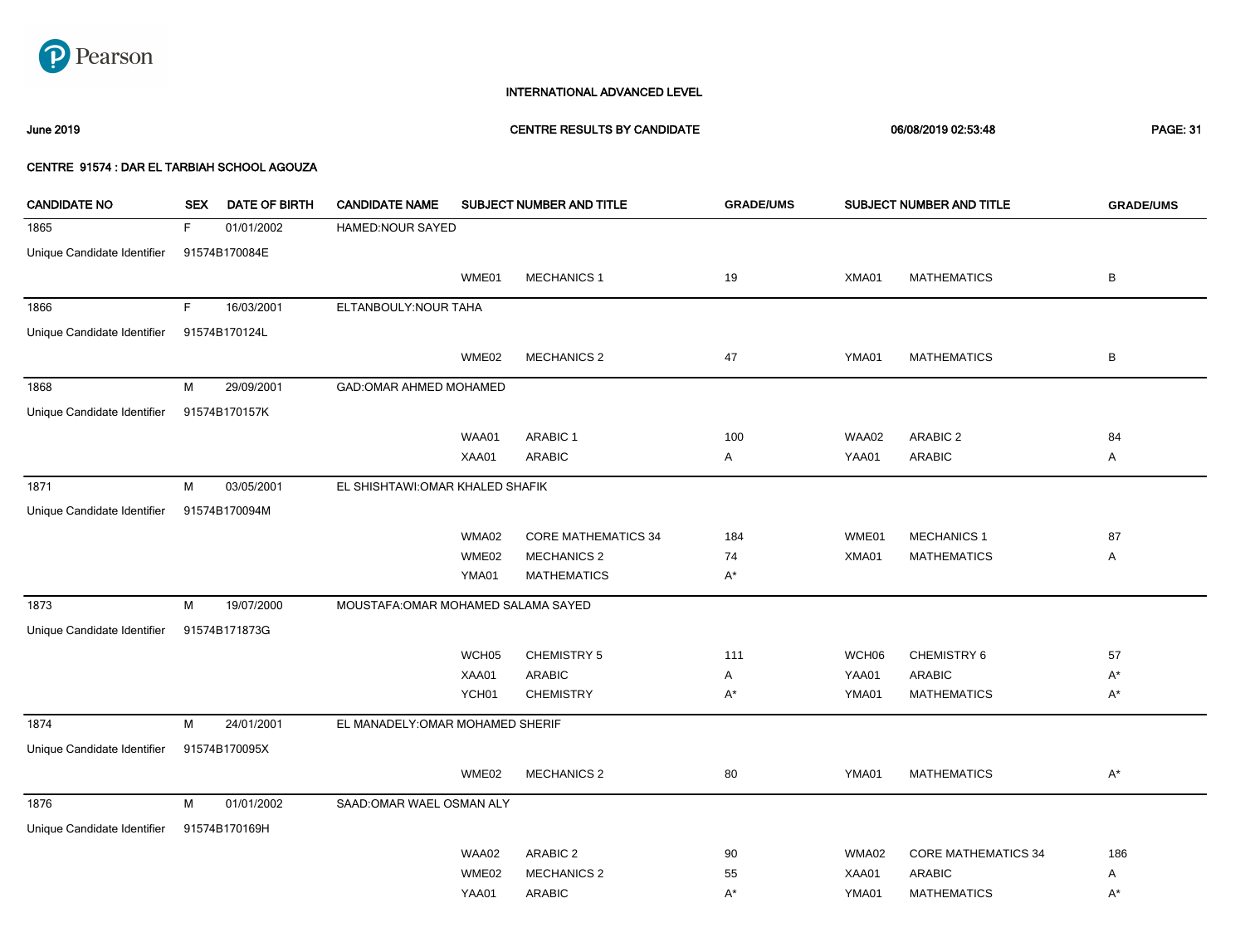INTERNATIONAL ADVANCED LEVEL

June 2019 CENTRE RESULTS BY CANDIDATE 06/08/2019 02:53:48

CENTRE 91574 : DAR EL TARBIAH SCHOOL AGOUZA

| CANDIDATE NO | SEX | DATE OF BIRTH | CANDIDATE NAME | SUBJECT NUMBER AND TITLE | | GRADE/UMS | SUBJECT NUMBER AND TITLE | | GRADE/UMS |
|---|---|---|---|---|---|---|---|---|---|
| 1865 | F | 01/01/2002 | HAMED:NOUR SAYED | | | | | | |
| Unique Candidate Identifier | 91574B170084E | | | | | | | | |
| | | | | WME01 | MECHANICS 1 | 19 | XMA01 | MATHEMATICS | B |
| 1866 | F | 16/03/2001 | ELTANBOULY:NOUR TAHA | | | | | | |
| Unique Candidate Identifier | 91574B170124L | | | | | | | | |
| | | | | WME02 | MECHANICS 2 | 47 | YMA01 | MATHEMATICS | B |
| 1868 | M | 29/09/2001 | GAD:OMAR AHMED MOHAMED | | | | | | |
| Unique Candidate Identifier | 91574B170157K | | | | | | | | |
| | | | | WAA01 | ARABIC 1 | 100 | WAA02 | ARABIC 2 | 84 |
| | | | | XAA01 | ARABIC | A | YAA01 | ARABIC | A |
| 1871 | M | 03/05/2001 | EL SHISHTAWI:OMAR KHALED SHAFIK | | | | | | |
| Unique Candidate Identifier | 91574B170094M | | | | | | | | |
| | | | | WMA02 | CORE MATHEMATICS 34 | 184 | WME01 | MECHANICS 1 | 87 |
| | | | | WME02 | MECHANICS 2 | 74 | XMA01 | MATHEMATICS | A |
| | | | | YMA01 | MATHEMATICS | A* | | | |
| 1873 | M | 19/07/2000 | MOUSTAFA:OMAR MOHAMED SALAMA SAYED | | | | | | |
| Unique Candidate Identifier | 91574B171873G | | | | | | | | |
| | | | | WCH05 | CHEMISTRY 5 | 111 | WCH06 | CHEMISTRY 6 | 57 |
| | | | | XAA01 | ARABIC | A | YAA01 | ARABIC | A* |
| | | | | YCH01 | CHEMISTRY | A* | YMA01 | MATHEMATICS | A* |
| 1874 | M | 24/01/2001 | EL MANADELY:OMAR MOHAMED SHERIF | | | | | | |
| Unique Candidate Identifier | 91574B170095X | | | | | | | | |
| | | | | WME02 | MECHANICS 2 | 80 | YMA01 | MATHEMATICS | A* |
| 1876 | M | 01/01/2002 | SAAD:OMAR WAEL OSMAN ALY | | | | | | |
| Unique Candidate Identifier | 91574B170169H | | | | | | | | |
| | | | | WAA02 | ARABIC 2 | 90 | WMA02 | CORE MATHEMATICS 34 | 186 |
| | | | | WME02 | MECHANICS 2 | 55 | XAA01 | ARABIC | A |
| | | | | YAA01 | ARABIC | A* | YMA01 | MATHEMATICS | A* |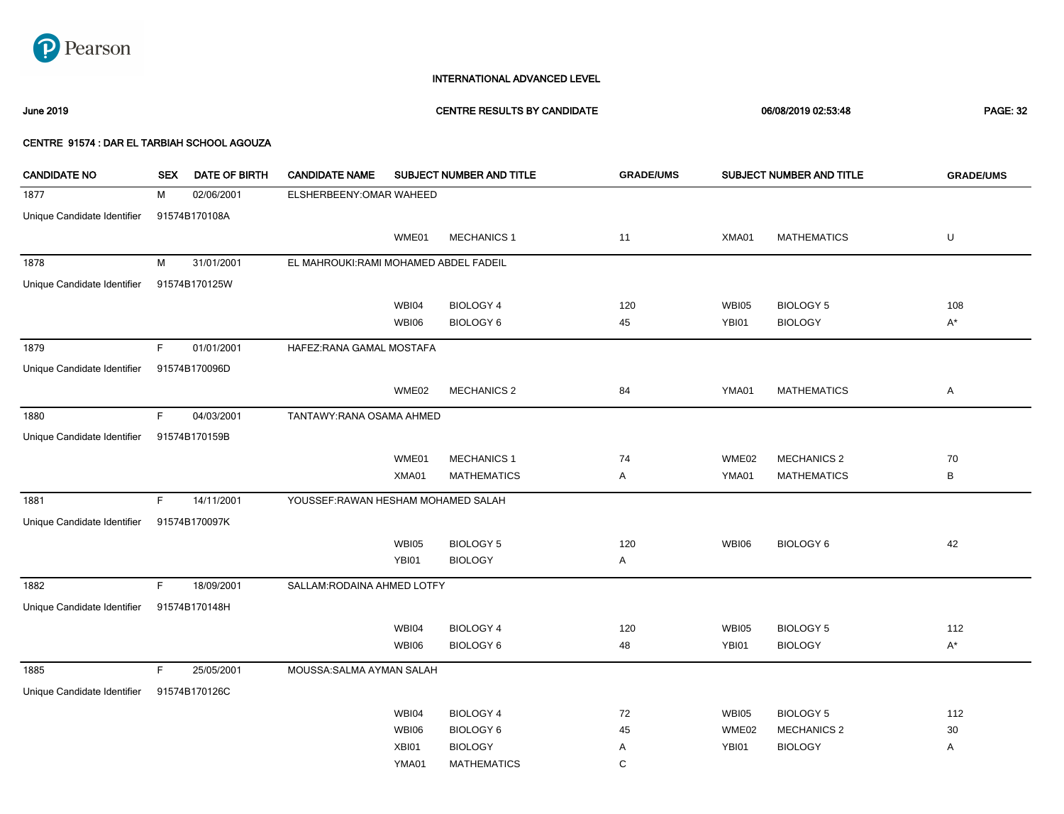INTERNATIONAL ADVANCED LEVEL

June 2019 | CENTRE RESULTS BY CANDIDATE | 06/08/2019 02:53:48

**CENTRE 91574 : DAR EL TARBIAH SCHOOL AGOUZA**

| CANDIDATE NO | SEX | DATE OF BIRTH | CANDIDATE NAME | SUBJECT NUMBER AND TITLE | | GRADE/UMS | SUBJECT NUMBER AND TITLE | | GRADE/UMS |
|---|---|---|---|---|---|---|---|---|---|
| 1877 | M | 02/06/2001 | ELSHERBEENY:OMAR WAHEED | | | | | | |
| Unique Candidate Identifier | 91574B170108A | | | | | | | | |
| | | | | WME01 | MECHANICS 1 | 11 | XMA01 | MATHEMATICS | U |
| 1878 | M | 31/01/2001 | EL MAHROUKI:RAMI MOHAMED ABDEL FADEIL | | | | | | |
| Unique Candidate Identifier | 91574B170125W | | | | | | | | |
| | | | | WBI04 | BIOLOGY 4 | 120 | WBI05 | BIOLOGY 5 | 108 |
| | | | | WBI06 | BIOLOGY 6 | 45 | YBI01 | BIOLOGY | A* |
| 1879 | F | 01/01/2001 | HAFEZ:RANA GAMAL MOSTAFA | | | | | | |
| Unique Candidate Identifier | 91574B170096D | | | | | | | | |
| | | | | WME02 | MECHANICS 2 | 84 | YMA01 | MATHEMATICS | A |
| 1880 | F | 04/03/2001 | TANTAWY:RANA OSAMA AHMED | | | | | | |
| Unique Candidate Identifier | 91574B170159B | | | | | | | | |
| | | | | WME01 | MECHANICS 1 | 74 | WME02 | MECHANICS 2 | 70 |
| | | | | XMA01 | MATHEMATICS | A | YMA01 | MATHEMATICS | B |
| 1881 | F | 14/11/2001 | YOUSSEF:RAWAN HESHAM MOHAMED SALAH | | | | | | |
| Unique Candidate Identifier | 91574B170097K | | | | | | | | |
| | | | | WBI05 | BIOLOGY 5 | 120 | WBI06 | BIOLOGY 6 | 42 |
| | | | | YBI01 | BIOLOGY | A | | | |
| 1882 | F | 18/09/2001 | SALLAM:RODAINA AHMED LOTFY | | | | | | |
| Unique Candidate Identifier | 91574B170148H | | | | | | | | |
| | | | | WBI04 | BIOLOGY 4 | 120 | WBI05 | BIOLOGY 5 | 112 |
| | | | | WBI06 | BIOLOGY 6 | 48 | YBI01 | BIOLOGY | A* |
| 1885 | F | 25/05/2001 | MOUSSA:SALMA AYMAN SALAH | | | | | | |
| Unique Candidate Identifier | 91574B170126C | | | | | | | | |
| | | | | WBI04 | BIOLOGY 4 | 72 | WBI05 | BIOLOGY 5 | 112 |
| | | | | WBI06 | BIOLOGY 6 | 45 | WME02 | MECHANICS 2 | 30 |
| | | | | XBI01 | BIOLOGY | A | YBI01 | BIOLOGY | A |
| | | | | YMA01 | MATHEMATICS | C | | | |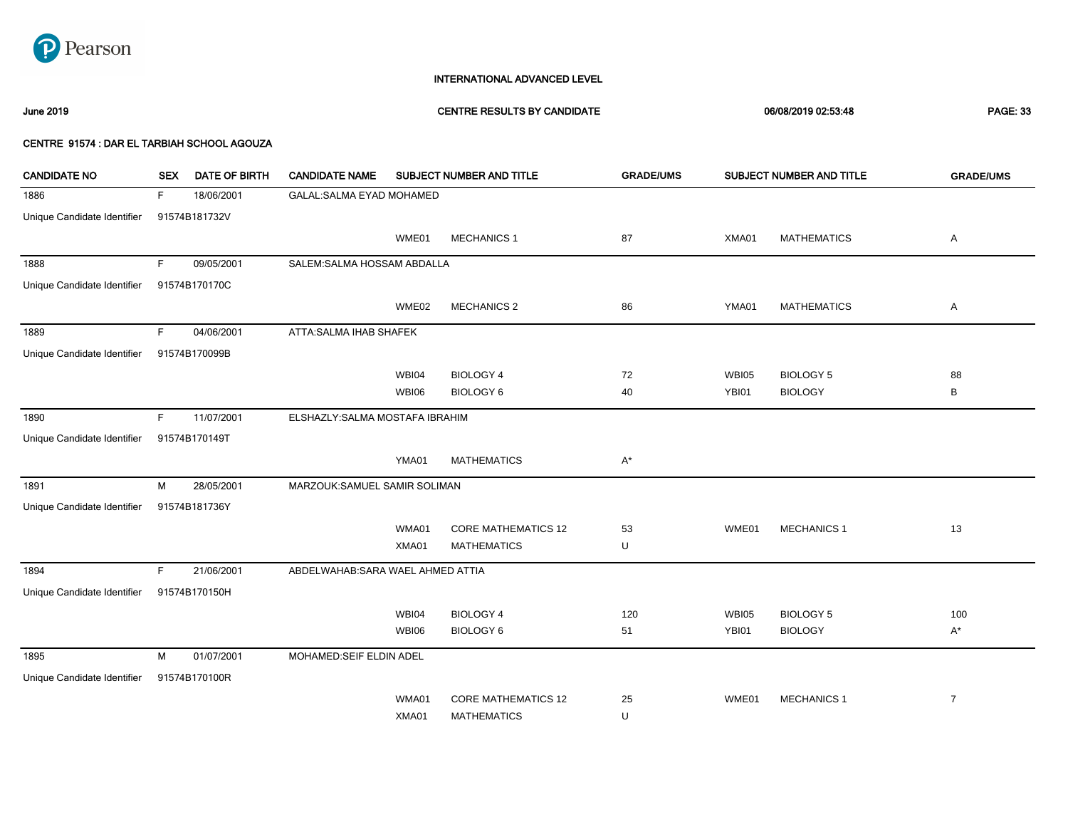INTERNATIONAL ADVANCED LEVEL

June 2019 — CENTRE RESULTS BY CANDIDATE — 06/08/2019 02:53:48

CENTRE 91574 : DAR EL TARBIAH SCHOOL AGOUZA

| CANDIDATE NO | SEX | DATE OF BIRTH | CANDIDATE NAME | SUBJECT NUMBER AND TITLE | | GRADE/UMS | SUBJECT NUMBER AND TITLE | | GRADE/UMS |
|---|---|---|---|---|---|---|---|---|---|
| 1886 | F | 18/06/2001 | GALAL:SALMA EYAD MOHAMED | | | | | | |
| Unique Candidate Identifier | 91574B181732V | | | | | | | | |
| | | | | WME01 | MECHANICS 1 | 87 | XMA01 | MATHEMATICS | A |
| 1888 | F | 09/05/2001 | SALEM:SALMA HOSSAM ABDALLA | | | | | | |
| Unique Candidate Identifier | 91574B170170C | | | | | | | | |
| | | | | WME02 | MECHANICS 2 | 86 | YMA01 | MATHEMATICS | A |
| 1889 | F | 04/06/2001 | ATTA:SALMA IHAB SHAFEK | | | | | | |
| Unique Candidate Identifier | 91574B170099B | | | | | | | | |
| | | | | WBI04 | BIOLOGY 4 | 72 | WBI05 | BIOLOGY 5 | 88 |
| | | | | WBI06 | BIOLOGY 6 | 40 | YBI01 | BIOLOGY | B |
| 1890 | F | 11/07/2001 | ELSHAZLY:SALMA MOSTAFA IBRAHIM | | | | | | |
| Unique Candidate Identifier | 91574B170149T | | | | | | | | |
| | | | | YMA01 | MATHEMATICS | A* | | | |
| 1891 | M | 28/05/2001 | MARZOUK:SAMUEL SAMIR SOLIMAN | | | | | | |
| Unique Candidate Identifier | 91574B181736Y | | | | | | | | |
| | | | | WMA01 | CORE MATHEMATICS 12 | 53 | WME01 | MECHANICS 1 | 13 |
| | | | | XMA01 | MATHEMATICS | U | | | |
| 1894 | F | 21/06/2001 | ABDELWAHAB:SARA WAEL AHMED ATTIA | | | | | | |
| Unique Candidate Identifier | 91574B170150H | | | | | | | | |
| | | | | WBI04 | BIOLOGY 4 | 120 | WBI05 | BIOLOGY 5 | 100 |
| | | | | WBI06 | BIOLOGY 6 | 51 | YBI01 | BIOLOGY | A* |
| 1895 | M | 01/07/2001 | MOHAMED:SEIF ELDIN ADEL | | | | | | |
| Unique Candidate Identifier | 91574B170100R | | | | | | | | |
| | | | | WMA01 | CORE MATHEMATICS 12 | 25 | WME01 | MECHANICS 1 | 7 |
| | | | | XMA01 | MATHEMATICS | U | | | |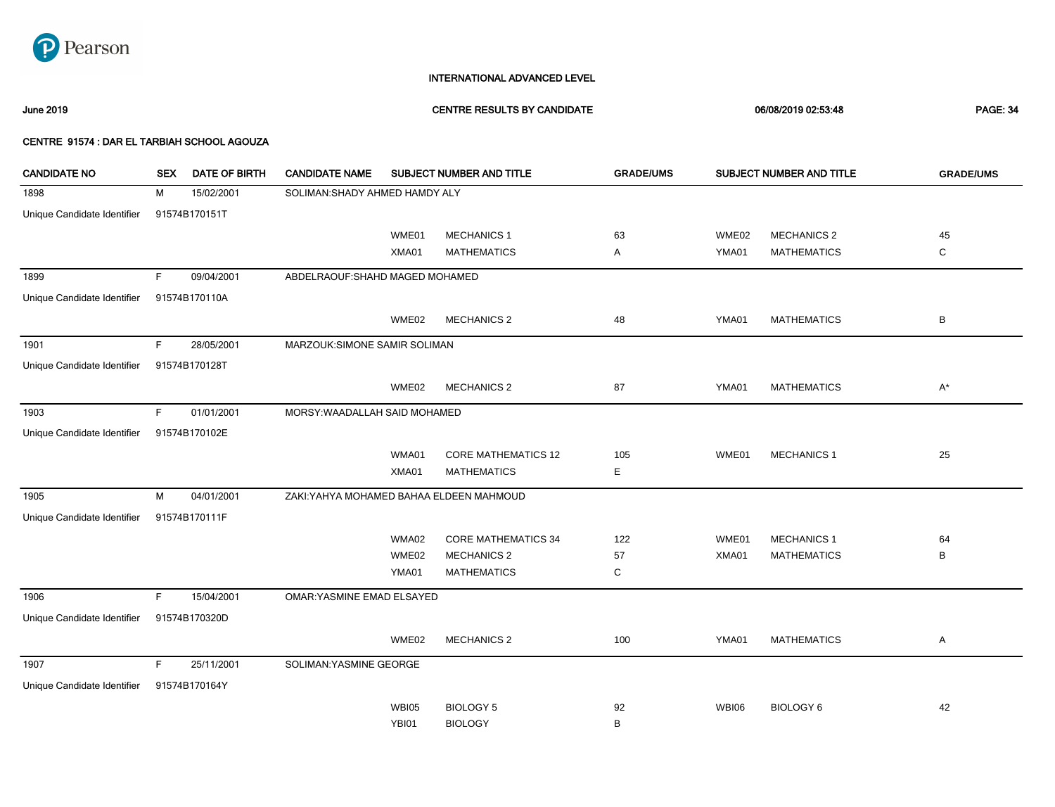Pearson

INTERNATIONAL ADVANCED LEVEL

June 2019 — CENTRE RESULTS BY CANDIDATE — 06/08/2019 02:53:48

CENTRE 91574 : DAR EL TARBIAH SCHOOL AGOUZA

| CANDIDATE NO | SEX | DATE OF BIRTH | CANDIDATE NAME | SUBJECT NUMBER AND TITLE | | GRADE/UMS | SUBJECT NUMBER AND TITLE | | GRADE/UMS |
|---|---|---|---|---|---|---|---|---|---|
| 1898 | M | 15/02/2001 | SOLIMAN:SHADY AHMED HAMDY ALY | | | | | | |
| Unique Candidate Identifier | 91574B170151T | | | | | | | | |
| | | | | WME01 | MECHANICS 1 | 63 | WME02 | MECHANICS 2 | 45 |
| | | | | XMA01 | MATHEMATICS | A | YMA01 | MATHEMATICS | C |
| 1899 | F | 09/04/2001 | ABDELRAOUF:SHAHD MAGED MOHAMED | | | | | | |
| Unique Candidate Identifier | 91574B170110A | | | | | | | | |
| | | | | WME02 | MECHANICS 2 | 48 | YMA01 | MATHEMATICS | B |
| 1901 | F | 28/05/2001 | MARZOUK:SIMONE SAMIR SOLIMAN | | | | | | |
| Unique Candidate Identifier | 91574B170128T | | | | | | | | |
| | | | | WME02 | MECHANICS 2 | 87 | YMA01 | MATHEMATICS | A* |
| 1903 | F | 01/01/2001 | MORSY:WAADALLAH SAID MOHAMED | | | | | | |
| Unique Candidate Identifier | 91574B170102E | | | | | | | | |
| | | | | WMA01 | CORE MATHEMATICS 12 | 105 | WME01 | MECHANICS 1 | 25 |
| | | | | XMA01 | MATHEMATICS | E | | | |
| 1905 | M | 04/01/2001 | ZAKI:YAHYA MOHAMED BAHAA ELDEEN MAHMOUD | | | | | | |
| Unique Candidate Identifier | 91574B170111F | | | | | | | | |
| | | | | WMA02 | CORE MATHEMATICS 34 | 122 | WME01 | MECHANICS 1 | 64 |
| | | | | WME02 | MECHANICS 2 | 57 | XMA01 | MATHEMATICS | B |
| | | | | YMA01 | MATHEMATICS | C | | | |
| 1906 | F | 15/04/2001 | OMAR:YASMINE EMAD ELSAYED | | | | | | |
| Unique Candidate Identifier | 91574B170320D | | | | | | | | |
| | | | | WME02 | MECHANICS 2 | 100 | YMA01 | MATHEMATICS | A |
| 1907 | F | 25/11/2001 | SOLIMAN:YASMINE GEORGE | | | | | | |
| Unique Candidate Identifier | 91574B170164Y | | | | | | | | |
| | | | | WBI05 | BIOLOGY 5 | 92 | WBI06 | BIOLOGY 6 | 42 |
| | | | | YBI01 | BIOLOGY | B | | | |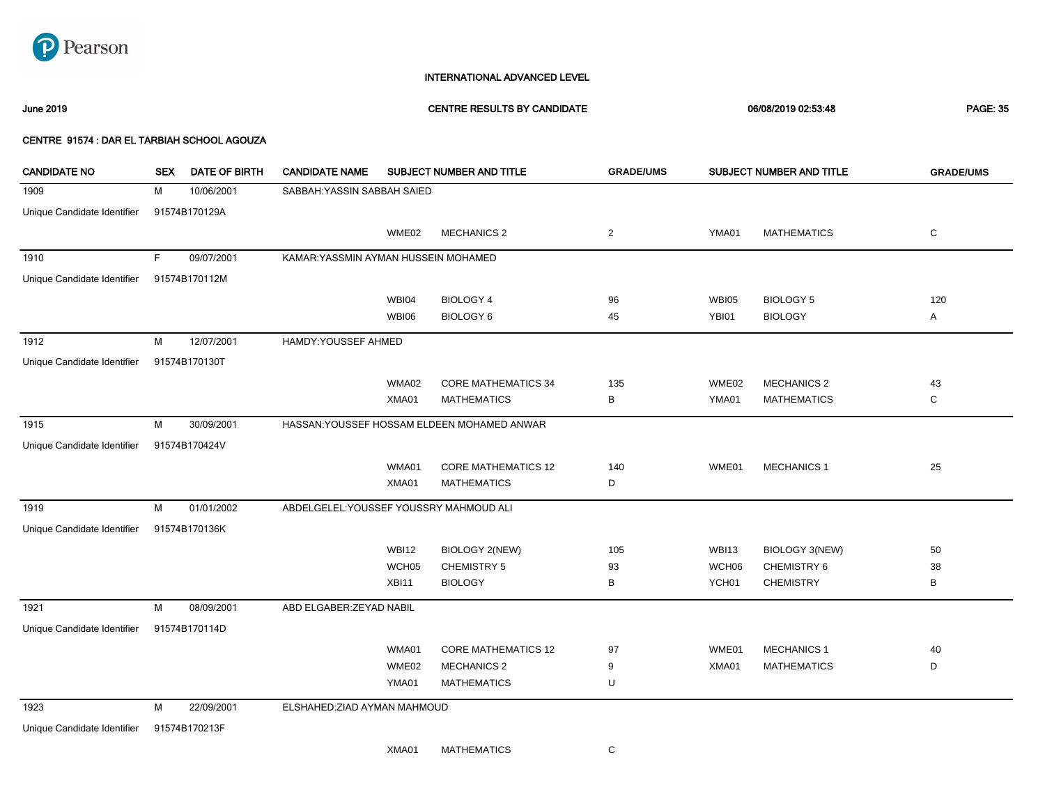INTERNATIONAL ADVANCED LEVEL

June 2019 — CENTRE RESULTS BY CANDIDATE — 06/08/2019 02:53:48

CENTRE 91574 : DAR EL TARBIAH SCHOOL AGOUZA

| CANDIDATE NO | SEX | DATE OF BIRTH | CANDIDATE NAME | SUBJECT NUMBER AND TITLE | | GRADE/UMS | SUBJECT NUMBER AND TITLE | | GRADE/UMS |
|---|---|---|---|---|---|---|---|---|---|
| 1909 | M | 10/06/2001 | SABBAH:YASSIN SABBAH SAIED | | | | | | |
| Unique Candidate Identifier | 91574B170129A | | | | | | | | |
| | | | | WME02 | MECHANICS 2 | 2 | YMA01 | MATHEMATICS | C |
| 1910 | F | 09/07/2001 | KAMAR:YASSMIN AYMAN HUSSEIN MOHAMED | | | | | | |
| Unique Candidate Identifier | 91574B170112M | | | | | | | | |
| | | | | WBI04 | BIOLOGY 4 | 96 | WBI05 | BIOLOGY 5 | 120 |
| | | | | WBI06 | BIOLOGY 6 | 45 | YBI01 | BIOLOGY | A |
| 1912 | M | 12/07/2001 | HAMDY:YOUSSEF AHMED | | | | | | |
| Unique Candidate Identifier | 91574B170130T | | | | | | | | |
| | | | | WMA02 | CORE MATHEMATICS 34 | 135 | WME02 | MECHANICS 2 | 43 |
| | | | | XMA01 | MATHEMATICS | B | YMA01 | MATHEMATICS | C |
| 1915 | M | 30/09/2001 | HASSAN:YOUSSEF HOSSAM ELDEEN MOHAMED ANWAR | | | | | | |
| Unique Candidate Identifier | 91574B170424V | | | | | | | | |
| | | | | WMA01 | CORE MATHEMATICS 12 | 140 | WME01 | MECHANICS 1 | 25 |
| | | | | XMA01 | MATHEMATICS | D | | | |
| 1919 | M | 01/01/2002 | ABDELGELEL:YOUSSEF YOUSSRY MAHMOUD ALI | | | | | | |
| Unique Candidate Identifier | 91574B170136K | | | | | | | | |
| | | | | WBI12 | BIOLOGY 2(NEW) | 105 | WBI13 | BIOLOGY 3(NEW) | 50 |
| | | | | WCH05 | CHEMISTRY 5 | 93 | WCH06 | CHEMISTRY 6 | 38 |
| | | | | XBI11 | BIOLOGY | B | YCH01 | CHEMISTRY | B |
| 1921 | M | 08/09/2001 | ABD ELGABER:ZEYAD NABIL | | | | | | |
| Unique Candidate Identifier | 91574B170114D | | | | | | | | |
| | | | | WMA01 | CORE MATHEMATICS 12 | 97 | WME01 | MECHANICS 1 | 40 |
| | | | | WME02 | MECHANICS 2 | 9 | XMA01 | MATHEMATICS | D |
| | | | | YMA01 | MATHEMATICS | U | | | |
| 1923 | M | 22/09/2001 | ELSHAHED:ZIAD AYMAN MAHMOUD | | | | | | |
| Unique Candidate Identifier | 91574B170213F | | | | | | | | |
| | | | | XMA01 | MATHEMATICS | C | | | |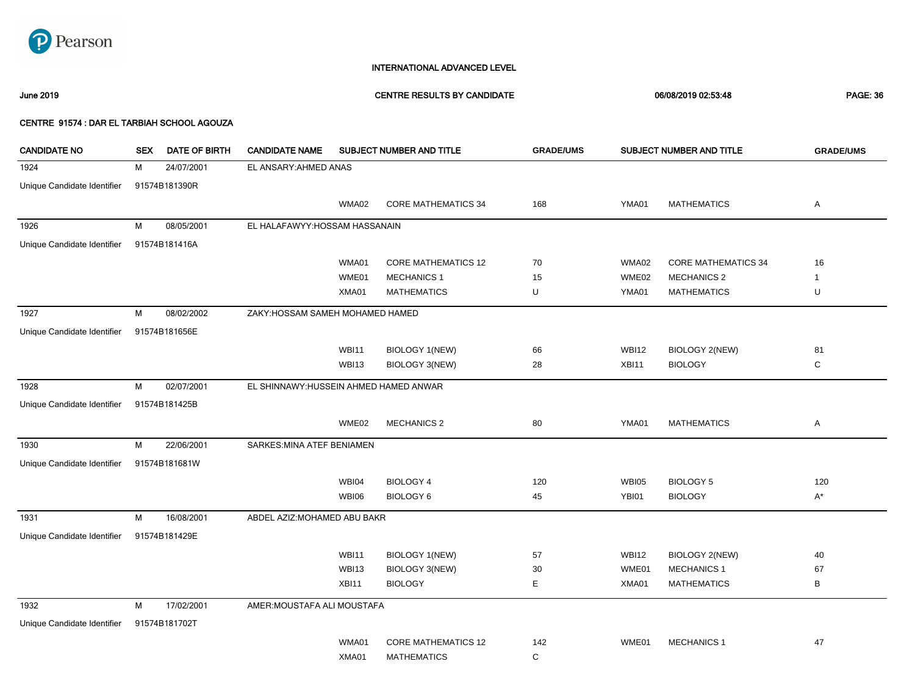Pearson

INTERNATIONAL ADVANCED LEVEL

June 2019 | CENTRE RESULTS BY CANDIDATE | 06/08/2019 02:53:48

**CENTRE 91574 : DAR EL TARBIAH SCHOOL AGOUZA**

| CANDIDATE NO | SEX | DATE OF BIRTH | CANDIDATE NAME | SUBJECT NUMBER AND TITLE | | GRADE/UMS | SUBJECT NUMBER AND TITLE | | GRADE/UMS |
|---|---|---|---|---|---|---|---|---|---|
| 1924 | M | 24/07/2001 | EL ANSARY:AHMED ANAS | | | | | | |
| Unique Candidate Identifier | 91574B181390R | | | | | | | | |
| | | | | WMA02 | CORE MATHEMATICS 34 | 168 | YMA01 | MATHEMATICS | A |
| 1926 | M | 08/05/2001 | EL HALAFAWYY:HOSSAM HASSANAIN | | | | | | |
| Unique Candidate Identifier | 91574B181416A | | | | | | | | |
| | | | | WMA01 | CORE MATHEMATICS 12 | 70 | WMA02 | CORE MATHEMATICS 34 | 16 |
| | | | | WME01 | MECHANICS 1 | 15 | WME02 | MECHANICS 2 | 1 |
| | | | | XMA01 | MATHEMATICS | U | YMA01 | MATHEMATICS | U |
| 1927 | M | 08/02/2002 | ZAKY:HOSSAM SAMEH MOHAMED HAMED | | | | | | |
| Unique Candidate Identifier | 91574B181656E | | | | | | | | |
| | | | | WBI11 | BIOLOGY 1(NEW) | 66 | WBI12 | BIOLOGY 2(NEW) | 81 |
| | | | | WBI13 | BIOLOGY 3(NEW) | 28 | XBI11 | BIOLOGY | C |
| 1928 | M | 02/07/2001 | EL SHINNAWY:HUSSEIN AHMED HAMED ANWAR | | | | | | |
| Unique Candidate Identifier | 91574B181425B | | | | | | | | |
| | | | | WME02 | MECHANICS 2 | 80 | YMA01 | MATHEMATICS | A |
| 1930 | M | 22/06/2001 | SARKES:MINA ATEF BENIAMEN | | | | | | |
| Unique Candidate Identifier | 91574B181681W | | | | | | | | |
| | | | | WBI04 | BIOLOGY 4 | 120 | WBI05 | BIOLOGY 5 | 120 |
| | | | | WBI06 | BIOLOGY 6 | 45 | YBI01 | BIOLOGY | A* |
| 1931 | M | 16/08/2001 | ABDEL AZIZ:MOHAMED ABU BAKR | | | | | | |
| Unique Candidate Identifier | 91574B181429E | | | | | | | | |
| | | | | WBI11 | BIOLOGY 1(NEW) | 57 | WBI12 | BIOLOGY 2(NEW) | 40 |
| | | | | WBI13 | BIOLOGY 3(NEW) | 30 | WME01 | MECHANICS 1 | 67 |
| | | | | XBI11 | BIOLOGY | E | XMA01 | MATHEMATICS | B |
| 1932 | M | 17/02/2001 | AMER:MOUSTAFA ALI MOUSTAFA | | | | | | |
| Unique Candidate Identifier | 91574B181702T | | | | | | | | |
| | | | | WMA01 | CORE MATHEMATICS 12 | 142 | WME01 | MECHANICS 1 | 47 |
| | | | | XMA01 | MATHEMATICS | C | | | |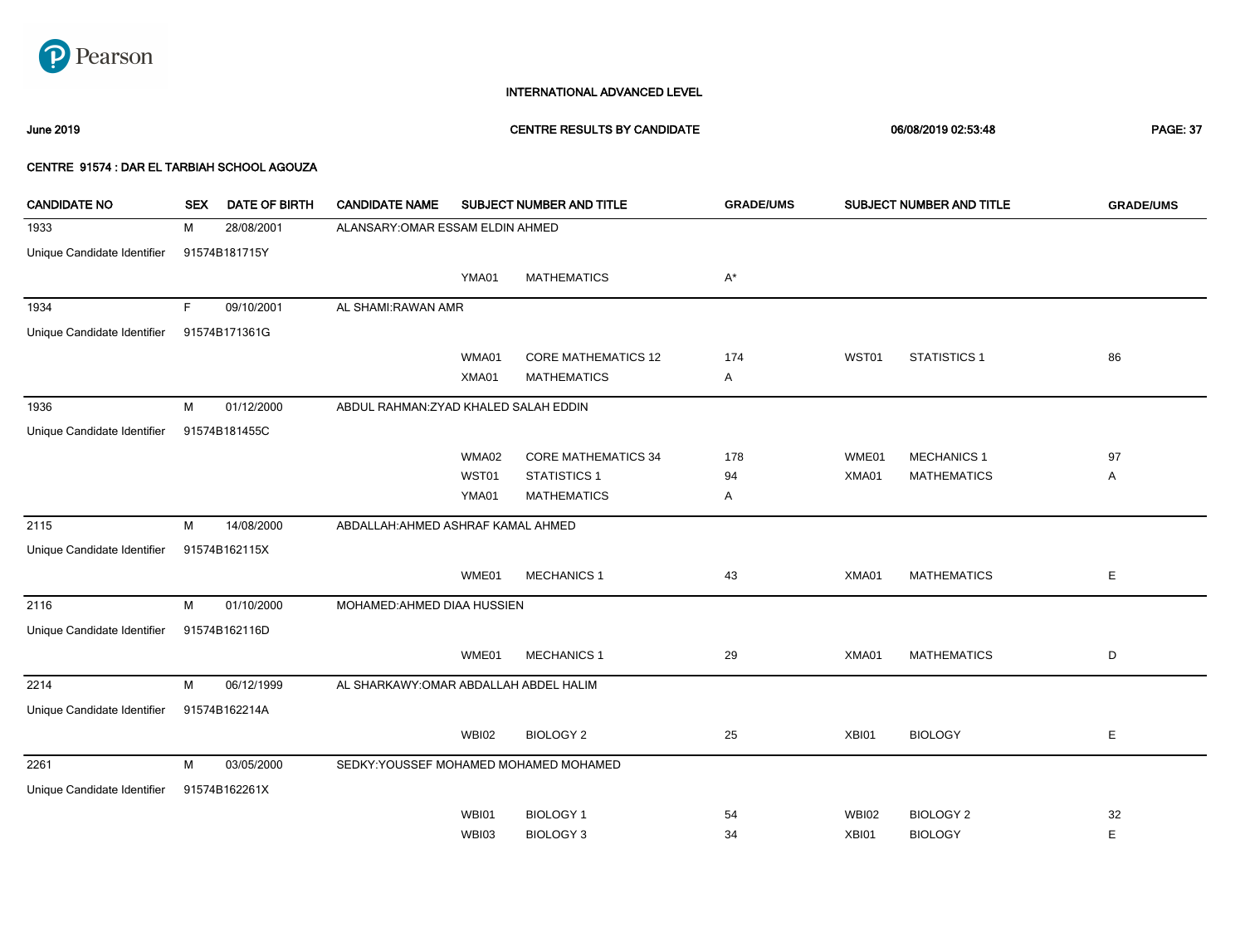Pearson

INTERNATIONAL ADVANCED LEVEL

June 2019 | CENTRE RESULTS BY CANDIDATE | 06/08/2019 02:53:48 | PAGE: 37

CENTRE 91574 : DAR EL TARBIAH SCHOOL AGOUZA

| CANDIDATE NO | SEX | DATE OF BIRTH | CANDIDATE NAME | SUBJECT NUMBER AND TITLE | | GRADE/UMS | SUBJECT NUMBER AND TITLE | | GRADE/UMS |
|---|---|---|---|---|---|---|---|---|---|
| 1933 | M | 28/08/2001 | ALANSARY:OMAR ESSAM ELDIN AHMED | | | | | | |
| Unique Candidate Identifier | 91574B181715Y | | | | | | | | |
| | | | | YMA01 | MATHEMATICS | A* | | | |
| 1934 | F | 09/10/2001 | AL SHAMI:RAWAN AMR | | | | | | |
| Unique Candidate Identifier | 91574B171361G | | | | | | | | |
| | | | | WMA01 | CORE MATHEMATICS 12 | 174 | WST01 | STATISTICS 1 | 86 |
| | | | | XMA01 | MATHEMATICS | A | | | |
| 1936 | M | 01/12/2000 | ABDUL RAHMAN:ZYAD KHALED SALAH EDDIN | | | | | | |
| Unique Candidate Identifier | 91574B181455C | | | | | | | | |
| | | | | WMA02 | CORE MATHEMATICS 34 | 178 | WME01 | MECHANICS 1 | 97 |
| | | | | WST01 | STATISTICS 1 | 94 | XMA01 | MATHEMATICS | A |
| | | | | YMA01 | MATHEMATICS | A | | | |
| 2115 | M | 14/08/2000 | ABDALLAH:AHMED ASHRAF KAMAL AHMED | | | | | | |
| Unique Candidate Identifier | 91574B162115X | | | | | | | | |
| | | | | WME01 | MECHANICS 1 | 43 | XMA01 | MATHEMATICS | E |
| 2116 | M | 01/10/2000 | MOHAMED:AHMED DIAA HUSSIEN | | | | | | |
| Unique Candidate Identifier | 91574B162116D | | | | | | | | |
| | | | | WME01 | MECHANICS 1 | 29 | XMA01 | MATHEMATICS | D |
| 2214 | M | 06/12/1999 | AL SHARKAWY:OMAR ABDALLAH ABDEL HALIM | | | | | | |
| Unique Candidate Identifier | 91574B162214A | | | | | | | | |
| | | | | WBI02 | BIOLOGY 2 | 25 | XBI01 | BIOLOGY | E |
| 2261 | M | 03/05/2000 | SEDKY:YOUSSEF MOHAMED MOHAMED MOHAMED | | | | | | |
| Unique Candidate Identifier | 91574B162261X | | | | | | | | |
| | | | | WBI01 | BIOLOGY 1 | 54 | WBI02 | BIOLOGY 2 | 32 |
| | | | | WBI03 | BIOLOGY 3 | 34 | XBI01 | BIOLOGY | E |